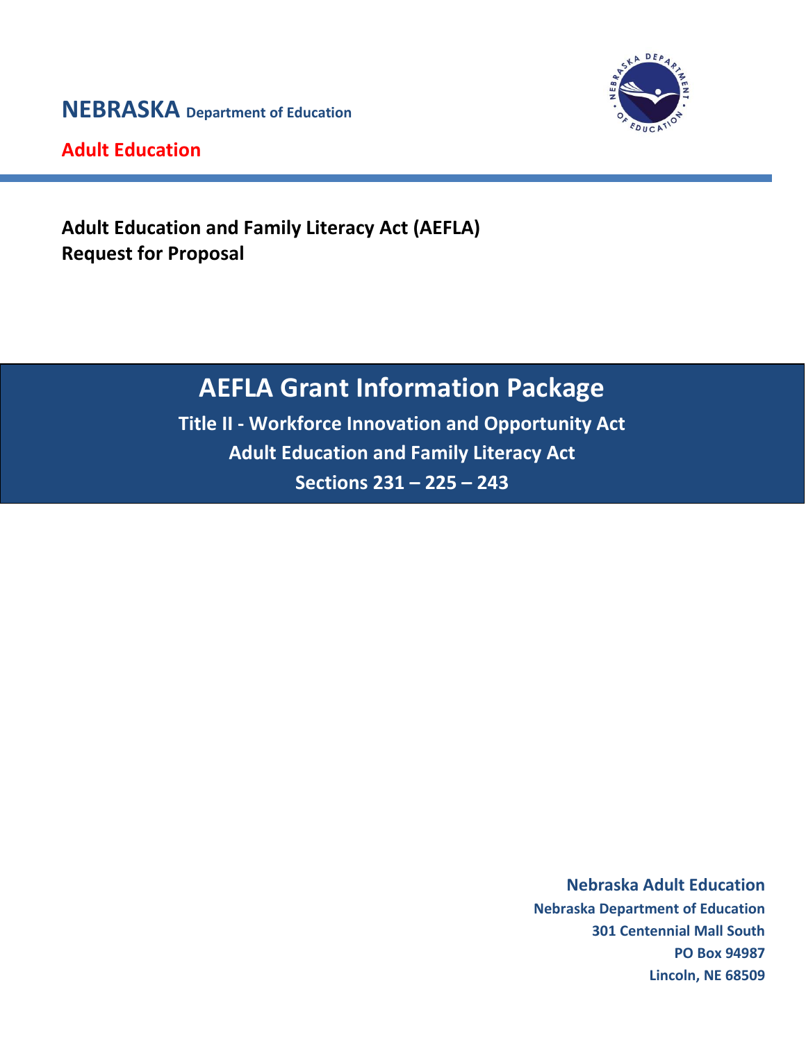**NEBRASKA** Department of Education

**Adult Education**

**Adult Education and Family Literacy Act (AEFLA)**
**Request for Proposal**

# AEFLA Grant Information Package

**Title II - Workforce Innovation and Opportunity Act**

**Adult Education and Family Literacy Act**

**Sections 231 – 225 – 243**

**Nebraska Adult Education**
**Nebraska Department of Education**
**301 Centennial Mall South**
**PO Box 94987**
**Lincoln, NE 68509**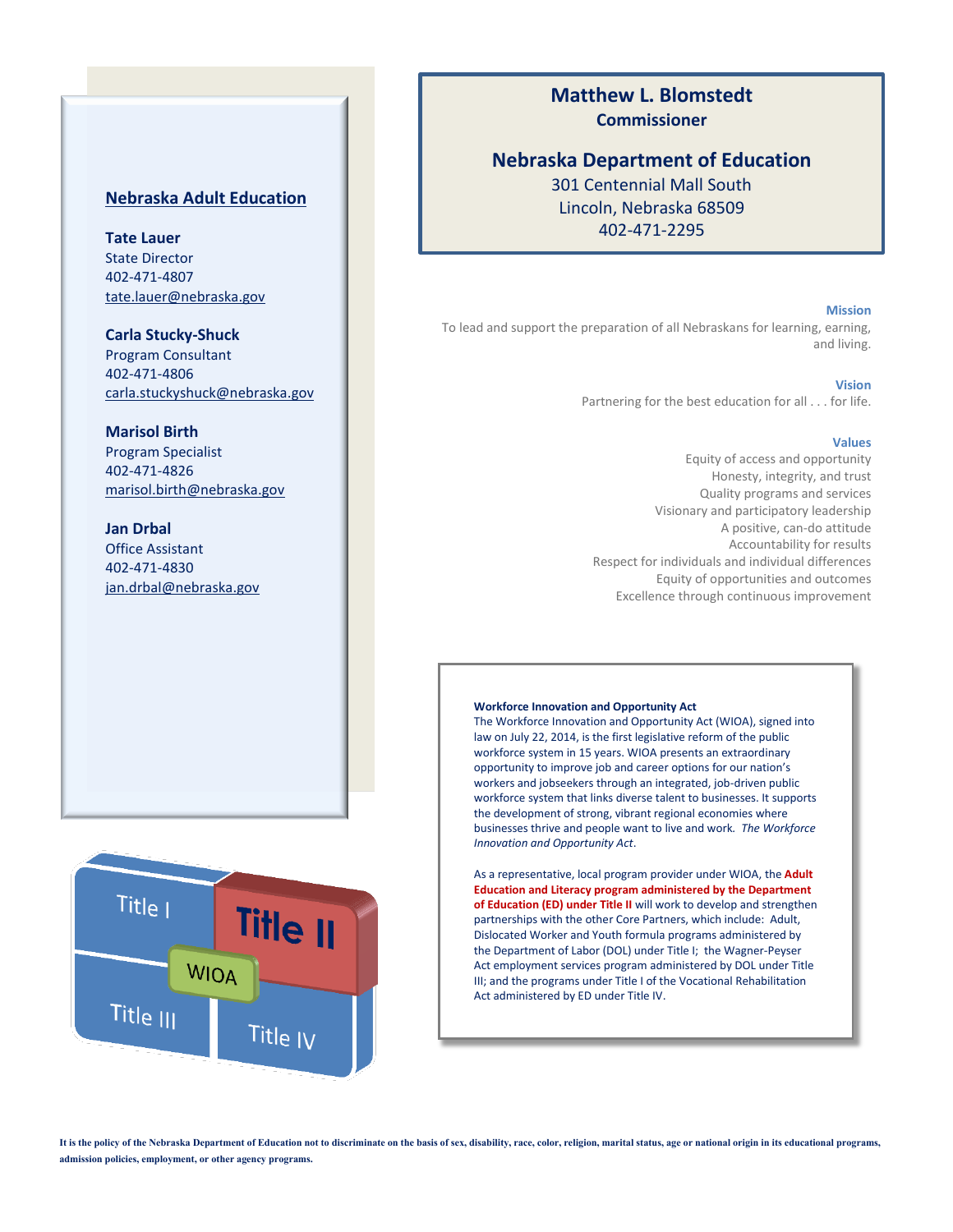**Matthew L. Blomstedt**
**Commissioner**

**Nebraska Department of Education**
301 Centennial Mall South
Lincoln, Nebraska 68509
402-471-2295

## Nebraska Adult Education

**Tate Lauer**
State Director
402-471-4807
tate.lauer@nebraska.gov

**Carla Stucky-Shuck**
Program Consultant
402-471-4806
carla.stuckyshuck@nebraska.gov

**Marisol Birth**
Program Specialist
402-471-4826
marisol.birth@nebraska.gov

**Jan Drbal**
Office Assistant
402-471-4830
jan.drbal@nebraska.gov

**Mission**

To lead and support the preparation of all Nebraskans for learning, earning, and living.

**Vision**

Partnering for the best education for all . . . for life.

**Values**

Equity of access and opportunity
Honesty, integrity, and trust
Quality programs and services
Visionary and participatory leadership
A positive, can-do attitude
Accountability for results
Respect for individuals and individual differences
Equity of opportunities and outcomes
Excellence through continuous improvement

Title I | Title II | WIOA | Title III | Title IV

**Workforce Innovation and Opportunity Act**

The Workforce Innovation and Opportunity Act (WIOA), signed into law on July 22, 2014, is the first legislative reform of the public workforce system in 15 years. WIOA presents an extraordinary opportunity to improve job and career options for our nation's workers and jobseekers through an integrated, job-driven public workforce system that links diverse talent to businesses. It supports the development of strong, vibrant regional economies where businesses thrive and people want to live and work. *The Workforce Innovation and Opportunity Act*.

As a representative, local program provider under WIOA, the **Adult Education and Literacy program administered by the Department of Education (ED) under Title II** will work to develop and strengthen partnerships with the other Core Partners, which include: Adult, Dislocated Worker and Youth formula programs administered by the Department of Labor (DOL) under Title I; the Wagner-Peyser Act employment services program administered by DOL under Title III; and the programs under Title I of the Vocational Rehabilitation Act administered by ED under Title IV.

**It is the policy of the Nebraska Department of Education not to discriminate on the basis of sex, disability, race, color, religion, marital status, age or national origin in its educational programs, admission policies, employment, or other agency programs.**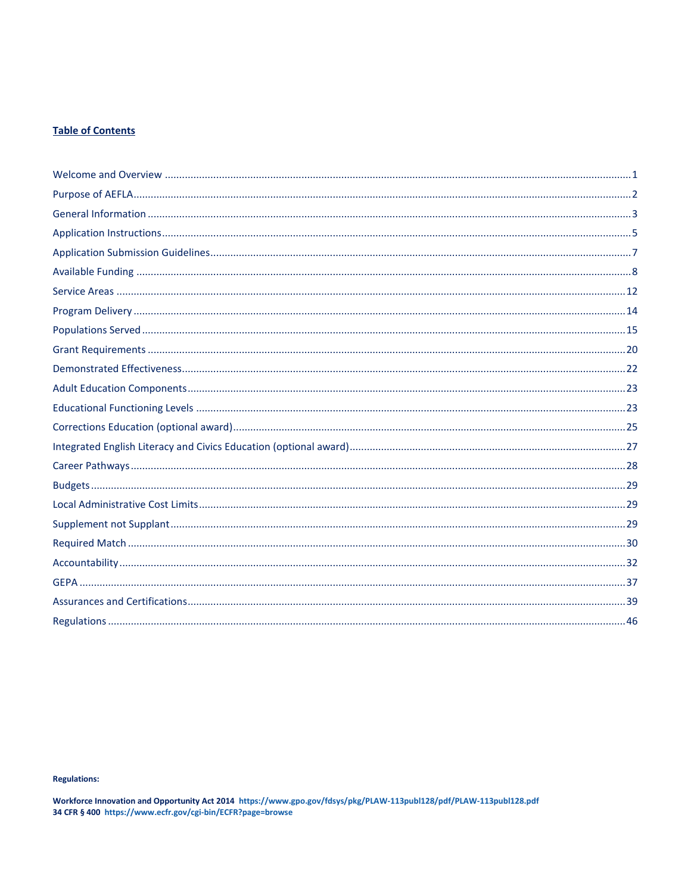**Table of Contents**

| Section | Page |
|---|---|
| Welcome and Overview | 1 |
| Purpose of AEFLA | 2 |
| General Information | 3 |
| Application Instructions | 5 |
| Application Submission Guidelines | 7 |
| Available Funding | 8 |
| Service Areas | 12 |
| Program Delivery | 14 |
| Populations Served | 15 |
| Grant Requirements | 20 |
| Demonstrated Effectiveness | 22 |
| Adult Education Components | 23 |
| Educational Functioning Levels | 23 |
| Corrections Education (optional award) | 25 |
| Integrated English Literacy and Civics Education (optional award) | 27 |
| Career Pathways | 28 |
| Budgets | 29 |
| Local Administrative Cost Limits | 29 |
| Supplement not Supplant | 29 |
| Required Match | 30 |
| Accountability | 32 |
| GEPA | 37 |
| Assurances and Certifications | 39 |
| Regulations | 46 |

**Regulations:**

**Workforce Innovation and Opportunity Act 2014** https://www.gpo.gov/fdsys/pkg/PLAW-113publ128/pdf/PLAW-113publ128.pdf
**34 CFR § 400** https://www.ecfr.gov/cgi-bin/ECFR?page=browse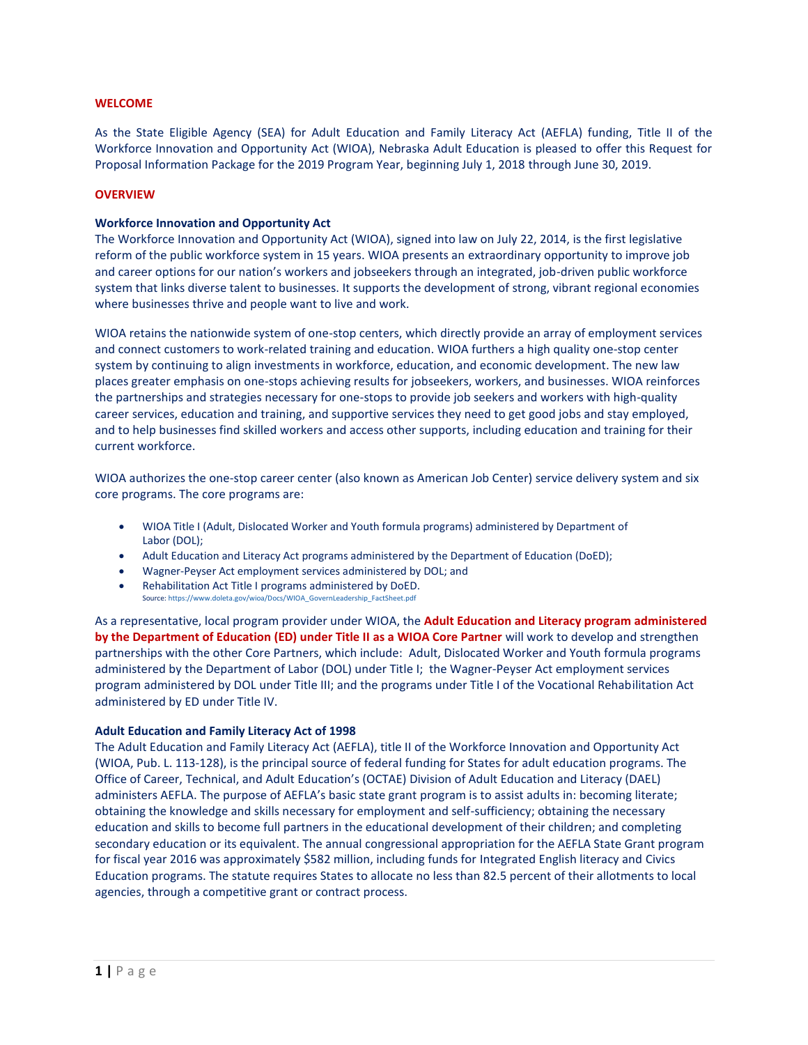**WELCOME**

As the State Eligible Agency (SEA) for Adult Education and Family Literacy Act (AEFLA) funding, Title II of the Workforce Innovation and Opportunity Act (WIOA), Nebraska Adult Education is pleased to offer this Request for Proposal Information Package for the 2019 Program Year, beginning July 1, 2018 through June 30, 2019.

**OVERVIEW**

**Workforce Innovation and Opportunity Act**

The Workforce Innovation and Opportunity Act (WIOA), signed into law on July 22, 2014, is the first legislative reform of the public workforce system in 15 years. WIOA presents an extraordinary opportunity to improve job and career options for our nation's workers and jobseekers through an integrated, job-driven public workforce system that links diverse talent to businesses. It supports the development of strong, vibrant regional economies where businesses thrive and people want to live and work.

WIOA retains the nationwide system of one-stop centers, which directly provide an array of employment services and connect customers to work-related training and education. WIOA furthers a high quality one-stop center system by continuing to align investments in workforce, education, and economic development. The new law places greater emphasis on one-stops achieving results for jobseekers, workers, and businesses. WIOA reinforces the partnerships and strategies necessary for one-stops to provide job seekers and workers with high-quality career services, education and training, and supportive services they need to get good jobs and stay employed, and to help businesses find skilled workers and access other supports, including education and training for their current workforce.

WIOA authorizes the one-stop career center (also known as American Job Center) service delivery system and six core programs. The core programs are:

- WIOA Title I (Adult, Dislocated Worker and Youth formula programs) administered by Department of Labor (DOL);
- Adult Education and Literacy Act programs administered by the Department of Education (DoED);
- Wagner-Peyser Act employment services administered by DOL; and
- Rehabilitation Act Title I programs administered by DoED.

Source: https://www.doleta.gov/wioa/Docs/WIOA_GovernLeadership_FactSheet.pdf

As a representative, local program provider under WIOA, the **Adult Education and Literacy program administered by the Department of Education (ED) under Title II as a WIOA Core Partner** will work to develop and strengthen partnerships with the other Core Partners, which include: Adult, Dislocated Worker and Youth formula programs administered by the Department of Labor (DOL) under Title I; the Wagner-Peyser Act employment services program administered by DOL under Title III; and the programs under Title I of the Vocational Rehabilitation Act administered by ED under Title IV.

**Adult Education and Family Literacy Act of 1998**

The Adult Education and Family Literacy Act (AEFLA), title II of the Workforce Innovation and Opportunity Act (WIOA, Pub. L. 113-128), is the principal source of federal funding for States for adult education programs. The Office of Career, Technical, and Adult Education's (OCTAE) Division of Adult Education and Literacy (DAEL) administers AEFLA. The purpose of AEFLA's basic state grant program is to assist adults in: becoming literate; obtaining the knowledge and skills necessary for employment and self-sufficiency; obtaining the necessary education and skills to become full partners in the educational development of their children; and completing secondary education or its equivalent. The annual congressional appropriation for the AEFLA State Grant program for fiscal year 2016 was approximately $582 million, including funds for Integrated English literacy and Civics Education programs. The statute requires States to allocate no less than 82.5 percent of their allotments to local agencies, through a competitive grant or contract process.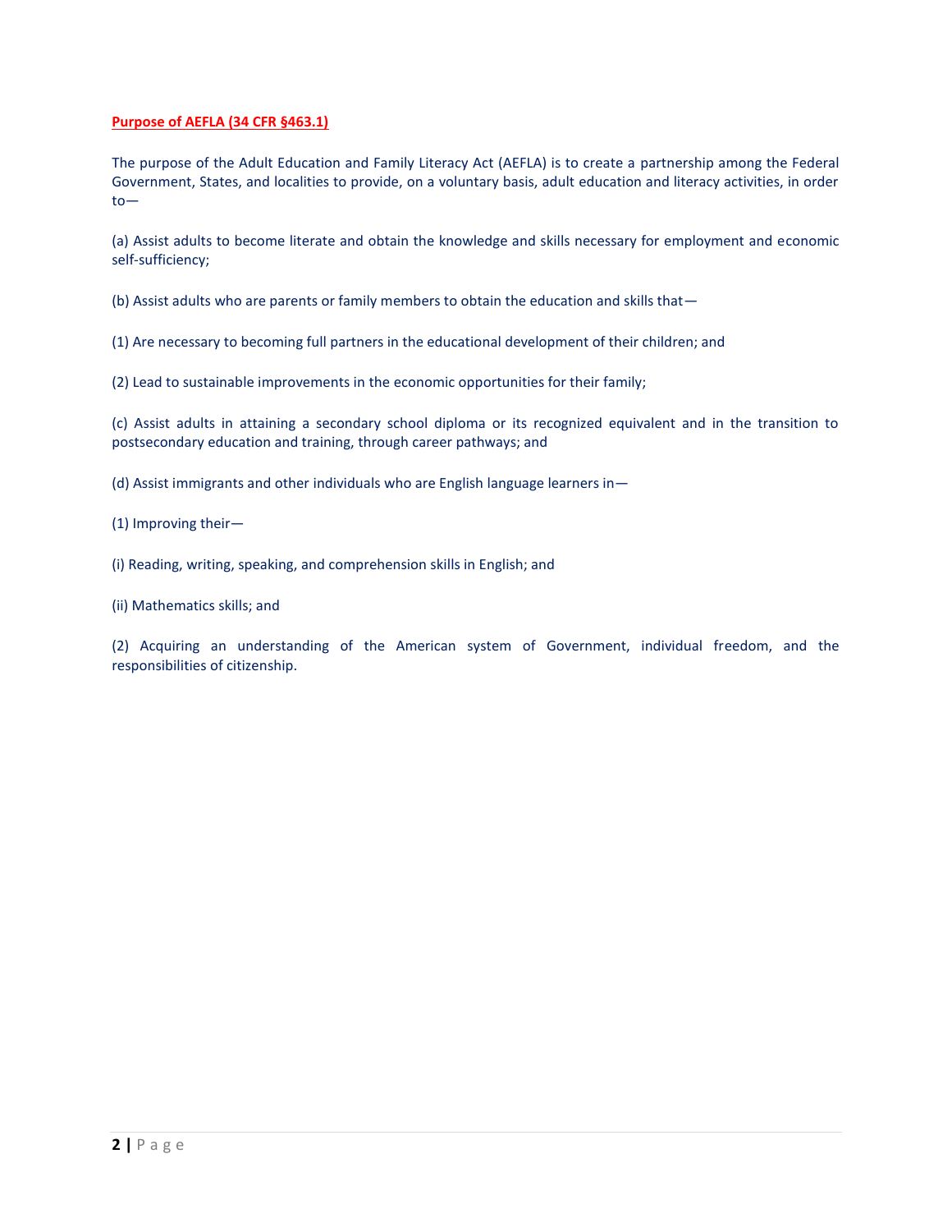**Purpose of AEFLA (34 CFR §463.1)**

The purpose of the Adult Education and Family Literacy Act (AEFLA) is to create a partnership among the Federal Government, States, and localities to provide, on a voluntary basis, adult education and literacy activities, in order to—

(a) Assist adults to become literate and obtain the knowledge and skills necessary for employment and economic self-sufficiency;

(b) Assist adults who are parents or family members to obtain the education and skills that—

(1) Are necessary to becoming full partners in the educational development of their children; and

(2) Lead to sustainable improvements in the economic opportunities for their family;

(c) Assist adults in attaining a secondary school diploma or its recognized equivalent and in the transition to postsecondary education and training, through career pathways; and

(d) Assist immigrants and other individuals who are English language learners in—

(1) Improving their—

(i) Reading, writing, speaking, and comprehension skills in English; and

(ii) Mathematics skills; and

(2) Acquiring an understanding of the American system of Government, individual freedom, and the responsibilities of citizenship.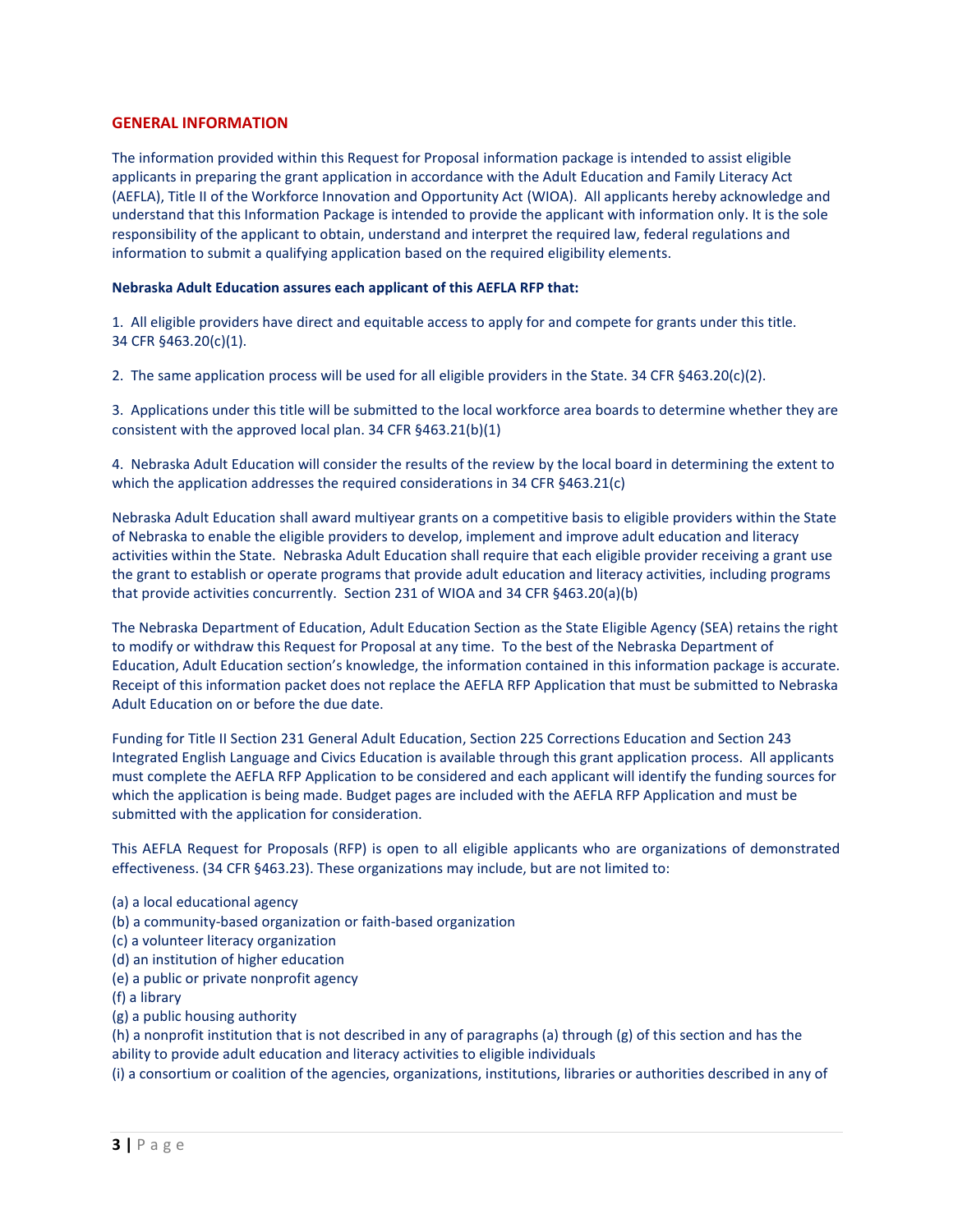## GENERAL INFORMATION

The information provided within this Request for Proposal information package is intended to assist eligible applicants in preparing the grant application in accordance with the Adult Education and Family Literacy Act (AEFLA), Title II of the Workforce Innovation and Opportunity Act (WIOA). All applicants hereby acknowledge and understand that this Information Package is intended to provide the applicant with information only. It is the sole responsibility of the applicant to obtain, understand and interpret the required law, federal regulations and information to submit a qualifying application based on the required eligibility elements.

**Nebraska Adult Education assures each applicant of this AEFLA RFP that:**

1. All eligible providers have direct and equitable access to apply for and compete for grants under this title. 34 CFR §463.20(c)(1).

2. The same application process will be used for all eligible providers in the State. 34 CFR §463.20(c)(2).

3. Applications under this title will be submitted to the local workforce area boards to determine whether they are consistent with the approved local plan. 34 CFR §463.21(b)(1)

4. Nebraska Adult Education will consider the results of the review by the local board in determining the extent to which the application addresses the required considerations in 34 CFR §463.21(c)

Nebraska Adult Education shall award multiyear grants on a competitive basis to eligible providers within the State of Nebraska to enable the eligible providers to develop, implement and improve adult education and literacy activities within the State. Nebraska Adult Education shall require that each eligible provider receiving a grant use the grant to establish or operate programs that provide adult education and literacy activities, including programs that provide activities concurrently. Section 231 of WIOA and 34 CFR §463.20(a)(b)

The Nebraska Department of Education, Adult Education Section as the State Eligible Agency (SEA) retains the right to modify or withdraw this Request for Proposal at any time. To the best of the Nebraska Department of Education, Adult Education section's knowledge, the information contained in this information package is accurate. Receipt of this information packet does not replace the AEFLA RFP Application that must be submitted to Nebraska Adult Education on or before the due date.

Funding for Title II Section 231 General Adult Education, Section 225 Corrections Education and Section 243 Integrated English Language and Civics Education is available through this grant application process. All applicants must complete the AEFLA RFP Application to be considered and each applicant will identify the funding sources for which the application is being made. Budget pages are included with the AEFLA RFP Application and must be submitted with the application for consideration.

This AEFLA Request for Proposals (RFP) is open to all eligible applicants who are organizations of demonstrated effectiveness. (34 CFR §463.23). These organizations may include, but are not limited to:

(a) a local educational agency
(b) a community-based organization or faith-based organization
(c) a volunteer literacy organization
(d) an institution of higher education
(e) a public or private nonprofit agency
(f) a library
(g) a public housing authority
(h) a nonprofit institution that is not described in any of paragraphs (a) through (g) of this section and has the ability to provide adult education and literacy activities to eligible individuals
(i) a consortium or coalition of the agencies, organizations, institutions, libraries or authorities described in any of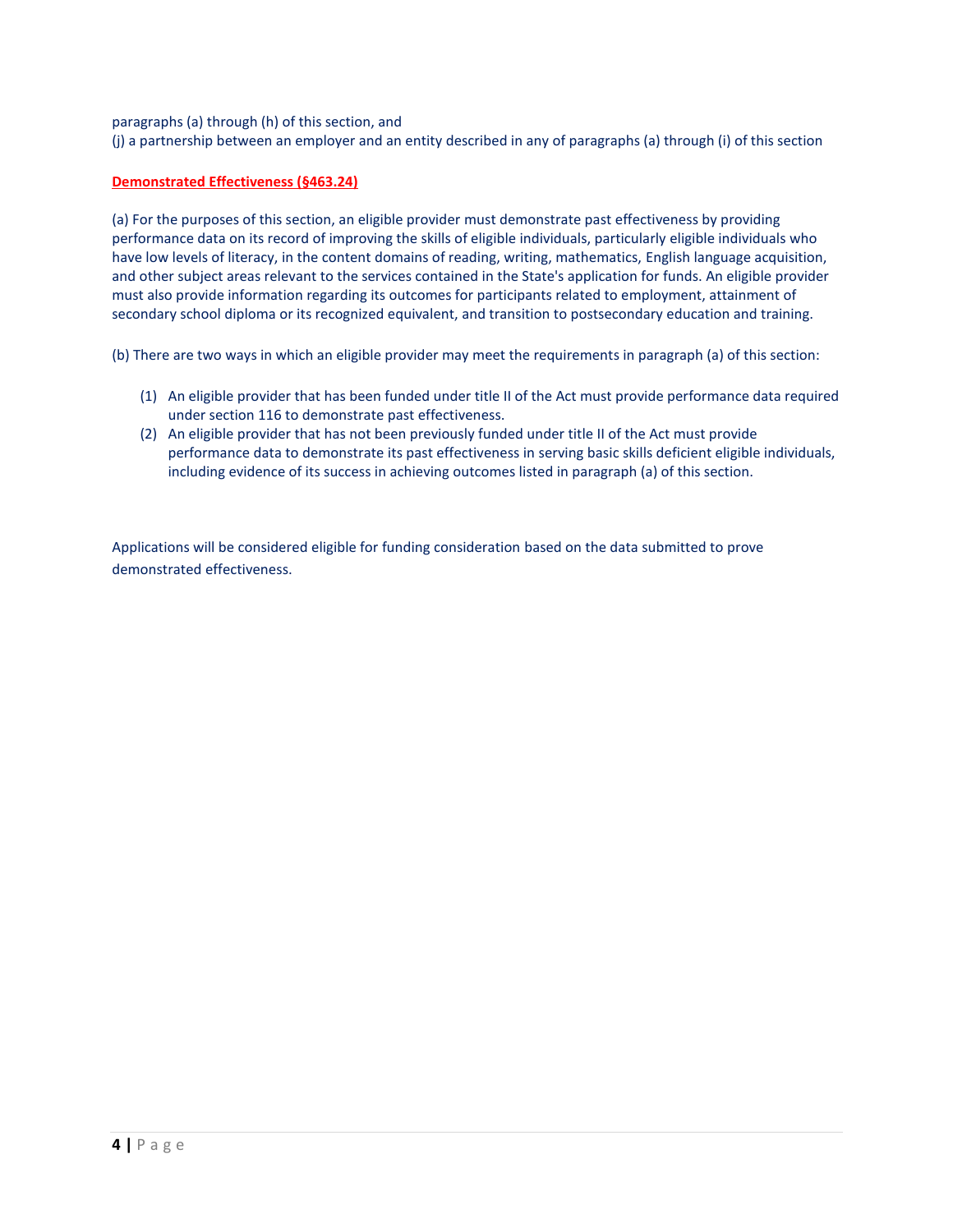paragraphs (a) through (h) of this section, and
(j) a partnership between an employer and an entity described in any of paragraphs (a) through (i) of this section

**Demonstrated Effectiveness (§463.24)**

(a) For the purposes of this section, an eligible provider must demonstrate past effectiveness by providing performance data on its record of improving the skills of eligible individuals, particularly eligible individuals who have low levels of literacy, in the content domains of reading, writing, mathematics, English language acquisition, and other subject areas relevant to the services contained in the State's application for funds. An eligible provider must also provide information regarding its outcomes for participants related to employment, attainment of secondary school diploma or its recognized equivalent, and transition to postsecondary education and training.

(b) There are two ways in which an eligible provider may meet the requirements in paragraph (a) of this section:

1. An eligible provider that has been funded under title II of the Act must provide performance data required under section 116 to demonstrate past effectiveness.
2. An eligible provider that has not been previously funded under title II of the Act must provide performance data to demonstrate its past effectiveness in serving basic skills deficient eligible individuals, including evidence of its success in achieving outcomes listed in paragraph (a) of this section.

Applications will be considered eligible for funding consideration based on the data submitted to prove demonstrated effectiveness.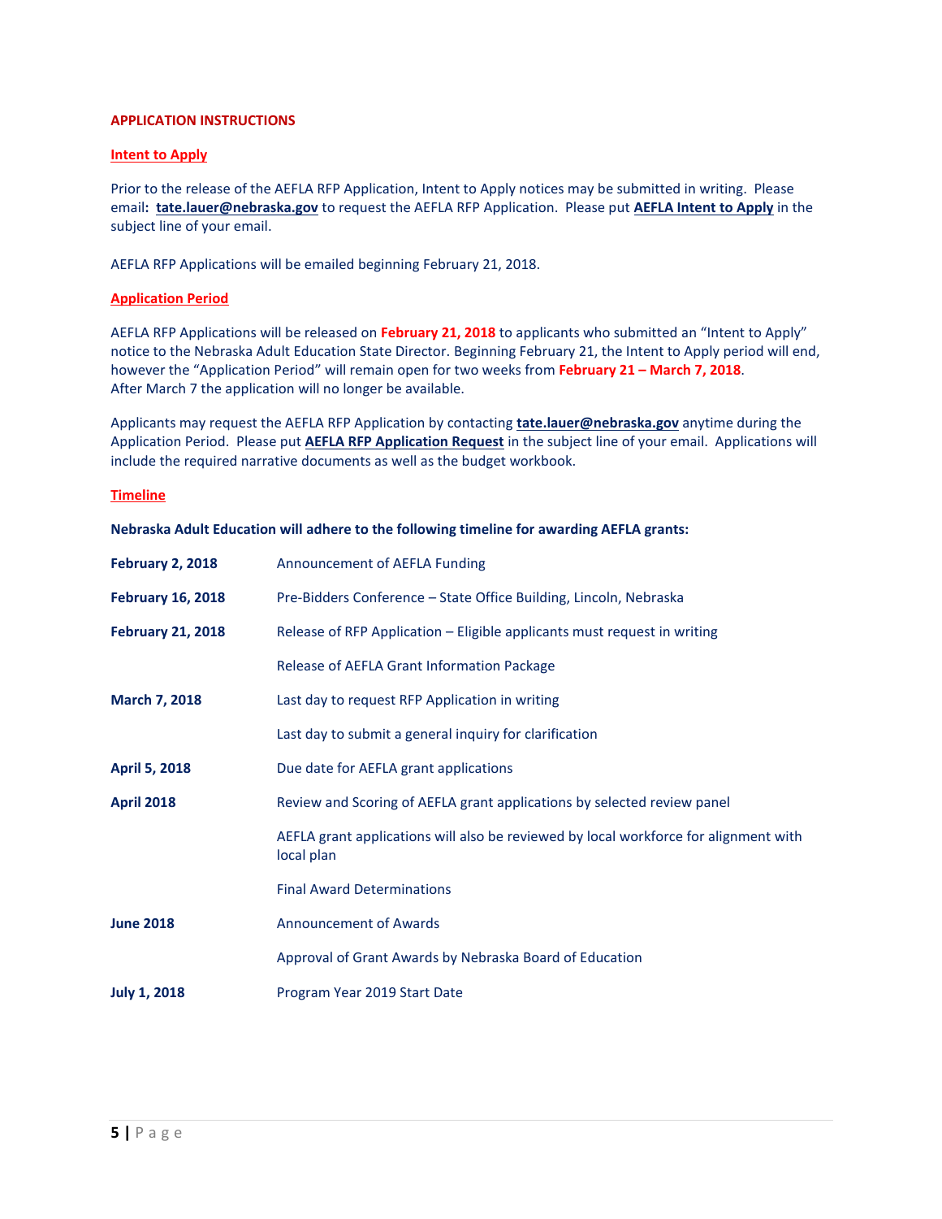## APPLICATION INSTRUCTIONS

### Intent to Apply

Prior to the release of the AEFLA RFP Application, Intent to Apply notices may be submitted in writing. Please email**: tate.lauer@nebraska.gov** to request the AEFLA RFP Application. Please put **AEFLA Intent to Apply** in the subject line of your email.

AEFLA RFP Applications will be emailed beginning February 21, 2018.

### Application Period

AEFLA RFP Applications will be released on **February 21, 2018** to applicants who submitted an "Intent to Apply" notice to the Nebraska Adult Education State Director. Beginning February 21, the Intent to Apply period will end, however the "Application Period" will remain open for two weeks from **February 21 – March 7, 2018**. After March 7 the application will no longer be available.

Applicants may request the AEFLA RFP Application by contacting **tate.lauer@nebraska.gov** anytime during the Application Period. Please put **AEFLA RFP Application Request** in the subject line of your email. Applications will include the required narrative documents as well as the budget workbook.

### Timeline

**Nebraska Adult Education will adhere to the following timeline for awarding AEFLA grants:**

| | |
|---|---|
| **February 2, 2018** | Announcement of AEFLA Funding |
| **February 16, 2018** | Pre-Bidders Conference – State Office Building, Lincoln, Nebraska |
| **February 21, 2018** | Release of RFP Application – Eligible applicants must request in writing |
| | Release of AEFLA Grant Information Package |
| **March 7, 2018** | Last day to request RFP Application in writing |
| | Last day to submit a general inquiry for clarification |
| **April 5, 2018** | Due date for AEFLA grant applications |
| **April 2018** | Review and Scoring of AEFLA grant applications by selected review panel |
| | AEFLA grant applications will also be reviewed by local workforce for alignment with local plan |
| | Final Award Determinations |
| **June 2018** | Announcement of Awards |
| | Approval of Grant Awards by Nebraska Board of Education |
| **July 1, 2018** | Program Year 2019 Start Date |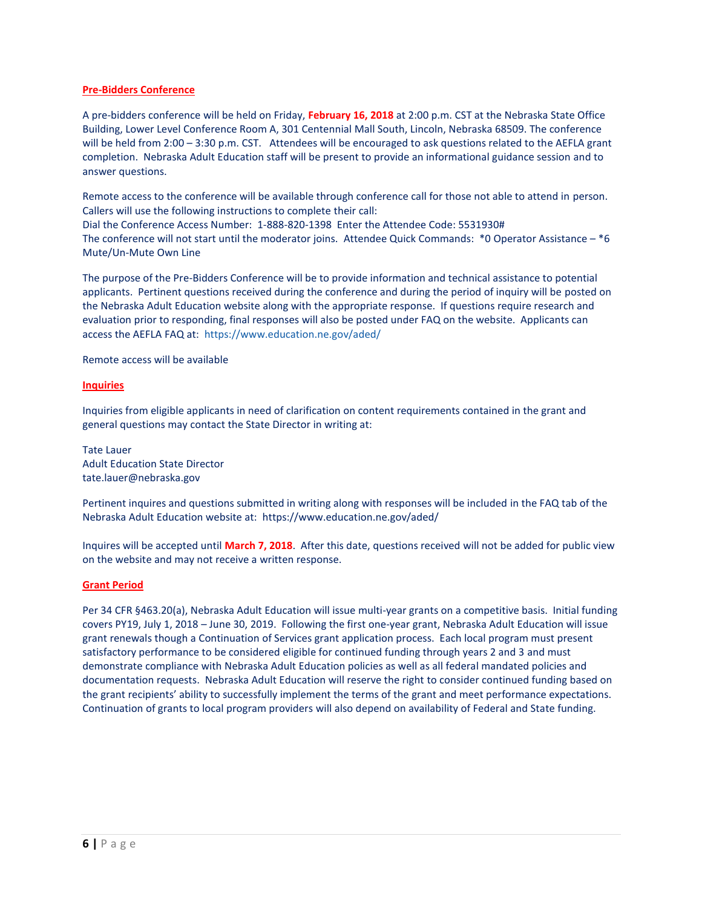## Pre-Bidders Conference

A pre-bidders conference will be held on Friday, **February 16, 2018** at 2:00 p.m. CST at the Nebraska State Office Building, Lower Level Conference Room A, 301 Centennial Mall South, Lincoln, Nebraska 68509. The conference will be held from 2:00 – 3:30 p.m. CST. Attendees will be encouraged to ask questions related to the AEFLA grant completion. Nebraska Adult Education staff will be present to provide an informational guidance session and to answer questions.

Remote access to the conference will be available through conference call for those not able to attend in person. Callers will use the following instructions to complete their call:
Dial the Conference Access Number: 1-888-820-1398 Enter the Attendee Code: 5531930#
The conference will not start until the moderator joins. Attendee Quick Commands: *0 Operator Assistance – *6 Mute/Un-Mute Own Line

The purpose of the Pre-Bidders Conference will be to provide information and technical assistance to potential applicants. Pertinent questions received during the conference and during the period of inquiry will be posted on the Nebraska Adult Education website along with the appropriate response. If questions require research and evaluation prior to responding, final responses will also be posted under FAQ on the website. Applicants can access the AEFLA FAQ at: https://www.education.ne.gov/aded/

Remote access will be available

## Inquiries

Inquiries from eligible applicants in need of clarification on content requirements contained in the grant and general questions may contact the State Director in writing at:

Tate Lauer
Adult Education State Director
tate.lauer@nebraska.gov

Pertinent inquires and questions submitted in writing along with responses will be included in the FAQ tab of the Nebraska Adult Education website at: https://www.education.ne.gov/aded/

Inquires will be accepted until **March 7, 2018**. After this date, questions received will not be added for public view on the website and may not receive a written response.

## Grant Period

Per 34 CFR §463.20(a), Nebraska Adult Education will issue multi-year grants on a competitive basis. Initial funding covers PY19, July 1, 2018 – June 30, 2019. Following the first one-year grant, Nebraska Adult Education will issue grant renewals though a Continuation of Services grant application process. Each local program must present satisfactory performance to be considered eligible for continued funding through years 2 and 3 and must demonstrate compliance with Nebraska Adult Education policies as well as all federal mandated policies and documentation requests. Nebraska Adult Education will reserve the right to consider continued funding based on the grant recipients' ability to successfully implement the terms of the grant and meet performance expectations. Continuation of grants to local program providers will also depend on availability of Federal and State funding.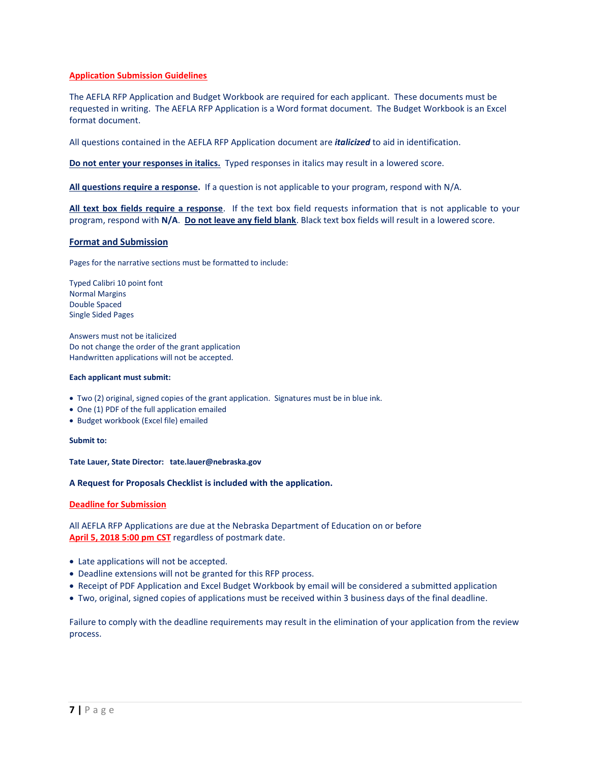## Application Submission Guidelines

The AEFLA RFP Application and Budget Workbook are required for each applicant. These documents must be requested in writing. The AEFLA RFP Application is a Word format document. The Budget Workbook is an Excel format document.

All questions contained in the AEFLA RFP Application document are ***italicized*** to aid in identification.

**Do not enter your responses in italics.** Typed responses in italics may result in a lowered score.

**All questions require a response.** If a question is not applicable to your program, respond with N/A.

**All text box fields require a response**. If the text box field requests information that is not applicable to your program, respond with **N/A**. **Do not leave any field blank**. Black text box fields will result in a lowered score.

## Format and Submission

Pages for the narrative sections must be formatted to include:

Typed Calibri 10 point font
Normal Margins
Double Spaced
Single Sided Pages

Answers must not be italicized
Do not change the order of the grant application
Handwritten applications will not be accepted.

**Each applicant must submit:**

- Two (2) original, signed copies of the grant application. Signatures must be in blue ink.
- One (1) PDF of the full application emailed
- Budget workbook (Excel file) emailed

**Submit to:**

**Tate Lauer, State Director: tate.lauer@nebraska.gov**

**A Request for Proposals Checklist is included with the application.**

## Deadline for Submission

All AEFLA RFP Applications are due at the Nebraska Department of Education on or before **April 5, 2018 5:00 pm CST** regardless of postmark date.

- Late applications will not be accepted.
- Deadline extensions will not be granted for this RFP process.
- Receipt of PDF Application and Excel Budget Workbook by email will be considered a submitted application
- Two, original, signed copies of applications must be received within 3 business days of the final deadline.

Failure to comply with the deadline requirements may result in the elimination of your application from the review process.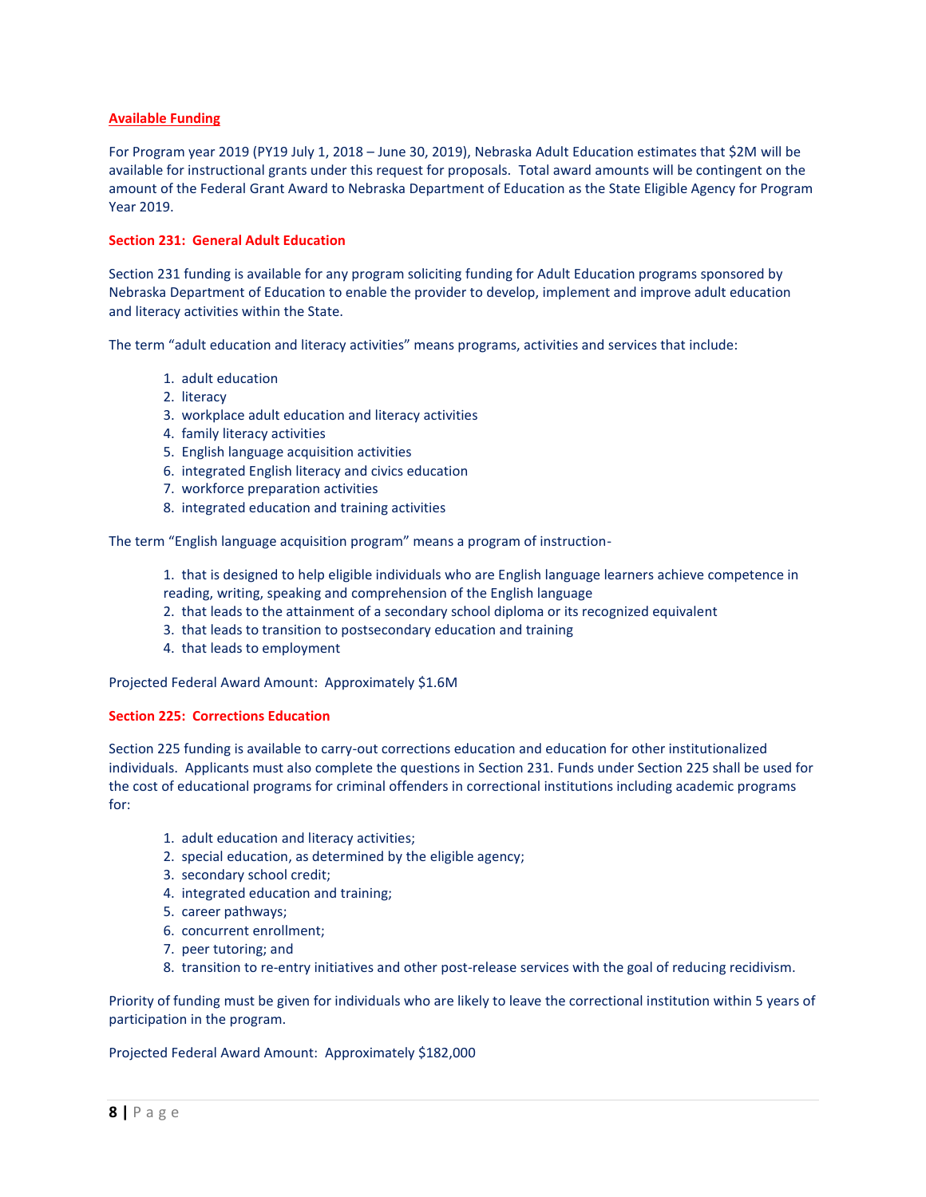## Available Funding

For Program year 2019 (PY19 July 1, 2018 – June 30, 2019), Nebraska Adult Education estimates that $2M will be available for instructional grants under this request for proposals. Total award amounts will be contingent on the amount of the Federal Grant Award to Nebraska Department of Education as the State Eligible Agency for Program Year 2019.

### Section 231: General Adult Education

Section 231 funding is available for any program soliciting funding for Adult Education programs sponsored by Nebraska Department of Education to enable the provider to develop, implement and improve adult education and literacy activities within the State.

The term "adult education and literacy activities" means programs, activities and services that include:

1. adult education
2. literacy
3. workplace adult education and literacy activities
4. family literacy activities
5. English language acquisition activities
6. integrated English literacy and civics education
7. workforce preparation activities
8. integrated education and training activities

The term "English language acquisition program" means a program of instruction-

1. that is designed to help eligible individuals who are English language learners achieve competence in reading, writing, speaking and comprehension of the English language
2. that leads to the attainment of a secondary school diploma or its recognized equivalent
3. that leads to transition to postsecondary education and training
4. that leads to employment

Projected Federal Award Amount: Approximately $1.6M

### Section 225: Corrections Education

Section 225 funding is available to carry-out corrections education and education for other institutionalized individuals. Applicants must also complete the questions in Section 231. Funds under Section 225 shall be used for the cost of educational programs for criminal offenders in correctional institutions including academic programs for:

1. adult education and literacy activities;
2. special education, as determined by the eligible agency;
3. secondary school credit;
4. integrated education and training;
5. career pathways;
6. concurrent enrollment;
7. peer tutoring; and
8. transition to re-entry initiatives and other post-release services with the goal of reducing recidivism.

Priority of funding must be given for individuals who are likely to leave the correctional institution within 5 years of participation in the program.

Projected Federal Award Amount: Approximately $182,000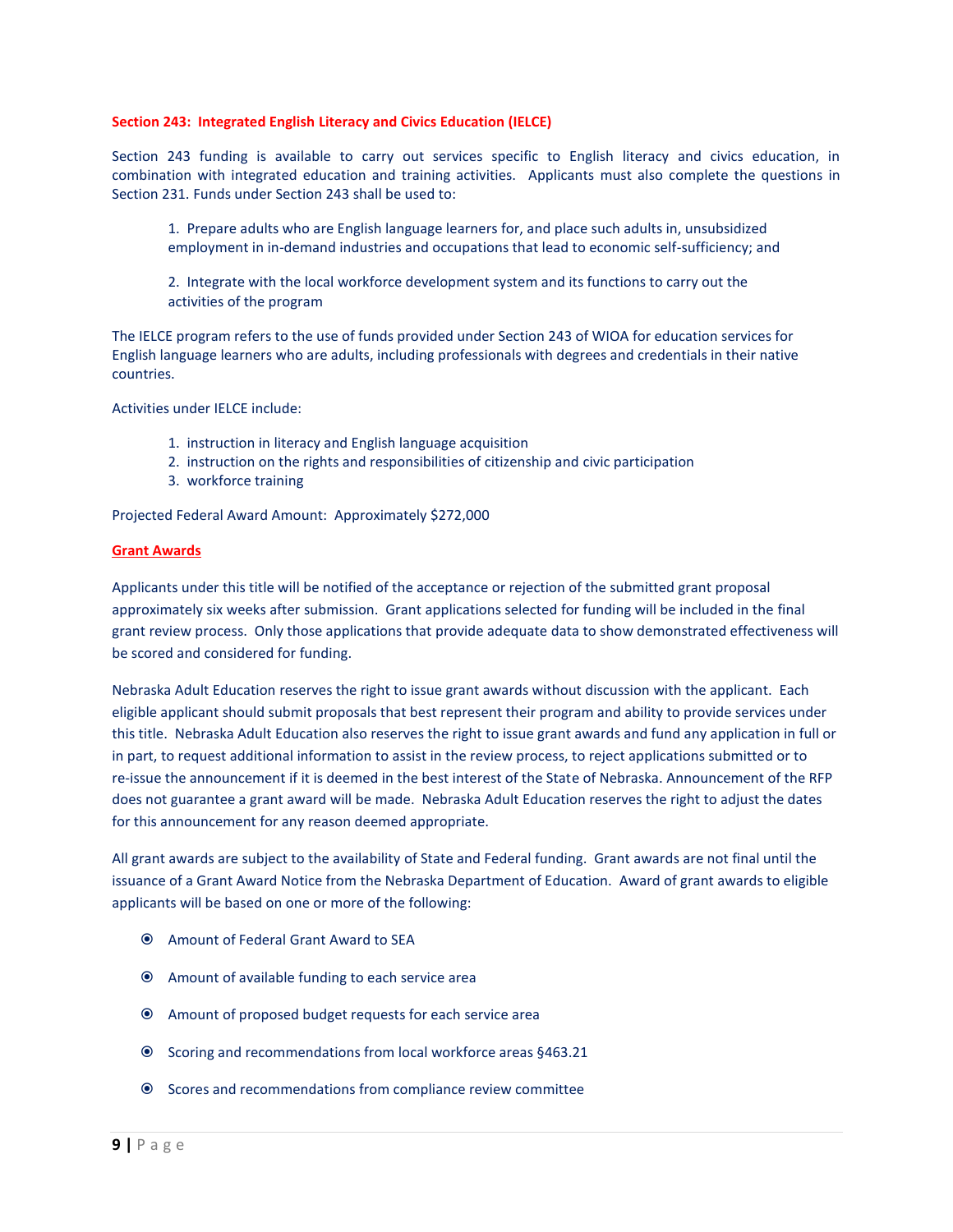**Section 243: Integrated English Literacy and Civics Education (IELCE)**

Section 243 funding is available to carry out services specific to English literacy and civics education, in combination with integrated education and training activities. Applicants must also complete the questions in Section 231. Funds under Section 243 shall be used to:

1. Prepare adults who are English language learners for, and place such adults in, unsubsidized employment in in-demand industries and occupations that lead to economic self-sufficiency; and

2. Integrate with the local workforce development system and its functions to carry out the activities of the program

The IELCE program refers to the use of funds provided under Section 243 of WIOA for education services for English language learners who are adults, including professionals with degrees and credentials in their native countries.

Activities under IELCE include:

1. instruction in literacy and English language acquisition
2. instruction on the rights and responsibilities of citizenship and civic participation
3. workforce training

Projected Federal Award Amount: Approximately $272,000

**Grant Awards**

Applicants under this title will be notified of the acceptance or rejection of the submitted grant proposal approximately six weeks after submission. Grant applications selected for funding will be included in the final grant review process. Only those applications that provide adequate data to show demonstrated effectiveness will be scored and considered for funding.

Nebraska Adult Education reserves the right to issue grant awards without discussion with the applicant. Each eligible applicant should submit proposals that best represent their program and ability to provide services under this title. Nebraska Adult Education also reserves the right to issue grant awards and fund any application in full or in part, to request additional information to assist in the review process, to reject applications submitted or to re-issue the announcement if it is deemed in the best interest of the State of Nebraska. Announcement of the RFP does not guarantee a grant award will be made. Nebraska Adult Education reserves the right to adjust the dates for this announcement for any reason deemed appropriate.

All grant awards are subject to the availability of State and Federal funding. Grant awards are not final until the issuance of a Grant Award Notice from the Nebraska Department of Education. Award of grant awards to eligible applicants will be based on one or more of the following:

- Amount of Federal Grant Award to SEA
- Amount of available funding to each service area
- Amount of proposed budget requests for each service area
- Scoring and recommendations from local workforce areas §463.21
- Scores and recommendations from compliance review committee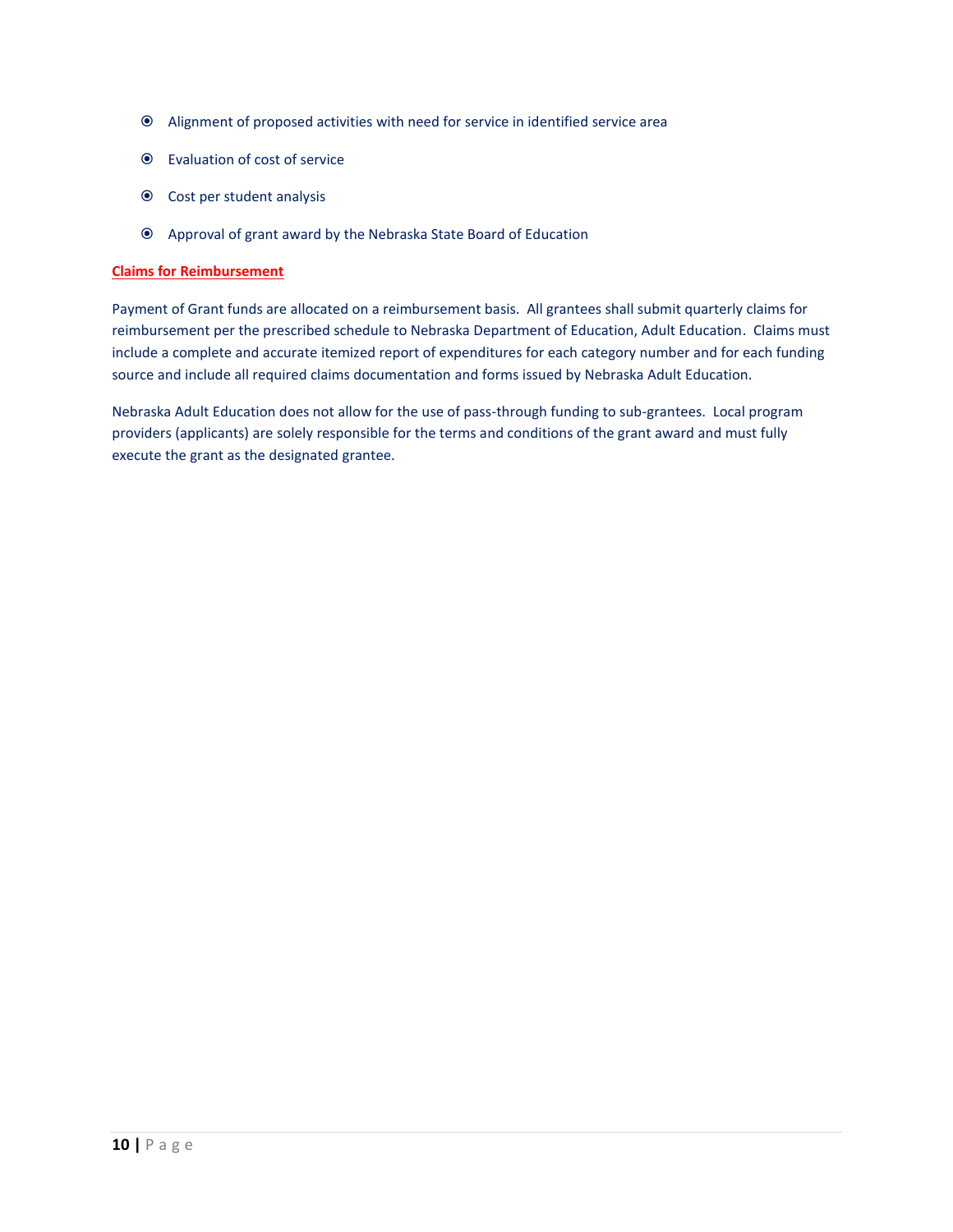- Alignment of proposed activities with need for service in identified service area
- Evaluation of cost of service
- Cost per student analysis
- Approval of grant award by the Nebraska State Board of Education

**Claims for Reimbursement**

Payment of Grant funds are allocated on a reimbursement basis. All grantees shall submit quarterly claims for reimbursement per the prescribed schedule to Nebraska Department of Education, Adult Education. Claims must include a complete and accurate itemized report of expenditures for each category number and for each funding source and include all required claims documentation and forms issued by Nebraska Adult Education.

Nebraska Adult Education does not allow for the use of pass-through funding to sub-grantees. Local program providers (applicants) are solely responsible for the terms and conditions of the grant award and must fully execute the grant as the designated grantee.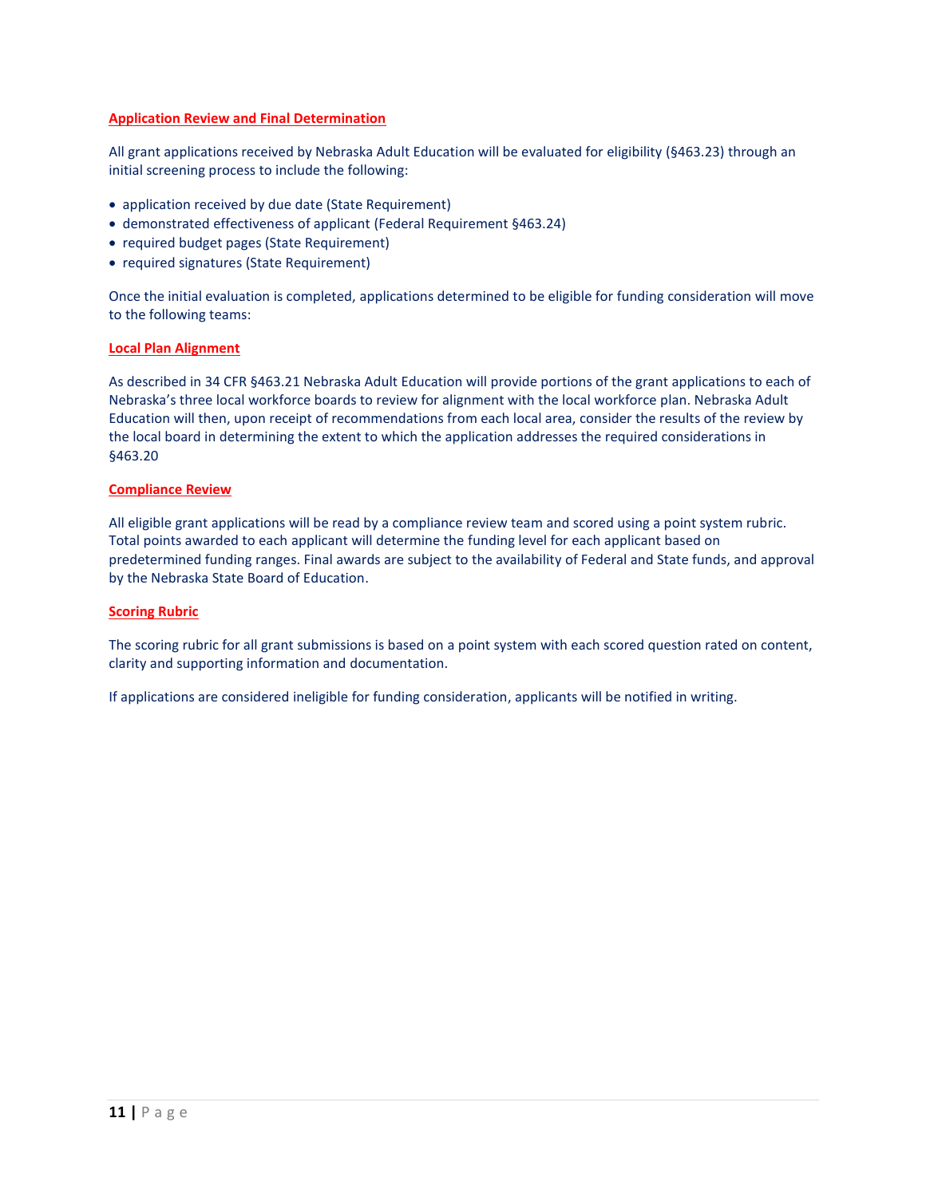## Application Review and Final Determination

All grant applications received by Nebraska Adult Education will be evaluated for eligibility (§463.23) through an initial screening process to include the following:

- application received by due date (State Requirement)
- demonstrated effectiveness of applicant (Federal Requirement §463.24)
- required budget pages (State Requirement)
- required signatures (State Requirement)

Once the initial evaluation is completed, applications determined to be eligible for funding consideration will move to the following teams:

### Local Plan Alignment

As described in 34 CFR §463.21 Nebraska Adult Education will provide portions of the grant applications to each of Nebraska's three local workforce boards to review for alignment with the local workforce plan. Nebraska Adult Education will then, upon receipt of recommendations from each local area, consider the results of the review by the local board in determining the extent to which the application addresses the required considerations in §463.20

### Compliance Review

All eligible grant applications will be read by a compliance review team and scored using a point system rubric. Total points awarded to each applicant will determine the funding level for each applicant based on predetermined funding ranges. Final awards are subject to the availability of Federal and State funds, and approval by the Nebraska State Board of Education.

### Scoring Rubric

The scoring rubric for all grant submissions is based on a point system with each scored question rated on content, clarity and supporting information and documentation.

If applications are considered ineligible for funding consideration, applicants will be notified in writing.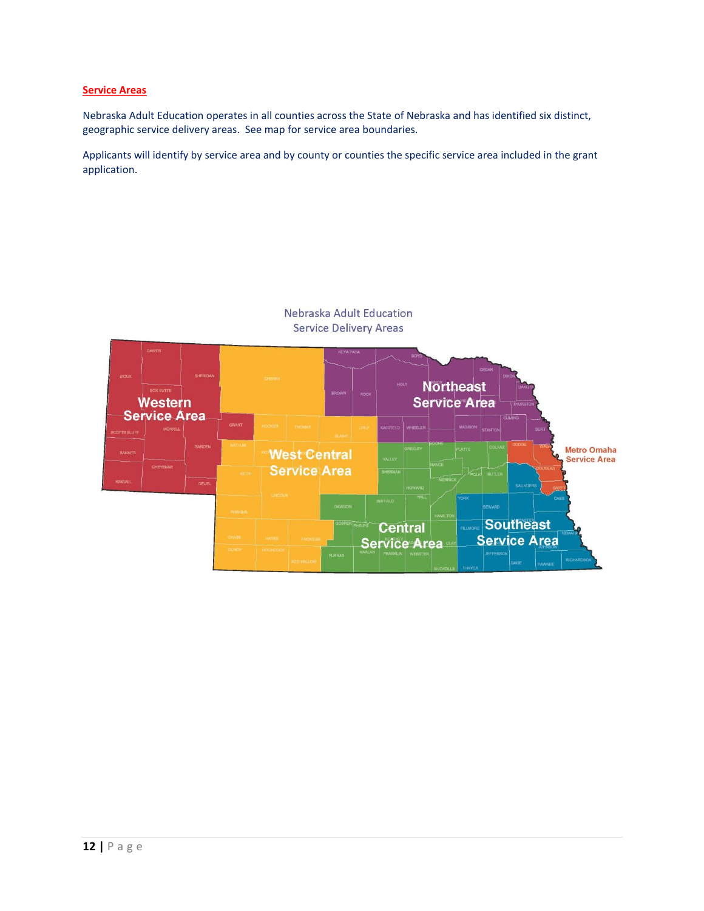**Service Areas**

Nebraska Adult Education operates in all counties across the State of Nebraska and has identified six distinct, geographic service delivery areas. See map for service area boundaries.

Applicants will identify by service area and by county or counties the specific service area included in the grant application.

Nebraska Adult Education
Service Delivery Areas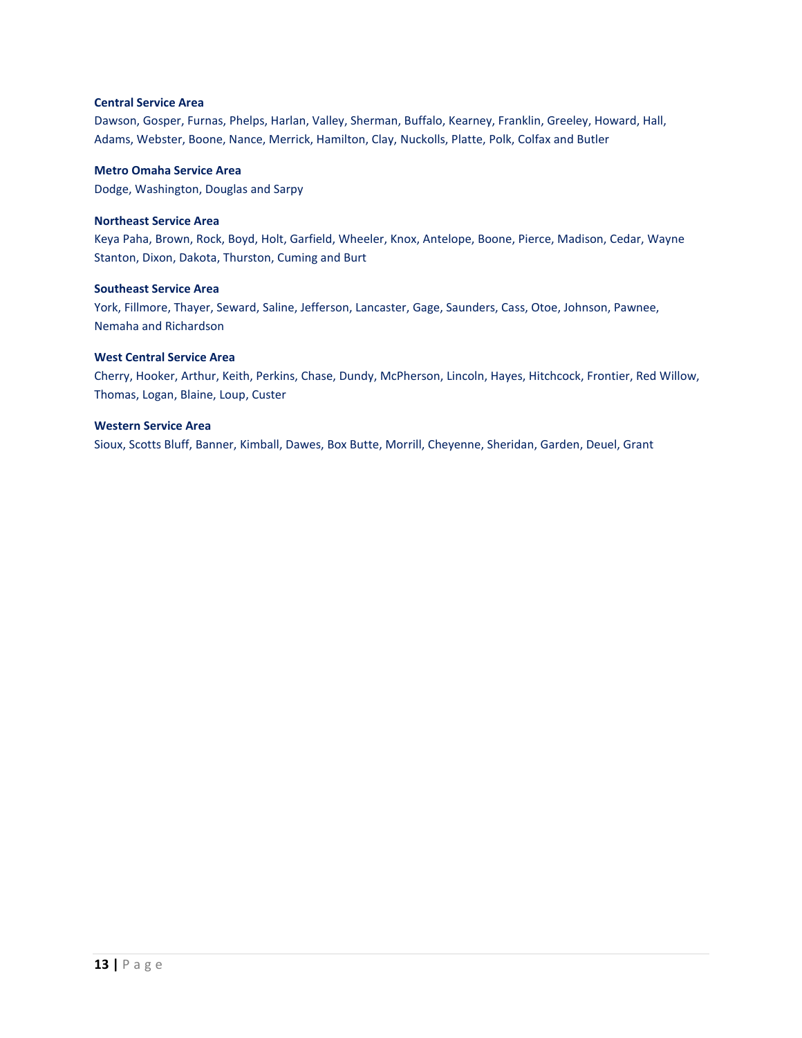**Central Service Area**

Dawson, Gosper, Furnas, Phelps, Harlan, Valley, Sherman, Buffalo, Kearney, Franklin, Greeley, Howard, Hall, Adams, Webster, Boone, Nance, Merrick, Hamilton, Clay, Nuckolls, Platte, Polk, Colfax and Butler

**Metro Omaha Service Area**

Dodge, Washington, Douglas and Sarpy

**Northeast Service Area**

Keya Paha, Brown, Rock, Boyd, Holt, Garfield, Wheeler, Knox, Antelope, Boone, Pierce, Madison, Cedar, Wayne Stanton, Dixon, Dakota, Thurston, Cuming and Burt

**Southeast Service Area**

York, Fillmore, Thayer, Seward, Saline, Jefferson, Lancaster, Gage, Saunders, Cass, Otoe, Johnson, Pawnee, Nemaha and Richardson

**West Central Service Area**

Cherry, Hooker, Arthur, Keith, Perkins, Chase, Dundy, McPherson, Lincoln, Hayes, Hitchcock, Frontier, Red Willow, Thomas, Logan, Blaine, Loup, Custer

**Western Service Area**

Sioux, Scotts Bluff, Banner, Kimball, Dawes, Box Butte, Morrill, Cheyenne, Sheridan, Garden, Deuel, Grant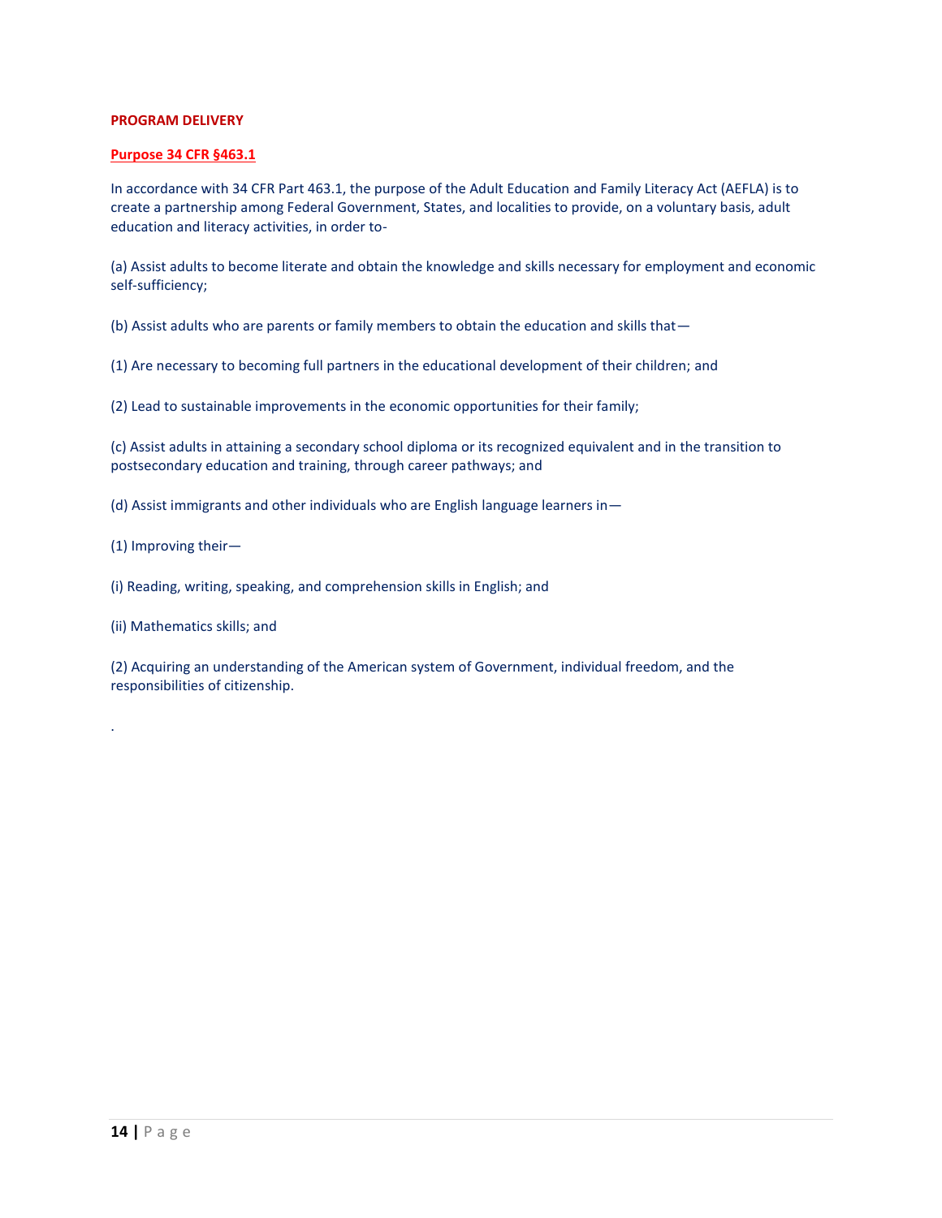## PROGRAM DELIVERY

### Purpose 34 CFR §463.1

In accordance with 34 CFR Part 463.1, the purpose of the Adult Education and Family Literacy Act (AEFLA) is to create a partnership among Federal Government, States, and localities to provide, on a voluntary basis, adult education and literacy activities, in order to-

(a) Assist adults to become literate and obtain the knowledge and skills necessary for employment and economic self-sufficiency;

(b) Assist adults who are parents or family members to obtain the education and skills that—

(1) Are necessary to becoming full partners in the educational development of their children; and

(2) Lead to sustainable improvements in the economic opportunities for their family;

(c) Assist adults in attaining a secondary school diploma or its recognized equivalent and in the transition to postsecondary education and training, through career pathways; and

(d) Assist immigrants and other individuals who are English language learners in—

(1) Improving their—

(i) Reading, writing, speaking, and comprehension skills in English; and

(ii) Mathematics skills; and

(2) Acquiring an understanding of the American system of Government, individual freedom, and the responsibilities of citizenship.

.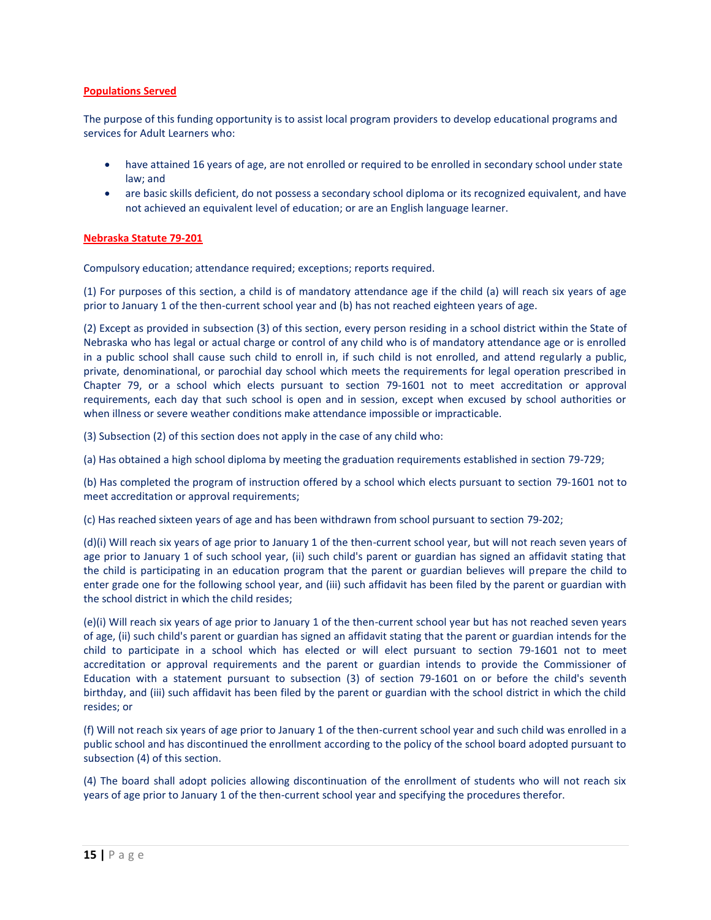## Populations Served

The purpose of this funding opportunity is to assist local program providers to develop educational programs and services for Adult Learners who:

- have attained 16 years of age, are not enrolled or required to be enrolled in secondary school under state law; and
- are basic skills deficient, do not possess a secondary school diploma or its recognized equivalent, and have not achieved an equivalent level of education; or are an English language learner.

## Nebraska Statute 79-201

Compulsory education; attendance required; exceptions; reports required.

(1) For purposes of this section, a child is of mandatory attendance age if the child (a) will reach six years of age prior to January 1 of the then-current school year and (b) has not reached eighteen years of age.

(2) Except as provided in subsection (3) of this section, every person residing in a school district within the State of Nebraska who has legal or actual charge or control of any child who is of mandatory attendance age or is enrolled in a public school shall cause such child to enroll in, if such child is not enrolled, and attend regularly a public, private, denominational, or parochial day school which meets the requirements for legal operation prescribed in Chapter 79, or a school which elects pursuant to section 79-1601 not to meet accreditation or approval requirements, each day that such school is open and in session, except when excused by school authorities or when illness or severe weather conditions make attendance impossible or impracticable.

(3) Subsection (2) of this section does not apply in the case of any child who:

(a) Has obtained a high school diploma by meeting the graduation requirements established in section 79-729;

(b) Has completed the program of instruction offered by a school which elects pursuant to section 79-1601 not to meet accreditation or approval requirements;

(c) Has reached sixteen years of age and has been withdrawn from school pursuant to section 79-202;

(d)(i) Will reach six years of age prior to January 1 of the then-current school year, but will not reach seven years of age prior to January 1 of such school year, (ii) such child's parent or guardian has signed an affidavit stating that the child is participating in an education program that the parent or guardian believes will prepare the child to enter grade one for the following school year, and (iii) such affidavit has been filed by the parent or guardian with the school district in which the child resides;

(e)(i) Will reach six years of age prior to January 1 of the then-current school year but has not reached seven years of age, (ii) such child's parent or guardian has signed an affidavit stating that the parent or guardian intends for the child to participate in a school which has elected or will elect pursuant to section 79-1601 not to meet accreditation or approval requirements and the parent or guardian intends to provide the Commissioner of Education with a statement pursuant to subsection (3) of section 79-1601 on or before the child's seventh birthday, and (iii) such affidavit has been filed by the parent or guardian with the school district in which the child resides; or

(f) Will not reach six years of age prior to January 1 of the then-current school year and such child was enrolled in a public school and has discontinued the enrollment according to the policy of the school board adopted pursuant to subsection (4) of this section.

(4) The board shall adopt policies allowing discontinuation of the enrollment of students who will not reach six years of age prior to January 1 of the then-current school year and specifying the procedures therefor.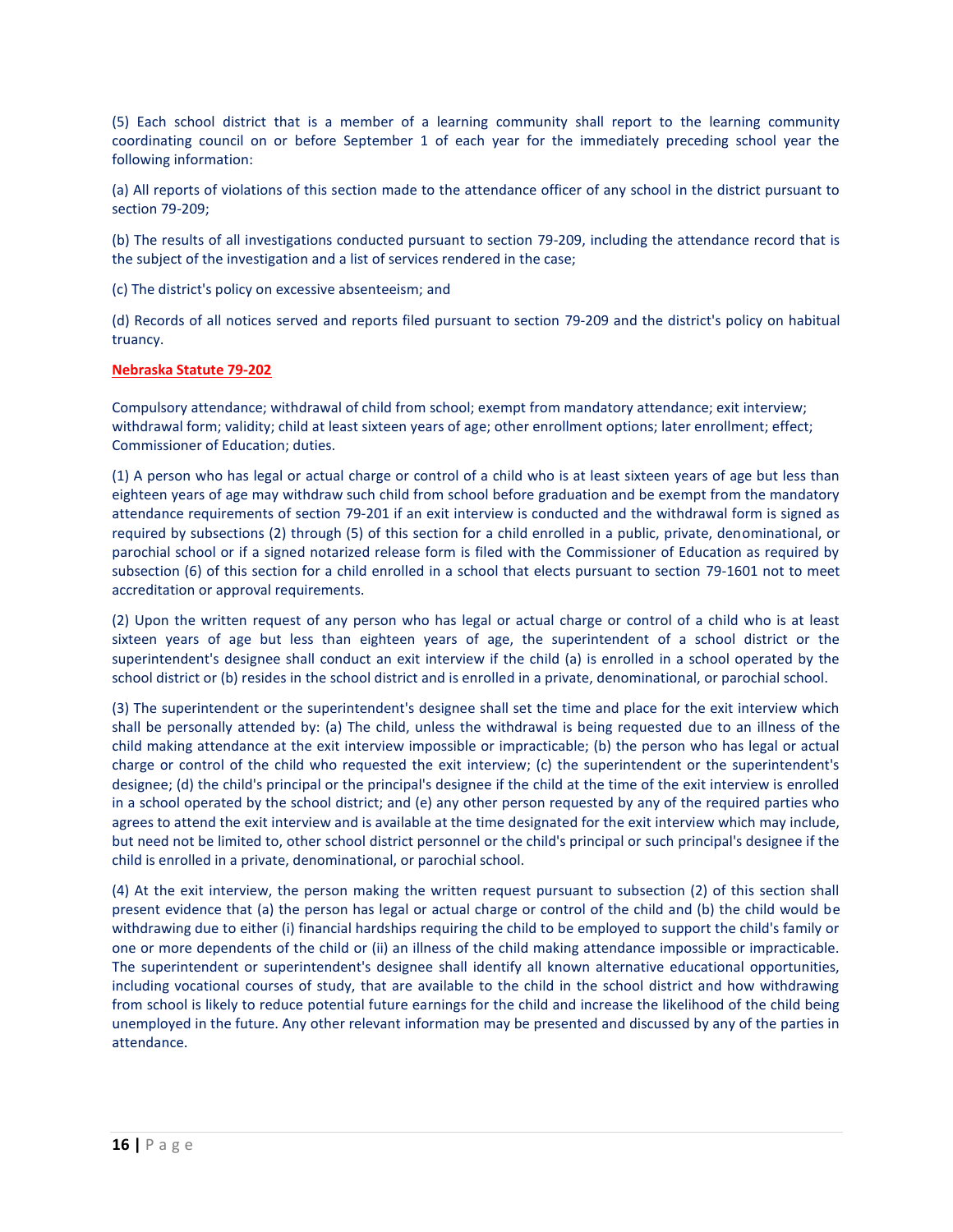(5) Each school district that is a member of a learning community shall report to the learning community coordinating council on or before September 1 of each year for the immediately preceding school year the following information:

(a) All reports of violations of this section made to the attendance officer of any school in the district pursuant to section 79-209;

(b) The results of all investigations conducted pursuant to section 79-209, including the attendance record that is the subject of the investigation and a list of services rendered in the case;

(c) The district's policy on excessive absenteeism; and

(d) Records of all notices served and reports filed pursuant to section 79-209 and the district's policy on habitual truancy.

**Nebraska Statute 79-202**

Compulsory attendance; withdrawal of child from school; exempt from mandatory attendance; exit interview; withdrawal form; validity; child at least sixteen years of age; other enrollment options; later enrollment; effect; Commissioner of Education; duties.

(1) A person who has legal or actual charge or control of a child who is at least sixteen years of age but less than eighteen years of age may withdraw such child from school before graduation and be exempt from the mandatory attendance requirements of section 79-201 if an exit interview is conducted and the withdrawal form is signed as required by subsections (2) through (5) of this section for a child enrolled in a public, private, denominational, or parochial school or if a signed notarized release form is filed with the Commissioner of Education as required by subsection (6) of this section for a child enrolled in a school that elects pursuant to section 79-1601 not to meet accreditation or approval requirements.

(2) Upon the written request of any person who has legal or actual charge or control of a child who is at least sixteen years of age but less than eighteen years of age, the superintendent of a school district or the superintendent's designee shall conduct an exit interview if the child (a) is enrolled in a school operated by the school district or (b) resides in the school district and is enrolled in a private, denominational, or parochial school.

(3) The superintendent or the superintendent's designee shall set the time and place for the exit interview which shall be personally attended by: (a) The child, unless the withdrawal is being requested due to an illness of the child making attendance at the exit interview impossible or impracticable; (b) the person who has legal or actual charge or control of the child who requested the exit interview; (c) the superintendent or the superintendent's designee; (d) the child's principal or the principal's designee if the child at the time of the exit interview is enrolled in a school operated by the school district; and (e) any other person requested by any of the required parties who agrees to attend the exit interview and is available at the time designated for the exit interview which may include, but need not be limited to, other school district personnel or the child's principal or such principal's designee if the child is enrolled in a private, denominational, or parochial school.

(4) At the exit interview, the person making the written request pursuant to subsection (2) of this section shall present evidence that (a) the person has legal or actual charge or control of the child and (b) the child would be withdrawing due to either (i) financial hardships requiring the child to be employed to support the child's family or one or more dependents of the child or (ii) an illness of the child making attendance impossible or impracticable. The superintendent or superintendent's designee shall identify all known alternative educational opportunities, including vocational courses of study, that are available to the child in the school district and how withdrawing from school is likely to reduce potential future earnings for the child and increase the likelihood of the child being unemployed in the future. Any other relevant information may be presented and discussed by any of the parties in attendance.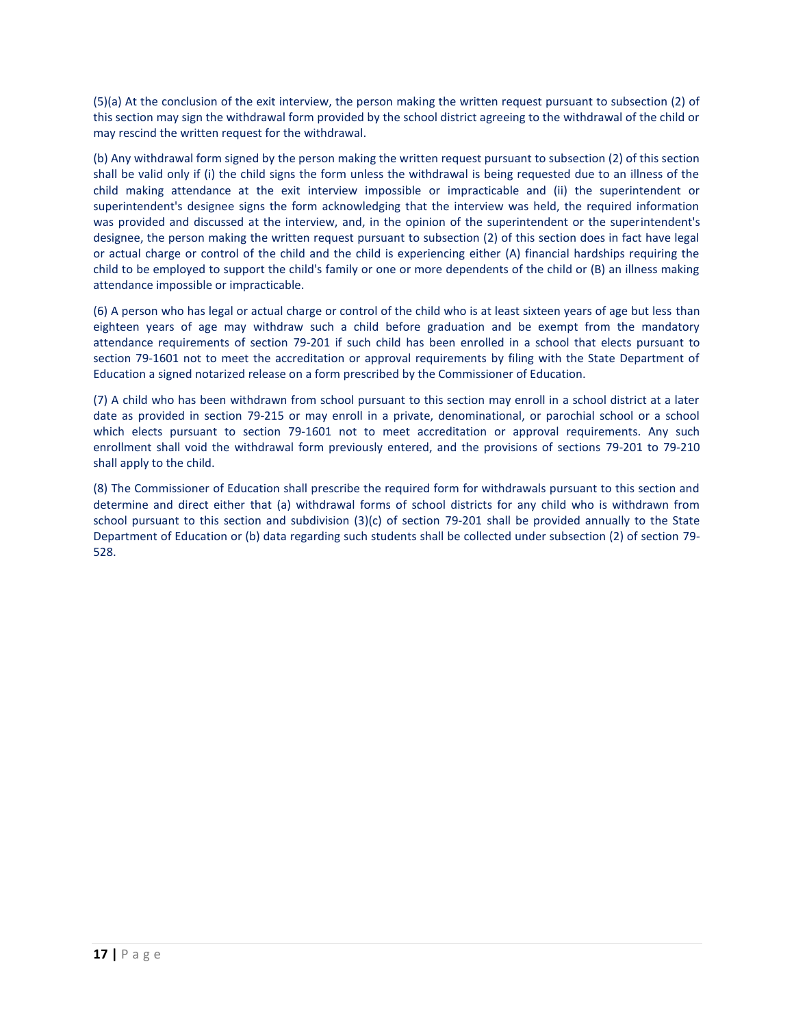(5)(a) At the conclusion of the exit interview, the person making the written request pursuant to subsection (2) of this section may sign the withdrawal form provided by the school district agreeing to the withdrawal of the child or may rescind the written request for the withdrawal.

(b) Any withdrawal form signed by the person making the written request pursuant to subsection (2) of this section shall be valid only if (i) the child signs the form unless the withdrawal is being requested due to an illness of the child making attendance at the exit interview impossible or impracticable and (ii) the superintendent or superintendent's designee signs the form acknowledging that the interview was held, the required information was provided and discussed at the interview, and, in the opinion of the superintendent or the superintendent's designee, the person making the written request pursuant to subsection (2) of this section does in fact have legal or actual charge or control of the child and the child is experiencing either (A) financial hardships requiring the child to be employed to support the child's family or one or more dependents of the child or (B) an illness making attendance impossible or impracticable.

(6) A person who has legal or actual charge or control of the child who is at least sixteen years of age but less than eighteen years of age may withdraw such a child before graduation and be exempt from the mandatory attendance requirements of section 79-201 if such child has been enrolled in a school that elects pursuant to section 79-1601 not to meet the accreditation or approval requirements by filing with the State Department of Education a signed notarized release on a form prescribed by the Commissioner of Education.

(7) A child who has been withdrawn from school pursuant to this section may enroll in a school district at a later date as provided in section 79-215 or may enroll in a private, denominational, or parochial school or a school which elects pursuant to section 79-1601 not to meet accreditation or approval requirements. Any such enrollment shall void the withdrawal form previously entered, and the provisions of sections 79-201 to 79-210 shall apply to the child.

(8) The Commissioner of Education shall prescribe the required form for withdrawals pursuant to this section and determine and direct either that (a) withdrawal forms of school districts for any child who is withdrawn from school pursuant to this section and subdivision (3)(c) of section 79-201 shall be provided annually to the State Department of Education or (b) data regarding such students shall be collected under subsection (2) of section 79-528.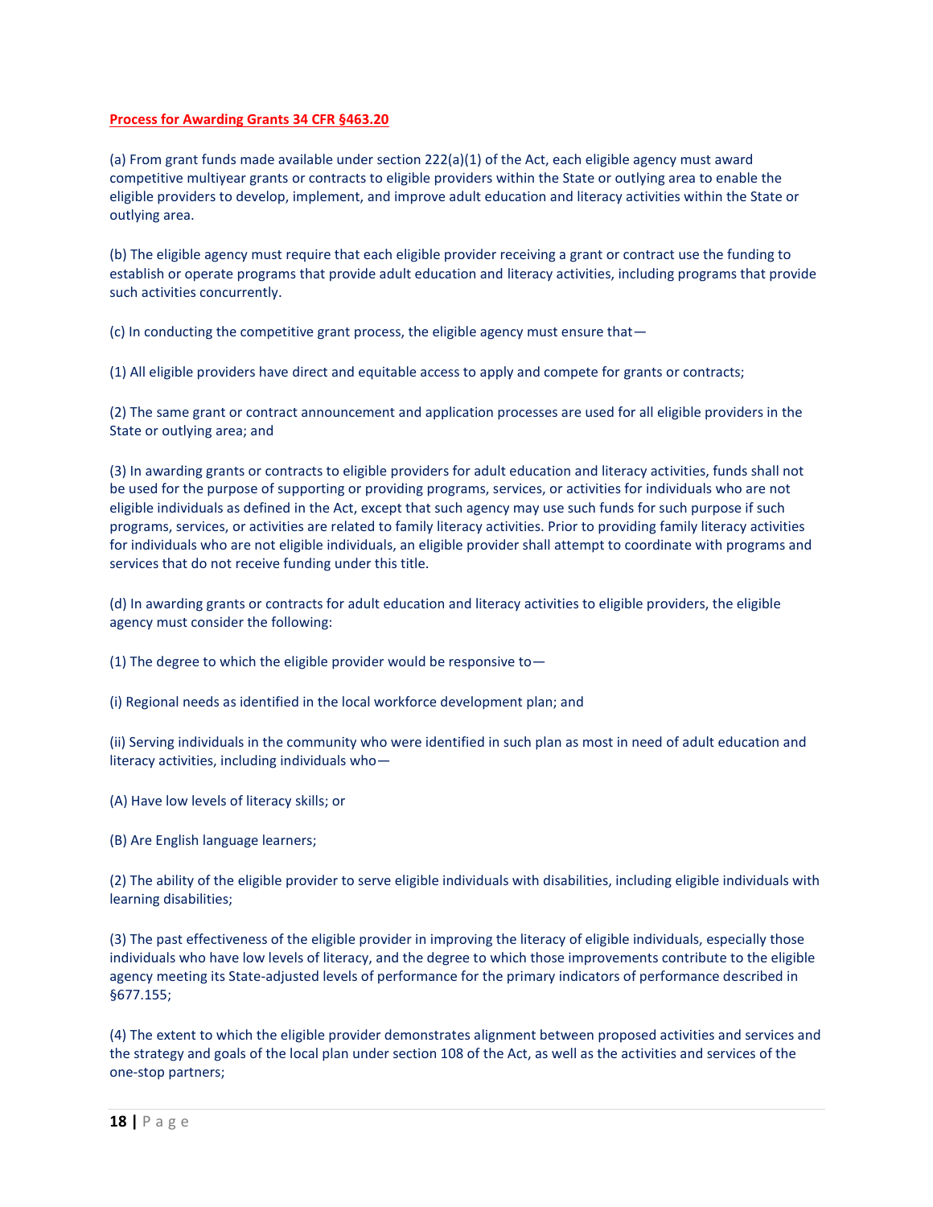**Process for Awarding Grants 34 CFR §463.20**

(a) From grant funds made available under section 222(a)(1) of the Act, each eligible agency must award competitive multiyear grants or contracts to eligible providers within the State or outlying area to enable the eligible providers to develop, implement, and improve adult education and literacy activities within the State or outlying area.

(b) The eligible agency must require that each eligible provider receiving a grant or contract use the funding to establish or operate programs that provide adult education and literacy activities, including programs that provide such activities concurrently.

(c) In conducting the competitive grant process, the eligible agency must ensure that—

(1) All eligible providers have direct and equitable access to apply and compete for grants or contracts;

(2) The same grant or contract announcement and application processes are used for all eligible providers in the State or outlying area; and

(3) In awarding grants or contracts to eligible providers for adult education and literacy activities, funds shall not be used for the purpose of supporting or providing programs, services, or activities for individuals who are not eligible individuals as defined in the Act, except that such agency may use such funds for such purpose if such programs, services, or activities are related to family literacy activities. Prior to providing family literacy activities for individuals who are not eligible individuals, an eligible provider shall attempt to coordinate with programs and services that do not receive funding under this title.

(d) In awarding grants or contracts for adult education and literacy activities to eligible providers, the eligible agency must consider the following:

(1) The degree to which the eligible provider would be responsive to—

(i) Regional needs as identified in the local workforce development plan; and

(ii) Serving individuals in the community who were identified in such plan as most in need of adult education and literacy activities, including individuals who—

(A) Have low levels of literacy skills; or

(B) Are English language learners;

(2) The ability of the eligible provider to serve eligible individuals with disabilities, including eligible individuals with learning disabilities;

(3) The past effectiveness of the eligible provider in improving the literacy of eligible individuals, especially those individuals who have low levels of literacy, and the degree to which those improvements contribute to the eligible agency meeting its State-adjusted levels of performance for the primary indicators of performance described in §677.155;

(4) The extent to which the eligible provider demonstrates alignment between proposed activities and services and the strategy and goals of the local plan under section 108 of the Act, as well as the activities and services of the one-stop partners;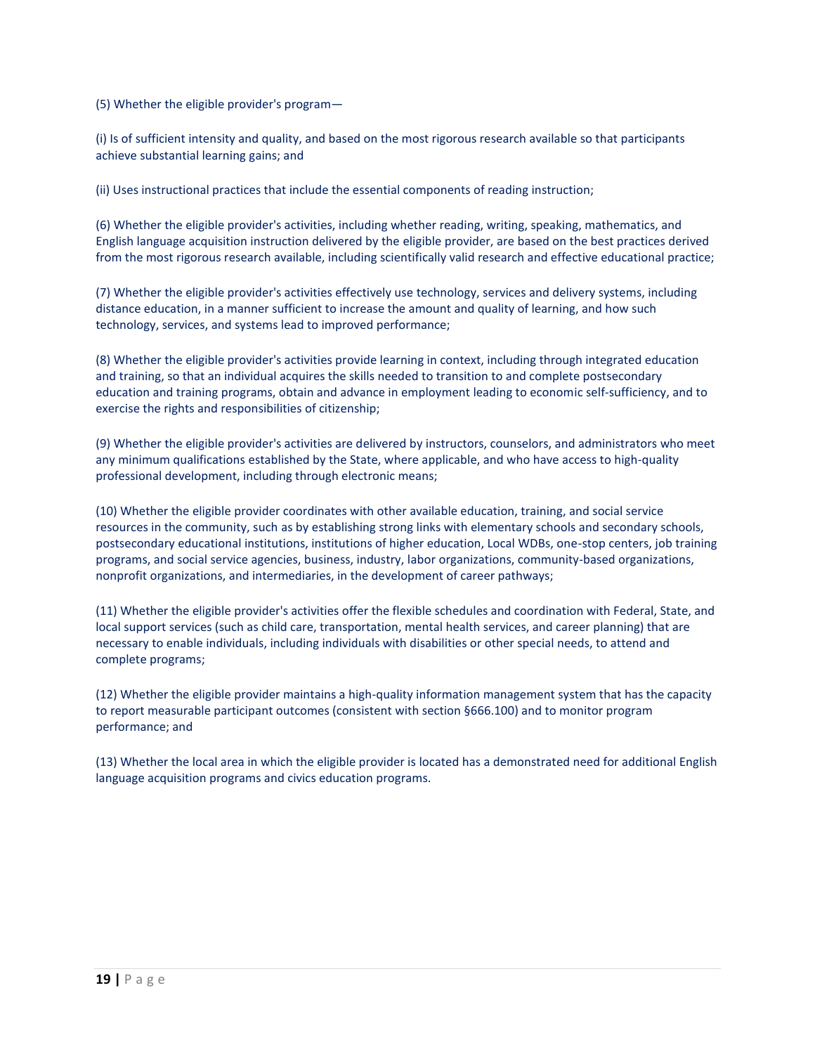(5) Whether the eligible provider's program—

(i) Is of sufficient intensity and quality, and based on the most rigorous research available so that participants achieve substantial learning gains; and

(ii) Uses instructional practices that include the essential components of reading instruction;

(6) Whether the eligible provider's activities, including whether reading, writing, speaking, mathematics, and English language acquisition instruction delivered by the eligible provider, are based on the best practices derived from the most rigorous research available, including scientifically valid research and effective educational practice;

(7) Whether the eligible provider's activities effectively use technology, services and delivery systems, including distance education, in a manner sufficient to increase the amount and quality of learning, and how such technology, services, and systems lead to improved performance;

(8) Whether the eligible provider's activities provide learning in context, including through integrated education and training, so that an individual acquires the skills needed to transition to and complete postsecondary education and training programs, obtain and advance in employment leading to economic self-sufficiency, and to exercise the rights and responsibilities of citizenship;

(9) Whether the eligible provider's activities are delivered by instructors, counselors, and administrators who meet any minimum qualifications established by the State, where applicable, and who have access to high-quality professional development, including through electronic means;

(10) Whether the eligible provider coordinates with other available education, training, and social service resources in the community, such as by establishing strong links with elementary schools and secondary schools, postsecondary educational institutions, institutions of higher education, Local WDBs, one-stop centers, job training programs, and social service agencies, business, industry, labor organizations, community-based organizations, nonprofit organizations, and intermediaries, in the development of career pathways;

(11) Whether the eligible provider's activities offer the flexible schedules and coordination with Federal, State, and local support services (such as child care, transportation, mental health services, and career planning) that are necessary to enable individuals, including individuals with disabilities or other special needs, to attend and complete programs;

(12) Whether the eligible provider maintains a high-quality information management system that has the capacity to report measurable participant outcomes (consistent with section §666.100) and to monitor program performance; and

(13) Whether the local area in which the eligible provider is located has a demonstrated need for additional English language acquisition programs and civics education programs.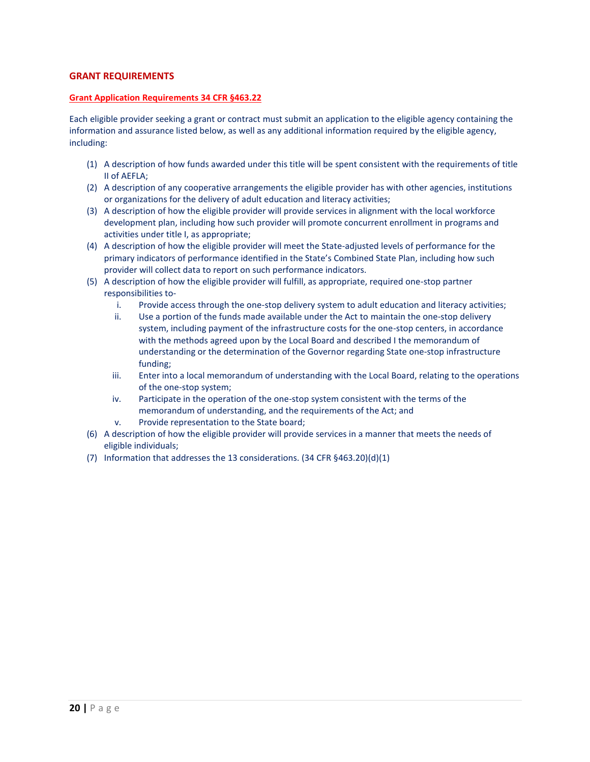## GRANT REQUIREMENTS

### Grant Application Requirements 34 CFR §463.22

Each eligible provider seeking a grant or contract must submit an application to the eligible agency containing the information and assurance listed below, as well as any additional information required by the eligible agency, including:

(1) A description of how funds awarded under this title will be spent consistent with the requirements of title II of AEFLA;
(2) A description of any cooperative arrangements the eligible provider has with other agencies, institutions or organizations for the delivery of adult education and literacy activities;
(3) A description of how the eligible provider will provide services in alignment with the local workforce development plan, including how such provider will promote concurrent enrollment in programs and activities under title I, as appropriate;
(4) A description of how the eligible provider will meet the State-adjusted levels of performance for the primary indicators of performance identified in the State's Combined State Plan, including how such provider will collect data to report on such performance indicators.
(5) A description of how the eligible provider will fulfill, as appropriate, required one-stop partner responsibilities to-
    i. Provide access through the one-stop delivery system to adult education and literacy activities;
    ii. Use a portion of the funds made available under the Act to maintain the one-stop delivery system, including payment of the infrastructure costs for the one-stop centers, in accordance with the methods agreed upon by the Local Board and described I the memorandum of understanding or the determination of the Governor regarding State one-stop infrastructure funding;
    iii. Enter into a local memorandum of understanding with the Local Board, relating to the operations of the one-stop system;
    iv. Participate in the operation of the one-stop system consistent with the terms of the memorandum of understanding, and the requirements of the Act; and
    v. Provide representation to the State board;
(6) A description of how the eligible provider will provide services in a manner that meets the needs of eligible individuals;
(7) Information that addresses the 13 considerations. (34 CFR §463.20)(d)(1)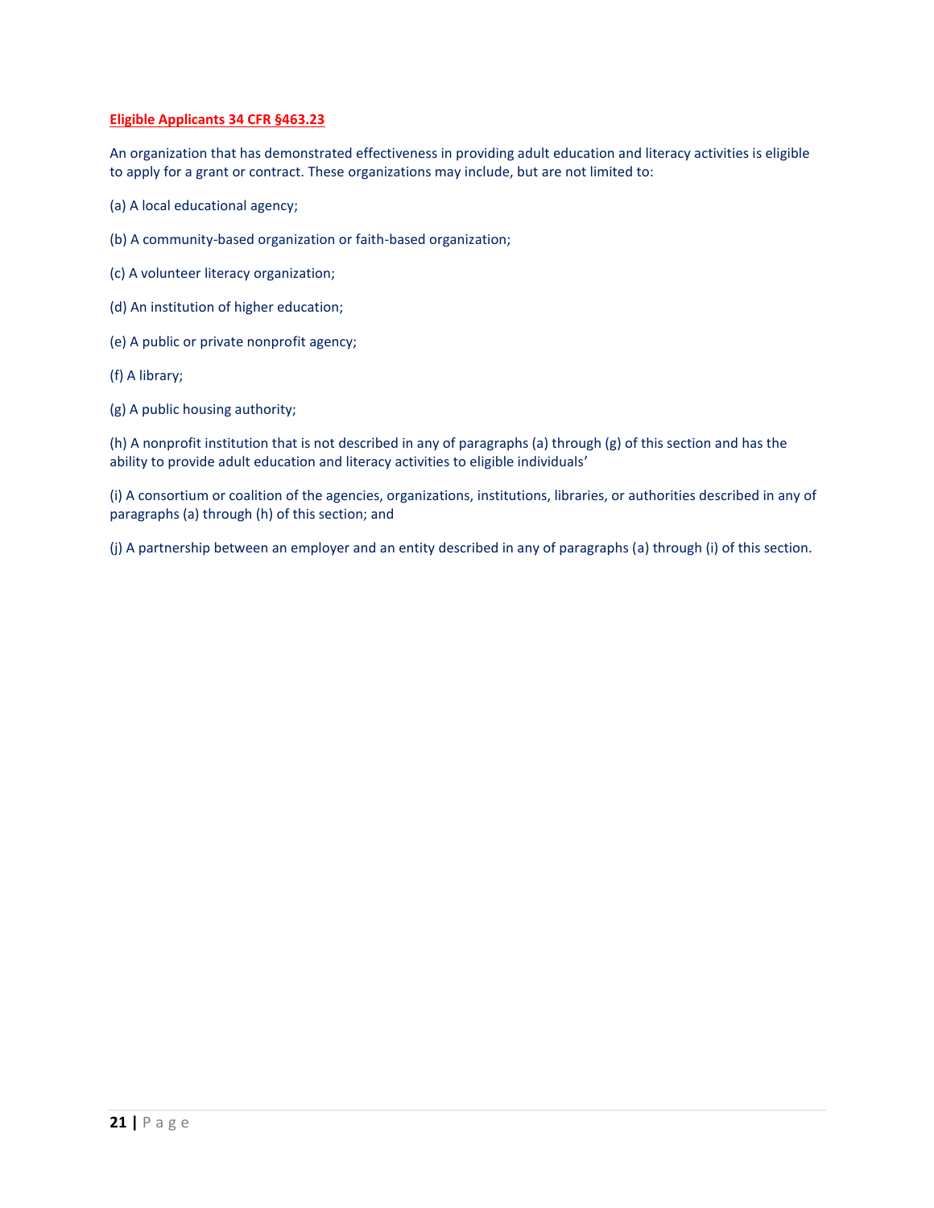**Eligible Applicants 34 CFR §463.23**

An organization that has demonstrated effectiveness in providing adult education and literacy activities is eligible to apply for a grant or contract. These organizations may include, but are not limited to:

(a) A local educational agency;

(b) A community-based organization or faith-based organization;

(c) A volunteer literacy organization;

(d) An institution of higher education;

(e) A public or private nonprofit agency;

(f) A library;

(g) A public housing authority;

(h) A nonprofit institution that is not described in any of paragraphs (a) through (g) of this section and has the ability to provide adult education and literacy activities to eligible individuals'

(i) A consortium or coalition of the agencies, organizations, institutions, libraries, or authorities described in any of paragraphs (a) through (h) of this section; and

(j) A partnership between an employer and an entity described in any of paragraphs (a) through (i) of this section.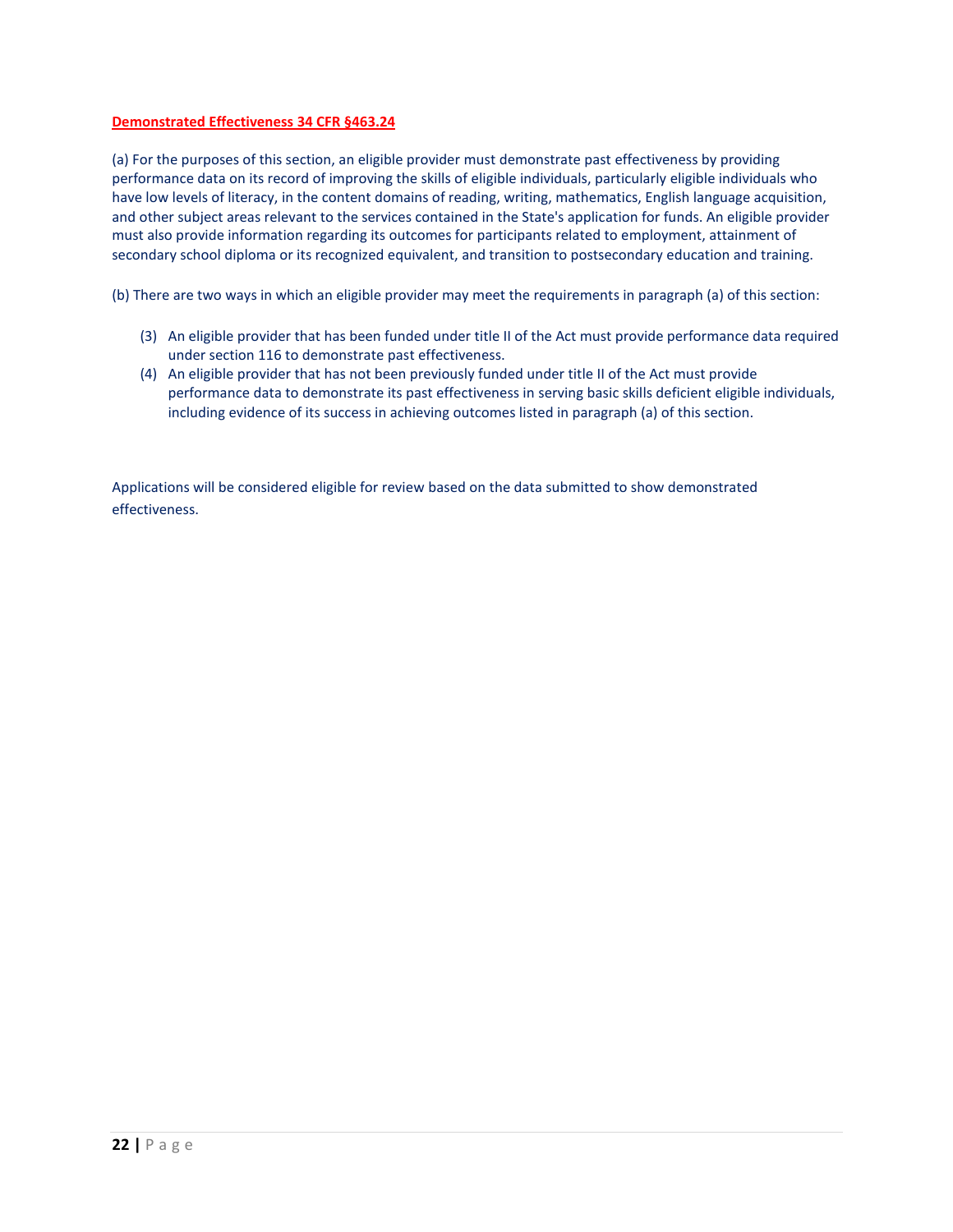**Demonstrated Effectiveness 34 CFR §463.24**

(a) For the purposes of this section, an eligible provider must demonstrate past effectiveness by providing performance data on its record of improving the skills of eligible individuals, particularly eligible individuals who have low levels of literacy, in the content domains of reading, writing, mathematics, English language acquisition, and other subject areas relevant to the services contained in the State's application for funds. An eligible provider must also provide information regarding its outcomes for participants related to employment, attainment of secondary school diploma or its recognized equivalent, and transition to postsecondary education and training.

(b) There are two ways in which an eligible provider may meet the requirements in paragraph (a) of this section:

(3) An eligible provider that has been funded under title II of the Act must provide performance data required under section 116 to demonstrate past effectiveness.

(4) An eligible provider that has not been previously funded under title II of the Act must provide performance data to demonstrate its past effectiveness in serving basic skills deficient eligible individuals, including evidence of its success in achieving outcomes listed in paragraph (a) of this section.

Applications will be considered eligible for review based on the data submitted to show demonstrated effectiveness.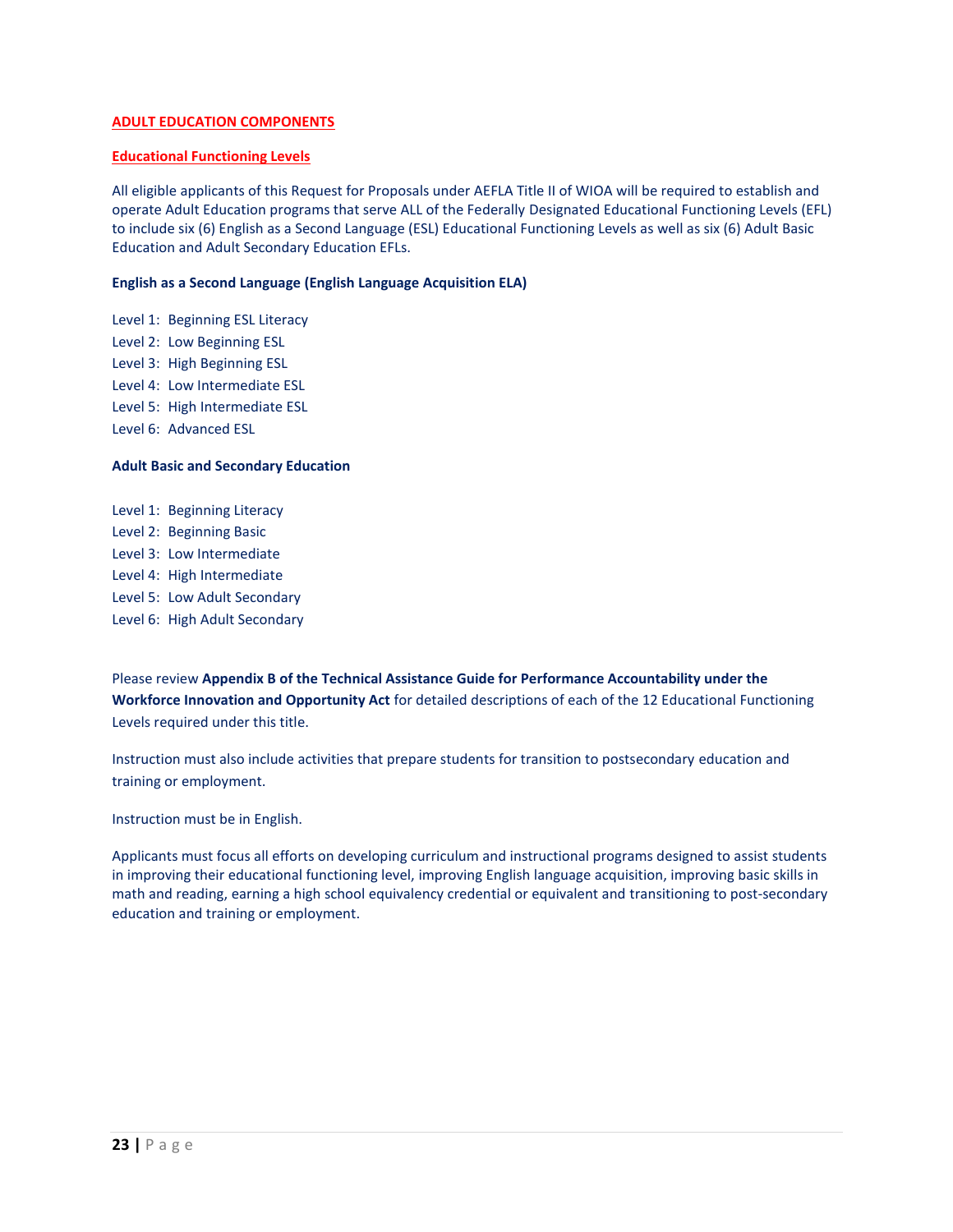## ADULT EDUCATION COMPONENTS

### Educational Functioning Levels

All eligible applicants of this Request for Proposals under AEFLA Title II of WIOA will be required to establish and operate Adult Education programs that serve ALL of the Federally Designated Educational Functioning Levels (EFL) to include six (6) English as a Second Language (ESL) Educational Functioning Levels as well as six (6) Adult Basic Education and Adult Secondary Education EFLs.

**English as a Second Language (English Language Acquisition ELA)**

Level 1: Beginning ESL Literacy
Level 2: Low Beginning ESL
Level 3: High Beginning ESL
Level 4: Low Intermediate ESL
Level 5: High Intermediate ESL
Level 6: Advanced ESL

**Adult Basic and Secondary Education**

Level 1: Beginning Literacy
Level 2: Beginning Basic
Level 3: Low Intermediate
Level 4: High Intermediate
Level 5: Low Adult Secondary
Level 6: High Adult Secondary

Please review **Appendix B of the Technical Assistance Guide for Performance Accountability under the Workforce Innovation and Opportunity Act** for detailed descriptions of each of the 12 Educational Functioning Levels required under this title.

Instruction must also include activities that prepare students for transition to postsecondary education and training or employment.

Instruction must be in English.

Applicants must focus all efforts on developing curriculum and instructional programs designed to assist students in improving their educational functioning level, improving English language acquisition, improving basic skills in math and reading, earning a high school equivalency credential or equivalent and transitioning to post-secondary education and training or employment.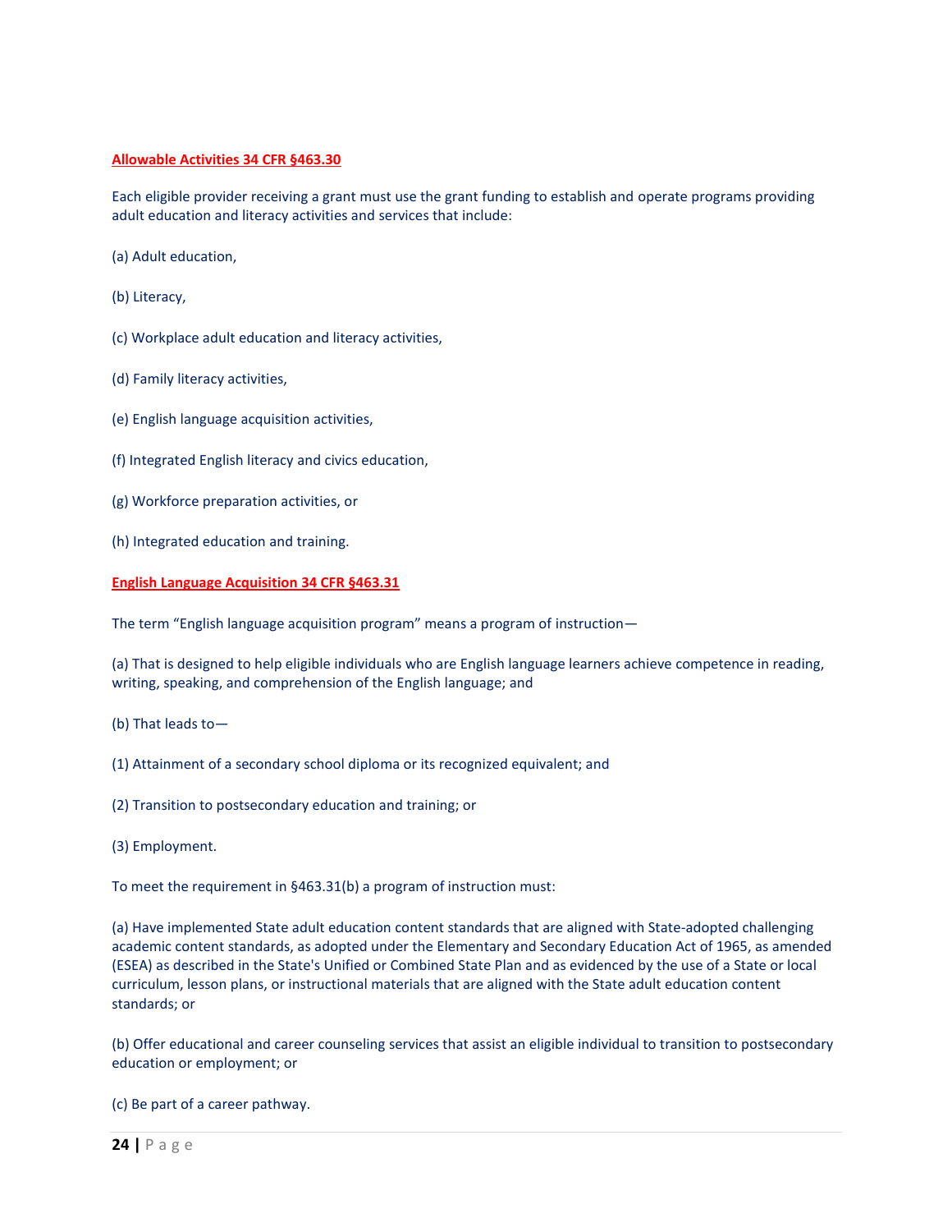**<u>Allowable Activities 34 CFR §463.30</u>**

Each eligible provider receiving a grant must use the grant funding to establish and operate programs providing adult education and literacy activities and services that include:

(a) Adult education,

(b) Literacy,

(c) Workplace adult education and literacy activities,

(d) Family literacy activities,

(e) English language acquisition activities,

(f) Integrated English literacy and civics education,

(g) Workforce preparation activities, or

(h) Integrated education and training.

**<u>English Language Acquisition 34 CFR §463.31</u>**

The term "English language acquisition program" means a program of instruction—

(a) That is designed to help eligible individuals who are English language learners achieve competence in reading, writing, speaking, and comprehension of the English language; and

(b) That leads to—

(1) Attainment of a secondary school diploma or its recognized equivalent; and

(2) Transition to postsecondary education and training; or

(3) Employment.

To meet the requirement in §463.31(b) a program of instruction must:

(a) Have implemented State adult education content standards that are aligned with State-adopted challenging academic content standards, as adopted under the Elementary and Secondary Education Act of 1965, as amended (ESEA) as described in the State's Unified or Combined State Plan and as evidenced by the use of a State or local curriculum, lesson plans, or instructional materials that are aligned with the State adult education content standards; or

(b) Offer educational and career counseling services that assist an eligible individual to transition to postsecondary education or employment; or

(c) Be part of a career pathway.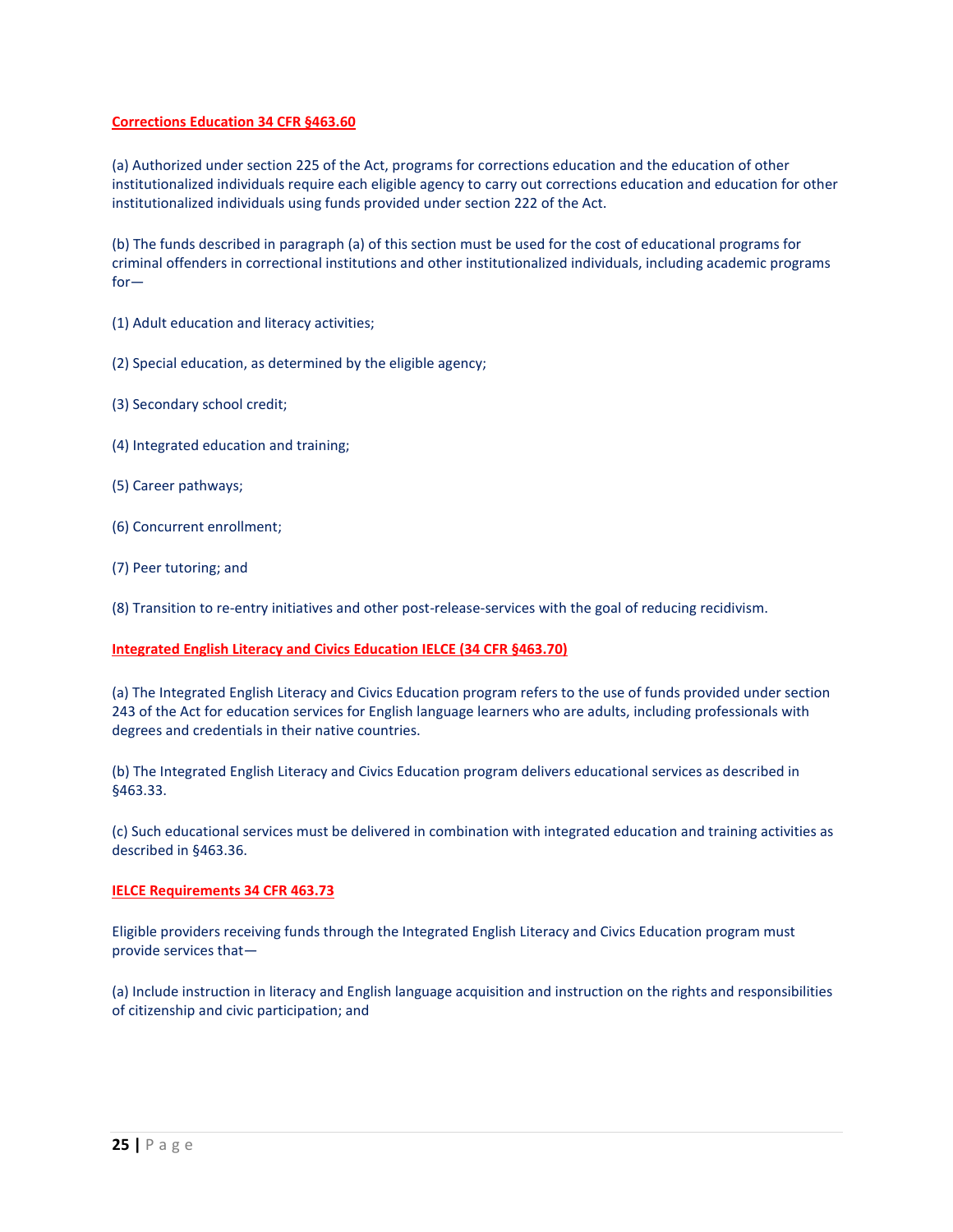### Corrections Education 34 CFR §463.60

(a) Authorized under section 225 of the Act, programs for corrections education and the education of other institutionalized individuals require each eligible agency to carry out corrections education and education for other institutionalized individuals using funds provided under section 222 of the Act.

(b) The funds described in paragraph (a) of this section must be used for the cost of educational programs for criminal offenders in correctional institutions and other institutionalized individuals, including academic programs for—

(1) Adult education and literacy activities;

(2) Special education, as determined by the eligible agency;

(3) Secondary school credit;

(4) Integrated education and training;

(5) Career pathways;

(6) Concurrent enrollment;

(7) Peer tutoring; and

(8) Transition to re-entry initiatives and other post-release-services with the goal of reducing recidivism.

### Integrated English Literacy and Civics Education IELCE (34 CFR §463.70)

(a) The Integrated English Literacy and Civics Education program refers to the use of funds provided under section 243 of the Act for education services for English language learners who are adults, including professionals with degrees and credentials in their native countries.

(b) The Integrated English Literacy and Civics Education program delivers educational services as described in §463.33.

(c) Such educational services must be delivered in combination with integrated education and training activities as described in §463.36.

### IELCE Requirements 34 CFR 463.73

Eligible providers receiving funds through the Integrated English Literacy and Civics Education program must provide services that—

(a) Include instruction in literacy and English language acquisition and instruction on the rights and responsibilities of citizenship and civic participation; and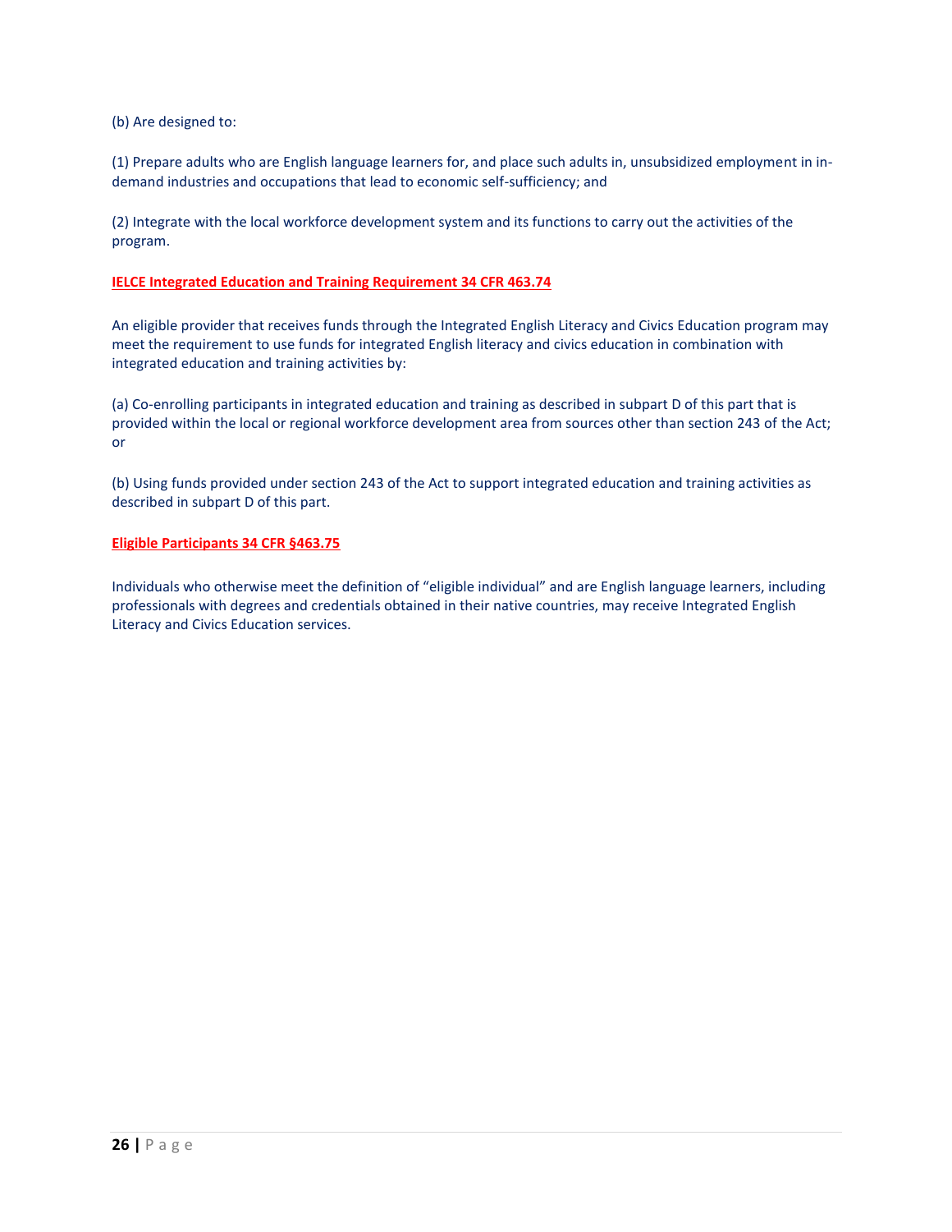(b) Are designed to:

(1) Prepare adults who are English language learners for, and place such adults in, unsubsidized employment in in-demand industries and occupations that lead to economic self-sufficiency; and

(2) Integrate with the local workforce development system and its functions to carry out the activities of the program.

### IELCE Integrated Education and Training Requirement 34 CFR 463.74

An eligible provider that receives funds through the Integrated English Literacy and Civics Education program may meet the requirement to use funds for integrated English literacy and civics education in combination with integrated education and training activities by:

(a) Co-enrolling participants in integrated education and training as described in subpart D of this part that is provided within the local or regional workforce development area from sources other than section 243 of the Act; or

(b) Using funds provided under section 243 of the Act to support integrated education and training activities as described in subpart D of this part.

### Eligible Participants 34 CFR §463.75

Individuals who otherwise meet the definition of "eligible individual" and are English language learners, including professionals with degrees and credentials obtained in their native countries, may receive Integrated English Literacy and Civics Education services.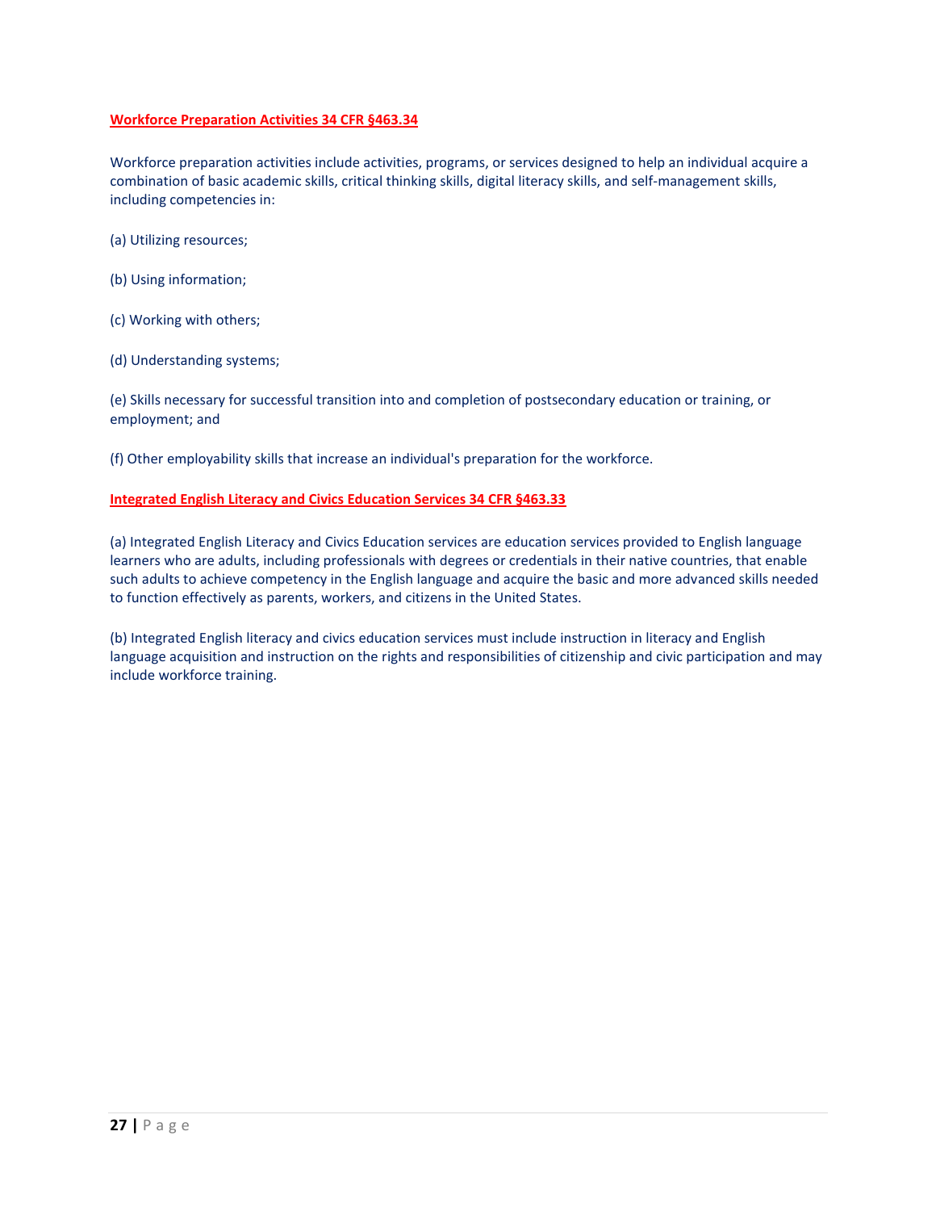**Workforce Preparation Activities 34 CFR §463.34**

Workforce preparation activities include activities, programs, or services designed to help an individual acquire a combination of basic academic skills, critical thinking skills, digital literacy skills, and self-management skills, including competencies in:

(a) Utilizing resources;

(b) Using information;

(c) Working with others;

(d) Understanding systems;

(e) Skills necessary for successful transition into and completion of postsecondary education or training, or employment; and

(f) Other employability skills that increase an individual's preparation for the workforce.

**Integrated English Literacy and Civics Education Services 34 CFR §463.33**

(a) Integrated English Literacy and Civics Education services are education services provided to English language learners who are adults, including professionals with degrees or credentials in their native countries, that enable such adults to achieve competency in the English language and acquire the basic and more advanced skills needed to function effectively as parents, workers, and citizens in the United States.

(b) Integrated English literacy and civics education services must include instruction in literacy and English language acquisition and instruction on the rights and responsibilities of citizenship and civic participation and may include workforce training.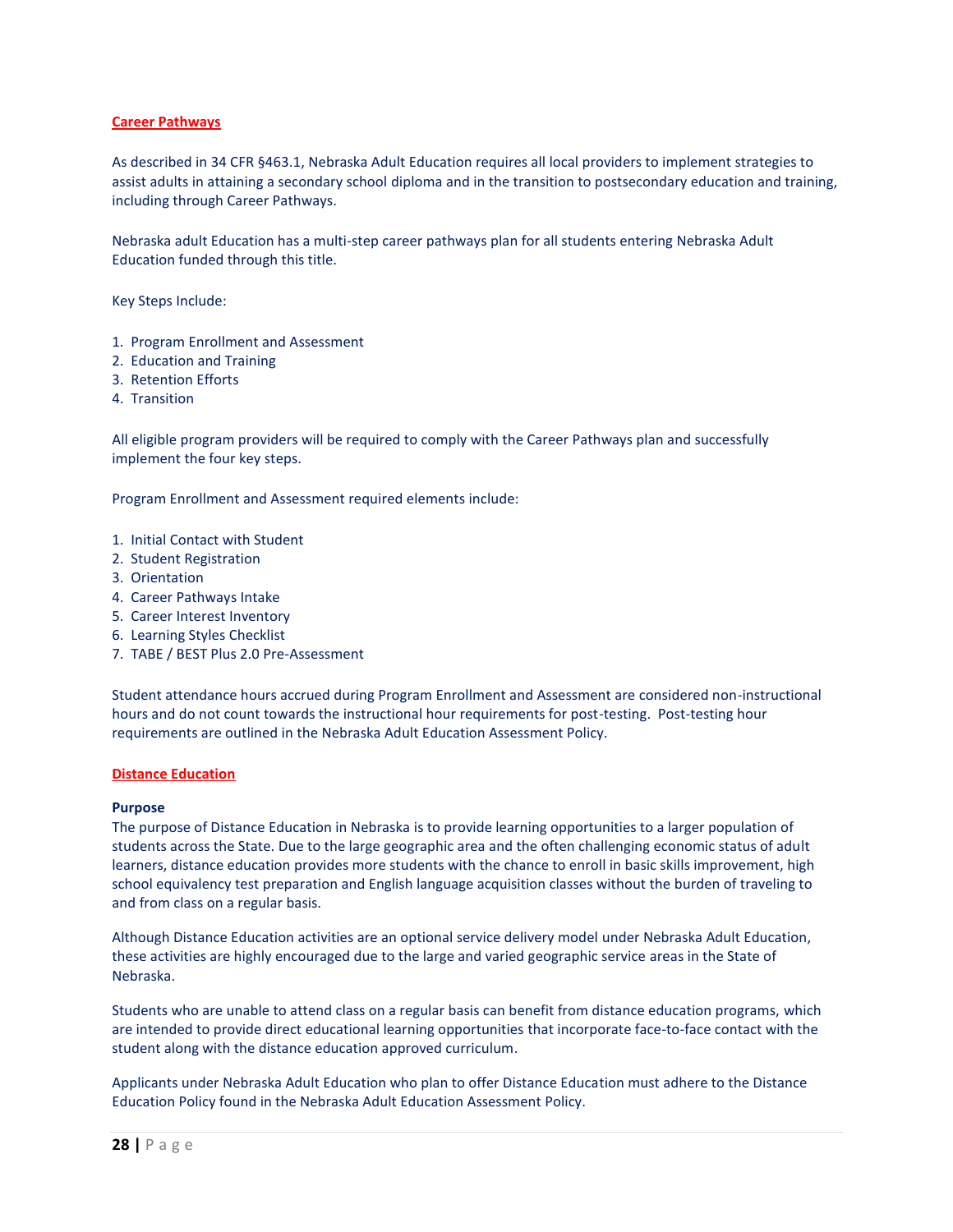## Career Pathways

As described in 34 CFR §463.1, Nebraska Adult Education requires all local providers to implement strategies to assist adults in attaining a secondary school diploma and in the transition to postsecondary education and training, including through Career Pathways.

Nebraska adult Education has a multi-step career pathways plan for all students entering Nebraska Adult Education funded through this title.

Key Steps Include:

1. Program Enrollment and Assessment
2. Education and Training
3. Retention Efforts
4. Transition

All eligible program providers will be required to comply with the Career Pathways plan and successfully implement the four key steps.

Program Enrollment and Assessment required elements include:

1. Initial Contact with Student
2. Student Registration
3. Orientation
4. Career Pathways Intake
5. Career Interest Inventory
6. Learning Styles Checklist
7. TABE / BEST Plus 2.0 Pre-Assessment

Student attendance hours accrued during Program Enrollment and Assessment are considered non-instructional hours and do not count towards the instructional hour requirements for post-testing. Post-testing hour requirements are outlined in the Nebraska Adult Education Assessment Policy.

## Distance Education

**Purpose**

The purpose of Distance Education in Nebraska is to provide learning opportunities to a larger population of students across the State. Due to the large geographic area and the often challenging economic status of adult learners, distance education provides more students with the chance to enroll in basic skills improvement, high school equivalency test preparation and English language acquisition classes without the burden of traveling to and from class on a regular basis.

Although Distance Education activities are an optional service delivery model under Nebraska Adult Education, these activities are highly encouraged due to the large and varied geographic service areas in the State of Nebraska.

Students who are unable to attend class on a regular basis can benefit from distance education programs, which are intended to provide direct educational learning opportunities that incorporate face-to-face contact with the student along with the distance education approved curriculum.

Applicants under Nebraska Adult Education who plan to offer Distance Education must adhere to the Distance Education Policy found in the Nebraska Adult Education Assessment Policy.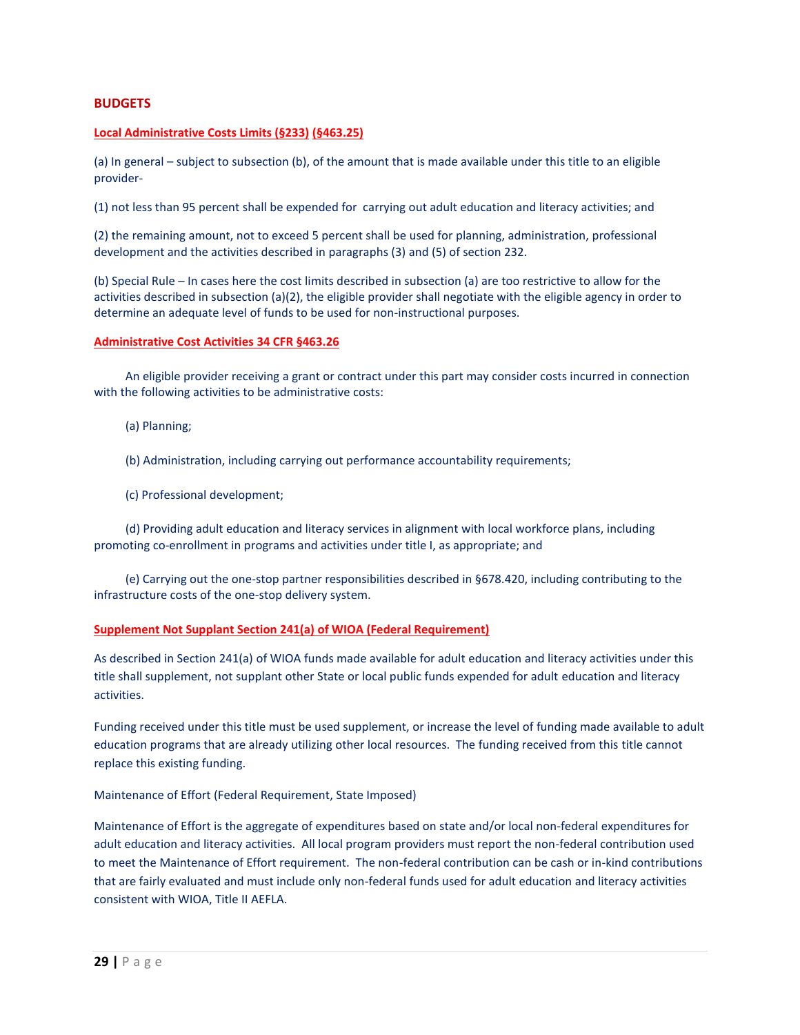## BUDGETS

**Local Administrative Costs Limits (§233) (§463.25)**

(a) In general – subject to subsection (b), of the amount that is made available under this title to an eligible provider-

(1) not less than 95 percent shall be expended for carrying out adult education and literacy activities; and

(2) the remaining amount, not to exceed 5 percent shall be used for planning, administration, professional development and the activities described in paragraphs (3) and (5) of section 232.

(b) Special Rule – In cases here the cost limits described in subsection (a) are too restrictive to allow for the activities described in subsection (a)(2), the eligible provider shall negotiate with the eligible agency in order to determine an adequate level of funds to be used for non-instructional purposes.

**Administrative Cost Activities 34 CFR §463.26**

An eligible provider receiving a grant or contract under this part may consider costs incurred in connection with the following activities to be administrative costs:

(a) Planning;

(b) Administration, including carrying out performance accountability requirements;

(c) Professional development;

(d) Providing adult education and literacy services in alignment with local workforce plans, including promoting co-enrollment in programs and activities under title I, as appropriate; and

(e) Carrying out the one-stop partner responsibilities described in §678.420, including contributing to the infrastructure costs of the one-stop delivery system.

**Supplement Not Supplant Section 241(a) of WIOA (Federal Requirement)**

As described in Section 241(a) of WIOA funds made available for adult education and literacy activities under this title shall supplement, not supplant other State or local public funds expended for adult education and literacy activities.

Funding received under this title must be used supplement, or increase the level of funding made available to adult education programs that are already utilizing other local resources. The funding received from this title cannot replace this existing funding.

Maintenance of Effort (Federal Requirement, State Imposed)

Maintenance of Effort is the aggregate of expenditures based on state and/or local non-federal expenditures for adult education and literacy activities. All local program providers must report the non-federal contribution used to meet the Maintenance of Effort requirement. The non-federal contribution can be cash or in-kind contributions that are fairly evaluated and must include only non-federal funds used for adult education and literacy activities consistent with WIOA, Title II AEFLA.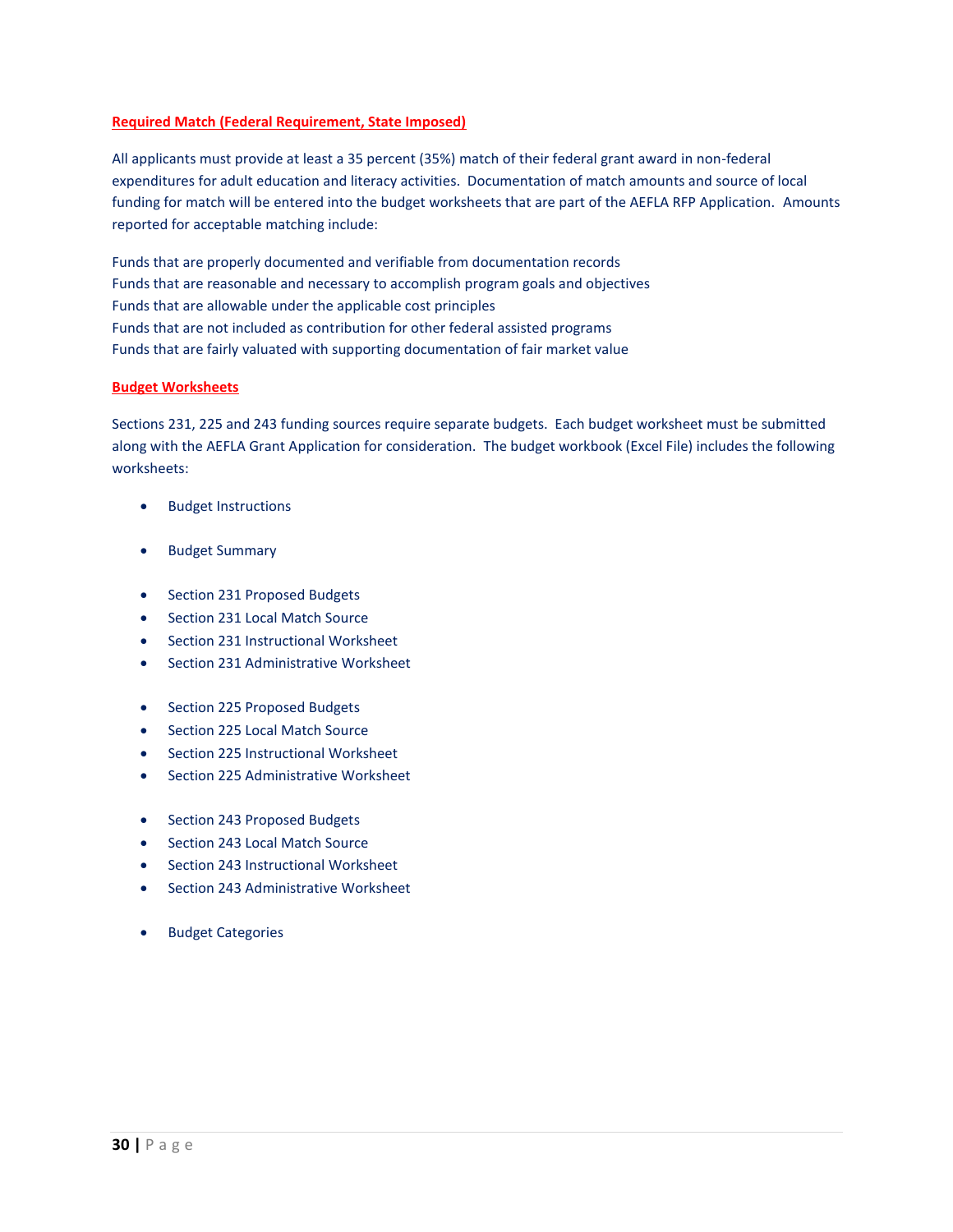## Required Match (Federal Requirement, State Imposed)

All applicants must provide at least a 35 percent (35%) match of their federal grant award in non-federal expenditures for adult education and literacy activities. Documentation of match amounts and source of local funding for match will be entered into the budget worksheets that are part of the AEFLA RFP Application. Amounts reported for acceptable matching include:

Funds that are properly documented and verifiable from documentation records
Funds that are reasonable and necessary to accomplish program goals and objectives
Funds that are allowable under the applicable cost principles
Funds that are not included as contribution for other federal assisted programs
Funds that are fairly valuated with supporting documentation of fair market value

## Budget Worksheets

Sections 231, 225 and 243 funding sources require separate budgets. Each budget worksheet must be submitted along with the AEFLA Grant Application for consideration. The budget workbook (Excel File) includes the following worksheets:

- Budget Instructions

- Budget Summary

- Section 231 Proposed Budgets
- Section 231 Local Match Source
- Section 231 Instructional Worksheet
- Section 231 Administrative Worksheet

- Section 225 Proposed Budgets
- Section 225 Local Match Source
- Section 225 Instructional Worksheet
- Section 225 Administrative Worksheet

- Section 243 Proposed Budgets
- Section 243 Local Match Source
- Section 243 Instructional Worksheet
- Section 243 Administrative Worksheet

- Budget Categories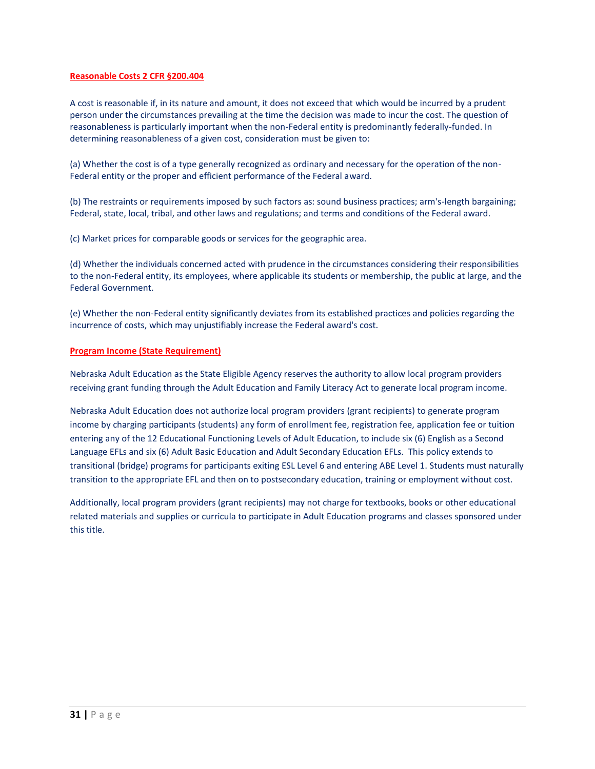## Reasonable Costs 2 CFR §200.404

A cost is reasonable if, in its nature and amount, it does not exceed that which would be incurred by a prudent person under the circumstances prevailing at the time the decision was made to incur the cost. The question of reasonableness is particularly important when the non-Federal entity is predominantly federally-funded. In determining reasonableness of a given cost, consideration must be given to:

(a) Whether the cost is of a type generally recognized as ordinary and necessary for the operation of the non-Federal entity or the proper and efficient performance of the Federal award.

(b) The restraints or requirements imposed by such factors as: sound business practices; arm's-length bargaining; Federal, state, local, tribal, and other laws and regulations; and terms and conditions of the Federal award.

(c) Market prices for comparable goods or services for the geographic area.

(d) Whether the individuals concerned acted with prudence in the circumstances considering their responsibilities to the non-Federal entity, its employees, where applicable its students or membership, the public at large, and the Federal Government.

(e) Whether the non-Federal entity significantly deviates from its established practices and policies regarding the incurrence of costs, which may unjustifiably increase the Federal award's cost.

## Program Income (State Requirement)

Nebraska Adult Education as the State Eligible Agency reserves the authority to allow local program providers receiving grant funding through the Adult Education and Family Literacy Act to generate local program income.

Nebraska Adult Education does not authorize local program providers (grant recipients) to generate program income by charging participants (students) any form of enrollment fee, registration fee, application fee or tuition entering any of the 12 Educational Functioning Levels of Adult Education, to include six (6) English as a Second Language EFLs and six (6) Adult Basic Education and Adult Secondary Education EFLs. This policy extends to transitional (bridge) programs for participants exiting ESL Level 6 and entering ABE Level 1. Students must naturally transition to the appropriate EFL and then on to postsecondary education, training or employment without cost.

Additionally, local program providers (grant recipients) may not charge for textbooks, books or other educational related materials and supplies or curricula to participate in Adult Education programs and classes sponsored under this title.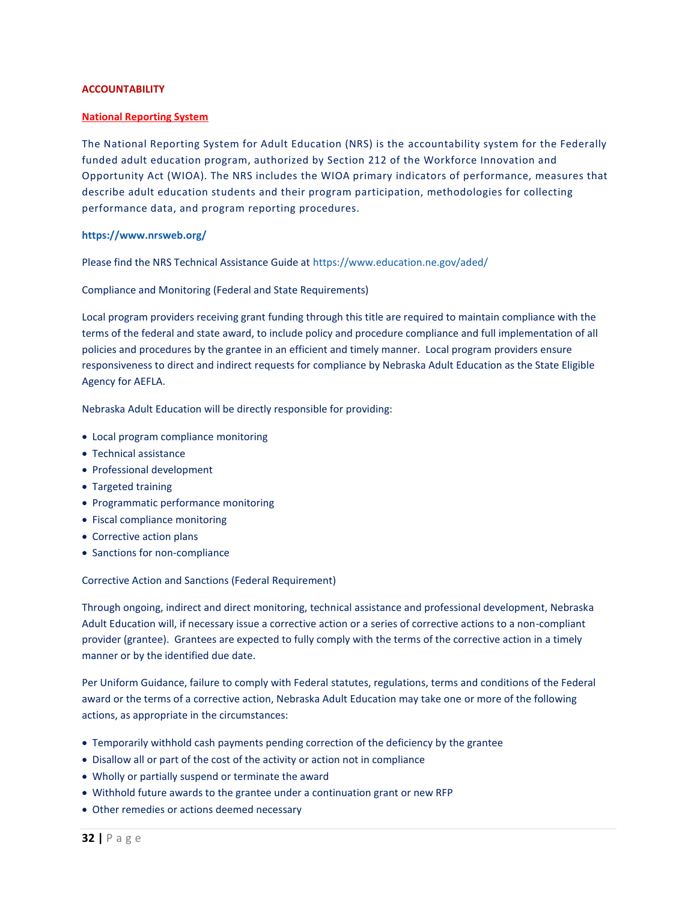## ACCOUNTABILITY

### National Reporting System

The National Reporting System for Adult Education (NRS) is the accountability system for the Federally funded adult education program, authorized by Section 212 of the Workforce Innovation and Opportunity Act (WIOA). The NRS includes the WIOA primary indicators of performance, measures that describe adult education students and their program participation, methodologies for collecting performance data, and program reporting procedures.

**https://www.nrsweb.org/**

Please find the NRS Technical Assistance Guide at https://www.education.ne.gov/aded/

Compliance and Monitoring (Federal and State Requirements)

Local program providers receiving grant funding through this title are required to maintain compliance with the terms of the federal and state award, to include policy and procedure compliance and full implementation of all policies and procedures by the grantee in an efficient and timely manner. Local program providers ensure responsiveness to direct and indirect requests for compliance by Nebraska Adult Education as the State Eligible Agency for AEFLA.

Nebraska Adult Education will be directly responsible for providing:

- Local program compliance monitoring
- Technical assistance
- Professional development
- Targeted training
- Programmatic performance monitoring
- Fiscal compliance monitoring
- Corrective action plans
- Sanctions for non-compliance

Corrective Action and Sanctions (Federal Requirement)

Through ongoing, indirect and direct monitoring, technical assistance and professional development, Nebraska Adult Education will, if necessary issue a corrective action or a series of corrective actions to a non-compliant provider (grantee). Grantees are expected to fully comply with the terms of the corrective action in a timely manner or by the identified due date.

Per Uniform Guidance, failure to comply with Federal statutes, regulations, terms and conditions of the Federal award or the terms of a corrective action, Nebraska Adult Education may take one or more of the following actions, as appropriate in the circumstances:

- Temporarily withhold cash payments pending correction of the deficiency by the grantee
- Disallow all or part of the cost of the activity or action not in compliance
- Wholly or partially suspend or terminate the award
- Withhold future awards to the grantee under a continuation grant or new RFP
- Other remedies or actions deemed necessary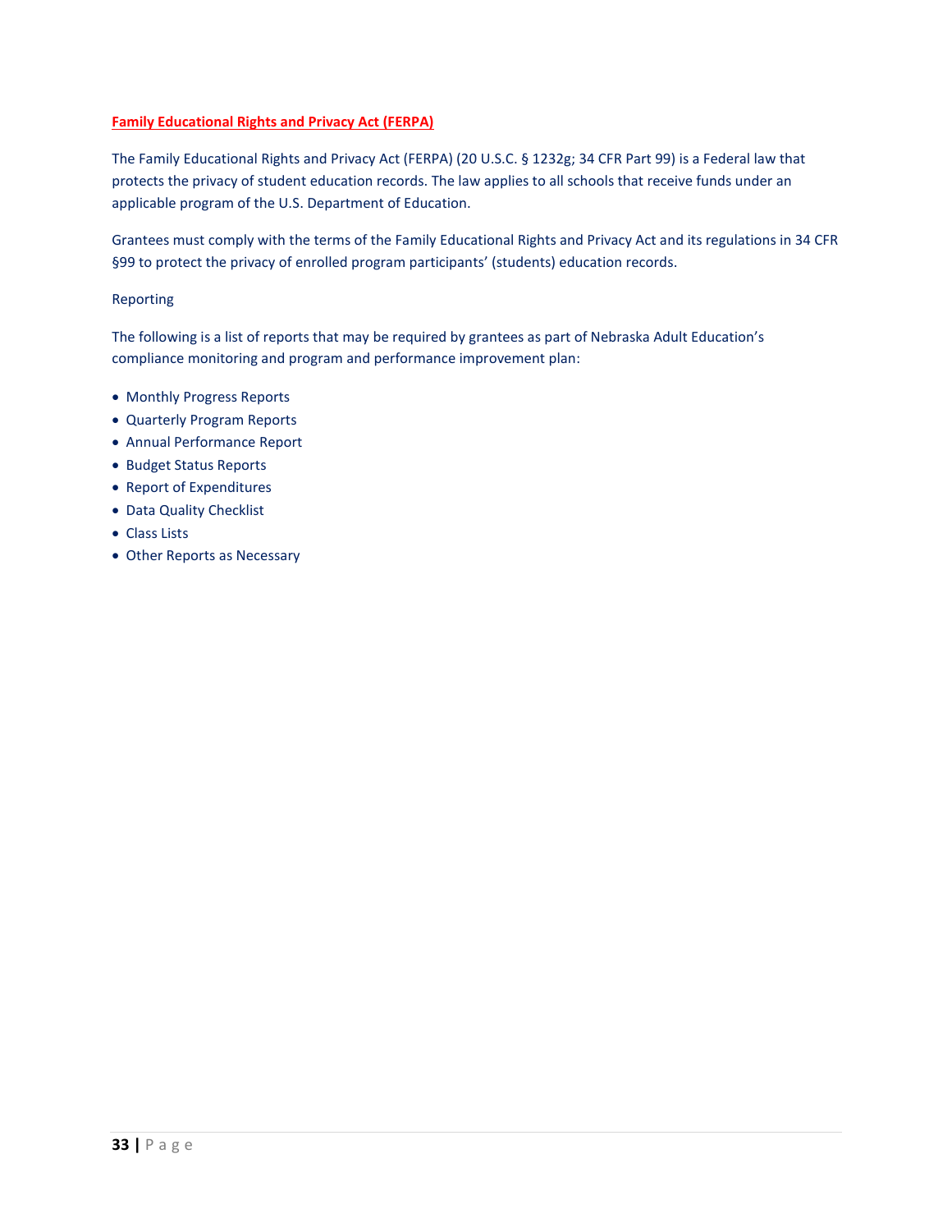## Family Educational Rights and Privacy Act (FERPA)

The Family Educational Rights and Privacy Act (FERPA) (20 U.S.C. § 1232g; 34 CFR Part 99) is a Federal law that protects the privacy of student education records. The law applies to all schools that receive funds under an applicable program of the U.S. Department of Education.

Grantees must comply with the terms of the Family Educational Rights and Privacy Act and its regulations in 34 CFR §99 to protect the privacy of enrolled program participants' (students) education records.

Reporting

The following is a list of reports that may be required by grantees as part of Nebraska Adult Education's compliance monitoring and program and performance improvement plan:

- Monthly Progress Reports
- Quarterly Program Reports
- Annual Performance Report
- Budget Status Reports
- Report of Expenditures
- Data Quality Checklist
- Class Lists
- Other Reports as Necessary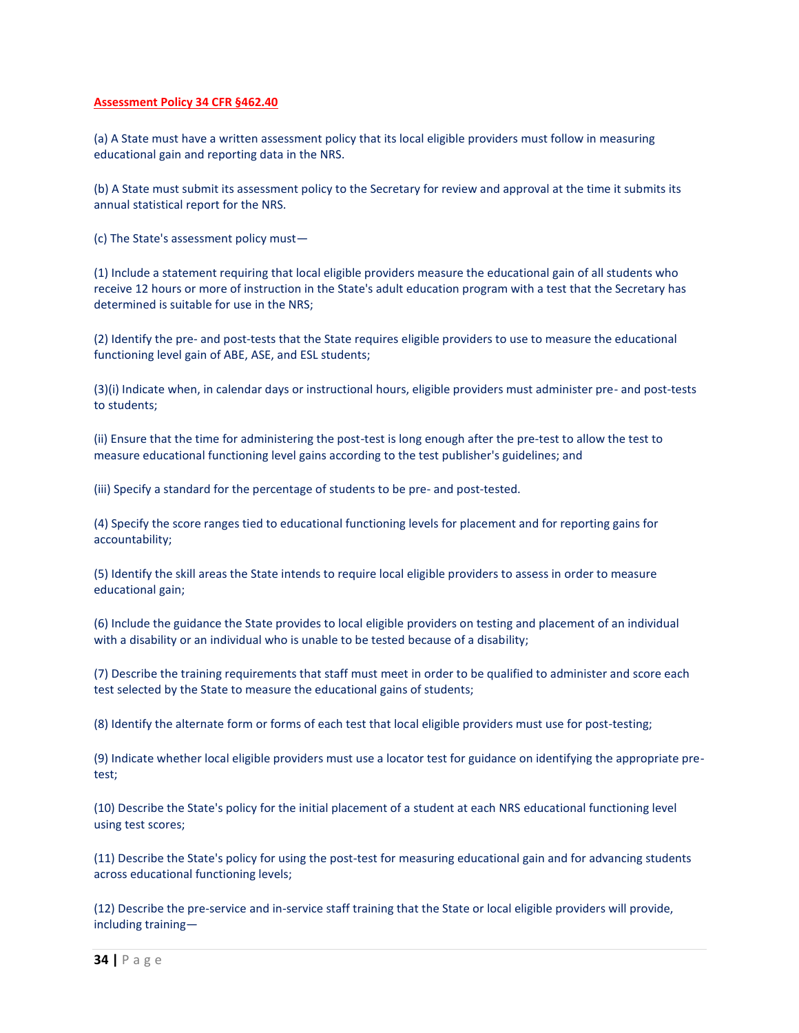**Assessment Policy 34 CFR §462.40**

(a) A State must have a written assessment policy that its local eligible providers must follow in measuring educational gain and reporting data in the NRS.

(b) A State must submit its assessment policy to the Secretary for review and approval at the time it submits its annual statistical report for the NRS.

(c) The State's assessment policy must—

(1) Include a statement requiring that local eligible providers measure the educational gain of all students who receive 12 hours or more of instruction in the State's adult education program with a test that the Secretary has determined is suitable for use in the NRS;

(2) Identify the pre- and post-tests that the State requires eligible providers to use to measure the educational functioning level gain of ABE, ASE, and ESL students;

(3)(i) Indicate when, in calendar days or instructional hours, eligible providers must administer pre- and post-tests to students;

(ii) Ensure that the time for administering the post-test is long enough after the pre-test to allow the test to measure educational functioning level gains according to the test publisher's guidelines; and

(iii) Specify a standard for the percentage of students to be pre- and post-tested.

(4) Specify the score ranges tied to educational functioning levels for placement and for reporting gains for accountability;

(5) Identify the skill areas the State intends to require local eligible providers to assess in order to measure educational gain;

(6) Include the guidance the State provides to local eligible providers on testing and placement of an individual with a disability or an individual who is unable to be tested because of a disability;

(7) Describe the training requirements that staff must meet in order to be qualified to administer and score each test selected by the State to measure the educational gains of students;

(8) Identify the alternate form or forms of each test that local eligible providers must use for post-testing;

(9) Indicate whether local eligible providers must use a locator test for guidance on identifying the appropriate pre-test;

(10) Describe the State's policy for the initial placement of a student at each NRS educational functioning level using test scores;

(11) Describe the State's policy for using the post-test for measuring educational gain and for advancing students across educational functioning levels;

(12) Describe the pre-service and in-service staff training that the State or local eligible providers will provide, including training—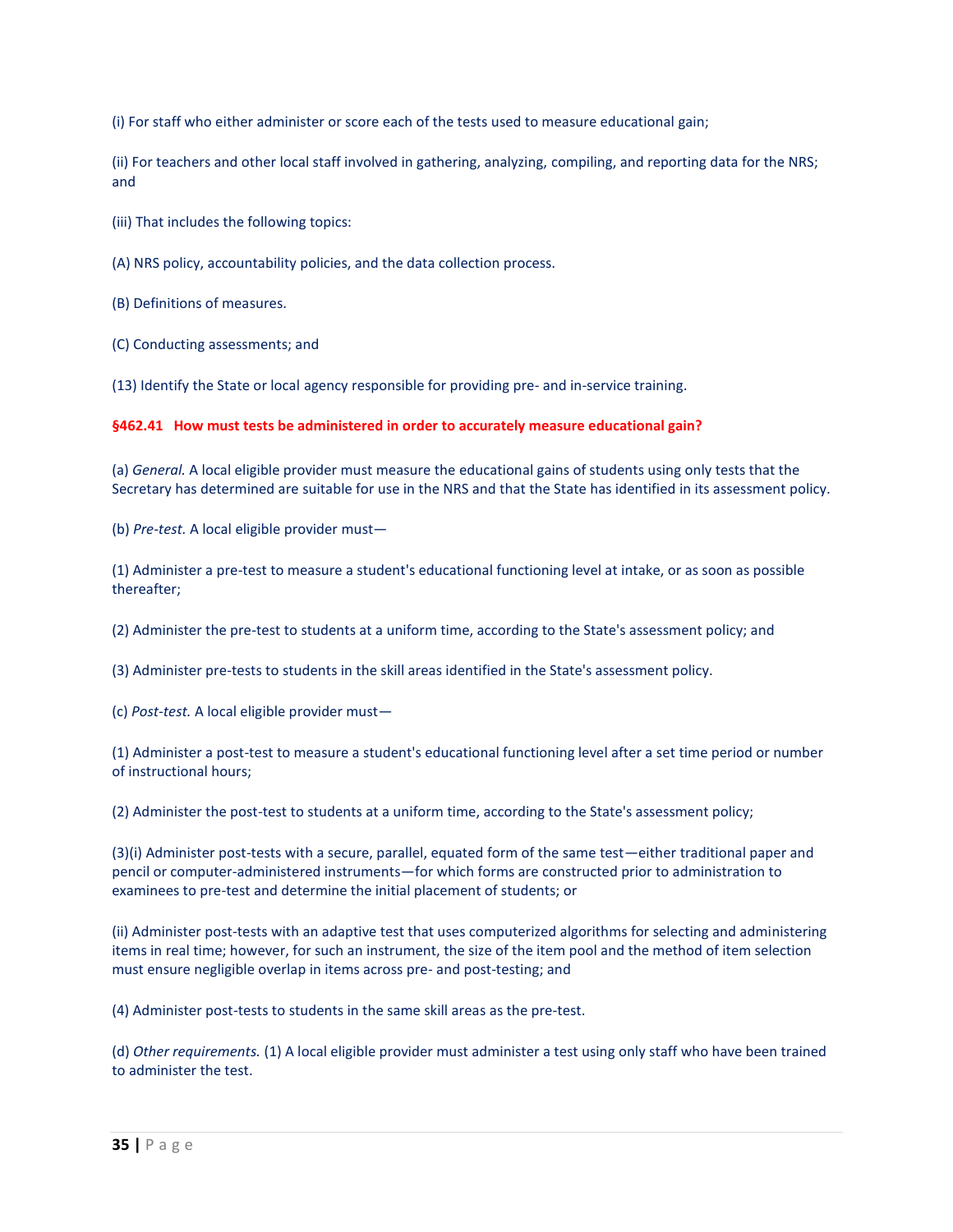(i) For staff who either administer or score each of the tests used to measure educational gain;

(ii) For teachers and other local staff involved in gathering, analyzing, compiling, and reporting data for the NRS; and

(iii) That includes the following topics:

(A) NRS policy, accountability policies, and the data collection process.

(B) Definitions of measures.

(C) Conducting assessments; and

(13) Identify the State or local agency responsible for providing pre- and in-service training.

### §462.41 How must tests be administered in order to accurately measure educational gain?

(a) *General.* A local eligible provider must measure the educational gains of students using only tests that the Secretary has determined are suitable for use in the NRS and that the State has identified in its assessment policy.

(b) *Pre-test.* A local eligible provider must—

(1) Administer a pre-test to measure a student's educational functioning level at intake, or as soon as possible thereafter;

(2) Administer the pre-test to students at a uniform time, according to the State's assessment policy; and

(3) Administer pre-tests to students in the skill areas identified in the State's assessment policy.

(c) *Post-test.* A local eligible provider must—

(1) Administer a post-test to measure a student's educational functioning level after a set time period or number of instructional hours;

(2) Administer the post-test to students at a uniform time, according to the State's assessment policy;

(3)(i) Administer post-tests with a secure, parallel, equated form of the same test—either traditional paper and pencil or computer-administered instruments—for which forms are constructed prior to administration to examinees to pre-test and determine the initial placement of students; or

(ii) Administer post-tests with an adaptive test that uses computerized algorithms for selecting and administering items in real time; however, for such an instrument, the size of the item pool and the method of item selection must ensure negligible overlap in items across pre- and post-testing; and

(4) Administer post-tests to students in the same skill areas as the pre-test.

(d) *Other requirements.* (1) A local eligible provider must administer a test using only staff who have been trained to administer the test.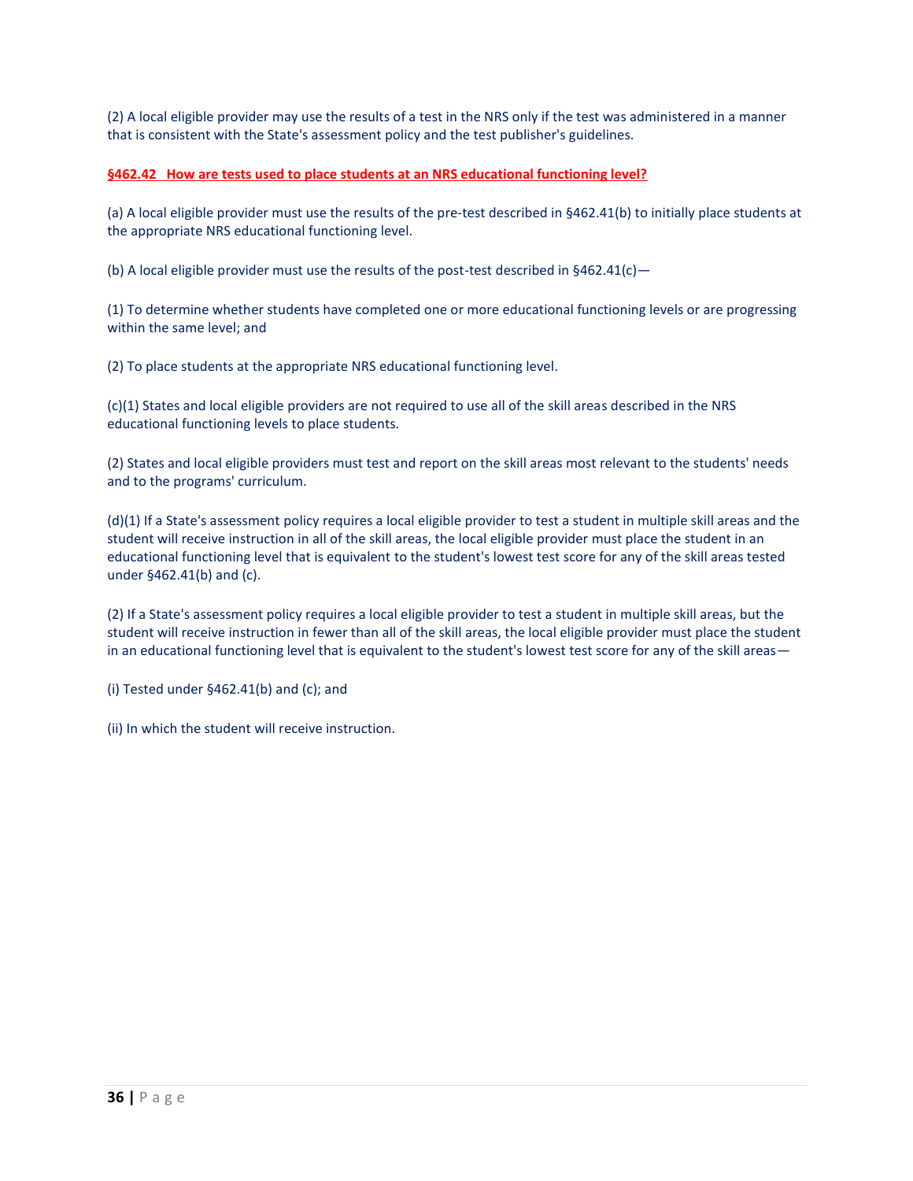(2) A local eligible provider may use the results of a test in the NRS only if the test was administered in a manner that is consistent with the State's assessment policy and the test publisher's guidelines.

### §462.42 How are tests used to place students at an NRS educational functioning level?

(a) A local eligible provider must use the results of the pre-test described in §462.41(b) to initially place students at the appropriate NRS educational functioning level.

(b) A local eligible provider must use the results of the post-test described in §462.41(c)—

(1) To determine whether students have completed one or more educational functioning levels or are progressing within the same level; and

(2) To place students at the appropriate NRS educational functioning level.

(c)(1) States and local eligible providers are not required to use all of the skill areas described in the NRS educational functioning levels to place students.

(2) States and local eligible providers must test and report on the skill areas most relevant to the students' needs and to the programs' curriculum.

(d)(1) If a State's assessment policy requires a local eligible provider to test a student in multiple skill areas and the student will receive instruction in all of the skill areas, the local eligible provider must place the student in an educational functioning level that is equivalent to the student's lowest test score for any of the skill areas tested under §462.41(b) and (c).

(2) If a State's assessment policy requires a local eligible provider to test a student in multiple skill areas, but the student will receive instruction in fewer than all of the skill areas, the local eligible provider must place the student in an educational functioning level that is equivalent to the student's lowest test score for any of the skill areas—

(i) Tested under §462.41(b) and (c); and

(ii) In which the student will receive instruction.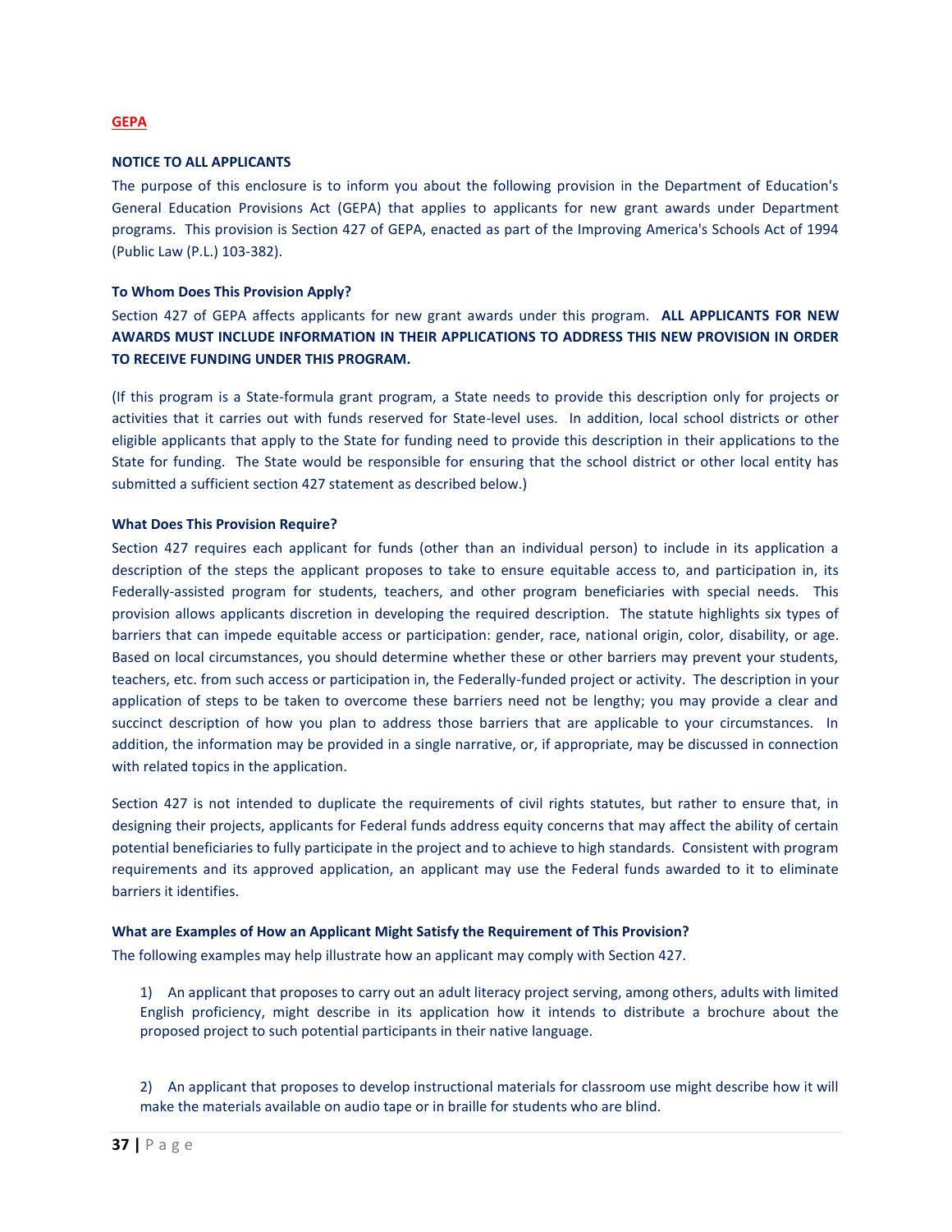**GEPA**

**NOTICE TO ALL APPLICANTS**

The purpose of this enclosure is to inform you about the following provision in the Department of Education's General Education Provisions Act (GEPA) that applies to applicants for new grant awards under Department programs. This provision is Section 427 of GEPA, enacted as part of the Improving America's Schools Act of 1994 (Public Law (P.L.) 103-382).

**To Whom Does This Provision Apply?**

Section 427 of GEPA affects applicants for new grant awards under this program. **ALL APPLICANTS FOR NEW AWARDS MUST INCLUDE INFORMATION IN THEIR APPLICATIONS TO ADDRESS THIS NEW PROVISION IN ORDER TO RECEIVE FUNDING UNDER THIS PROGRAM.**

(If this program is a State-formula grant program, a State needs to provide this description only for projects or activities that it carries out with funds reserved for State-level uses. In addition, local school districts or other eligible applicants that apply to the State for funding need to provide this description in their applications to the State for funding. The State would be responsible for ensuring that the school district or other local entity has submitted a sufficient section 427 statement as described below.)

**What Does This Provision Require?**

Section 427 requires each applicant for funds (other than an individual person) to include in its application a description of the steps the applicant proposes to take to ensure equitable access to, and participation in, its Federally-assisted program for students, teachers, and other program beneficiaries with special needs. This provision allows applicants discretion in developing the required description. The statute highlights six types of barriers that can impede equitable access or participation: gender, race, national origin, color, disability, or age. Based on local circumstances, you should determine whether these or other barriers may prevent your students, teachers, etc. from such access or participation in, the Federally-funded project or activity. The description in your application of steps to be taken to overcome these barriers need not be lengthy; you may provide a clear and succinct description of how you plan to address those barriers that are applicable to your circumstances. In addition, the information may be provided in a single narrative, or, if appropriate, may be discussed in connection with related topics in the application.

Section 427 is not intended to duplicate the requirements of civil rights statutes, but rather to ensure that, in designing their projects, applicants for Federal funds address equity concerns that may affect the ability of certain potential beneficiaries to fully participate in the project and to achieve to high standards. Consistent with program requirements and its approved application, an applicant may use the Federal funds awarded to it to eliminate barriers it identifies.

**What are Examples of How an Applicant Might Satisfy the Requirement of This Provision?**

The following examples may help illustrate how an applicant may comply with Section 427.

1) An applicant that proposes to carry out an adult literacy project serving, among others, adults with limited English proficiency, might describe in its application how it intends to distribute a brochure about the proposed project to such potential participants in their native language.

2) An applicant that proposes to develop instructional materials for classroom use might describe how it will make the materials available on audio tape or in braille for students who are blind.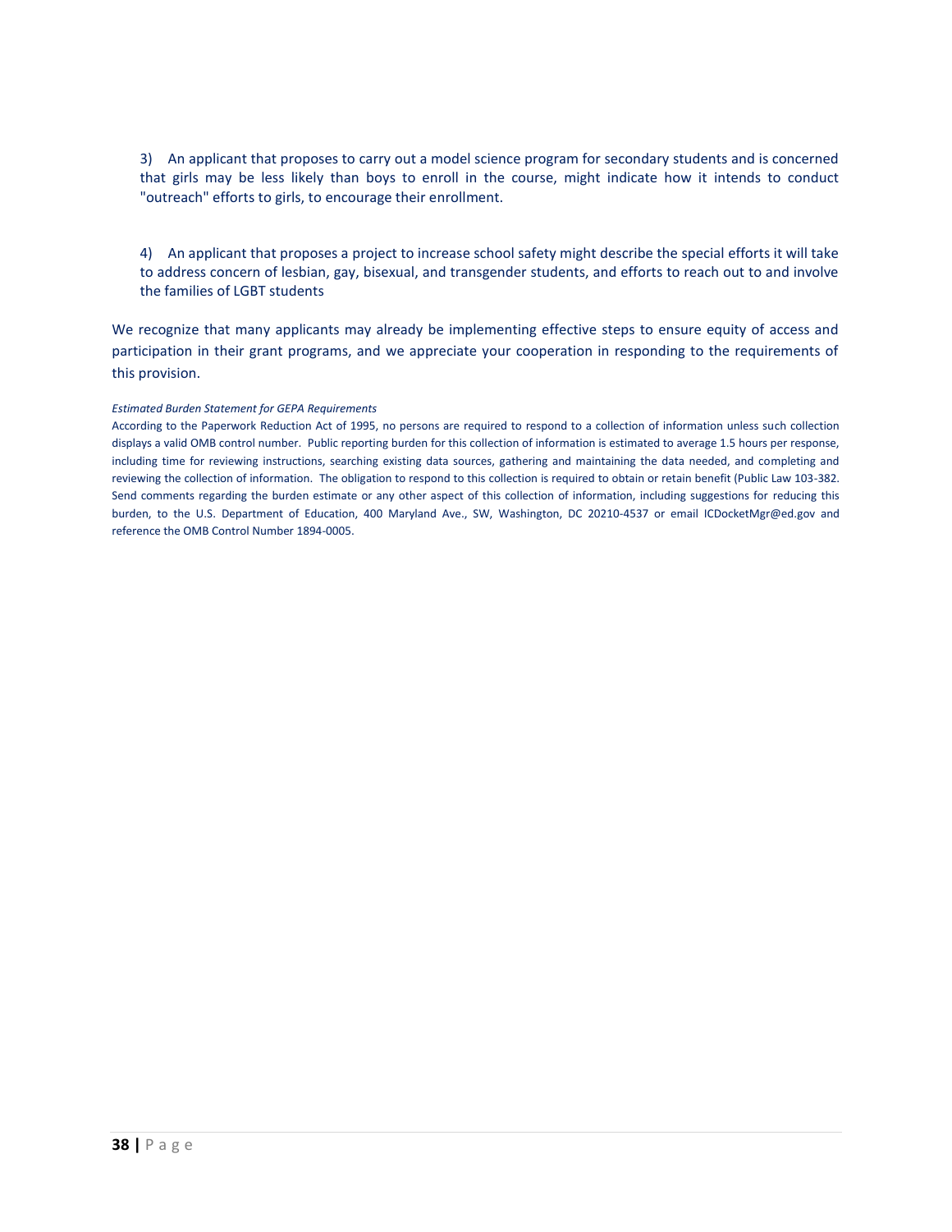3) An applicant that proposes to carry out a model science program for secondary students and is concerned that girls may be less likely than boys to enroll in the course, might indicate how it intends to conduct "outreach" efforts to girls, to encourage their enrollment.

4) An applicant that proposes a project to increase school safety might describe the special efforts it will take to address concern of lesbian, gay, bisexual, and transgender students, and efforts to reach out to and involve the families of LGBT students

We recognize that many applicants may already be implementing effective steps to ensure equity of access and participation in their grant programs, and we appreciate your cooperation in responding to the requirements of this provision.

*Estimated Burden Statement for GEPA Requirements*

According to the Paperwork Reduction Act of 1995, no persons are required to respond to a collection of information unless such collection displays a valid OMB control number. Public reporting burden for this collection of information is estimated to average 1.5 hours per response, including time for reviewing instructions, searching existing data sources, gathering and maintaining the data needed, and completing and reviewing the collection of information. The obligation to respond to this collection is required to obtain or retain benefit (Public Law 103-382. Send comments regarding the burden estimate or any other aspect of this collection of information, including suggestions for reducing this burden, to the U.S. Department of Education, 400 Maryland Ave., SW, Washington, DC 20210-4537 or email ICDocketMgr@ed.gov and reference the OMB Control Number 1894-0005.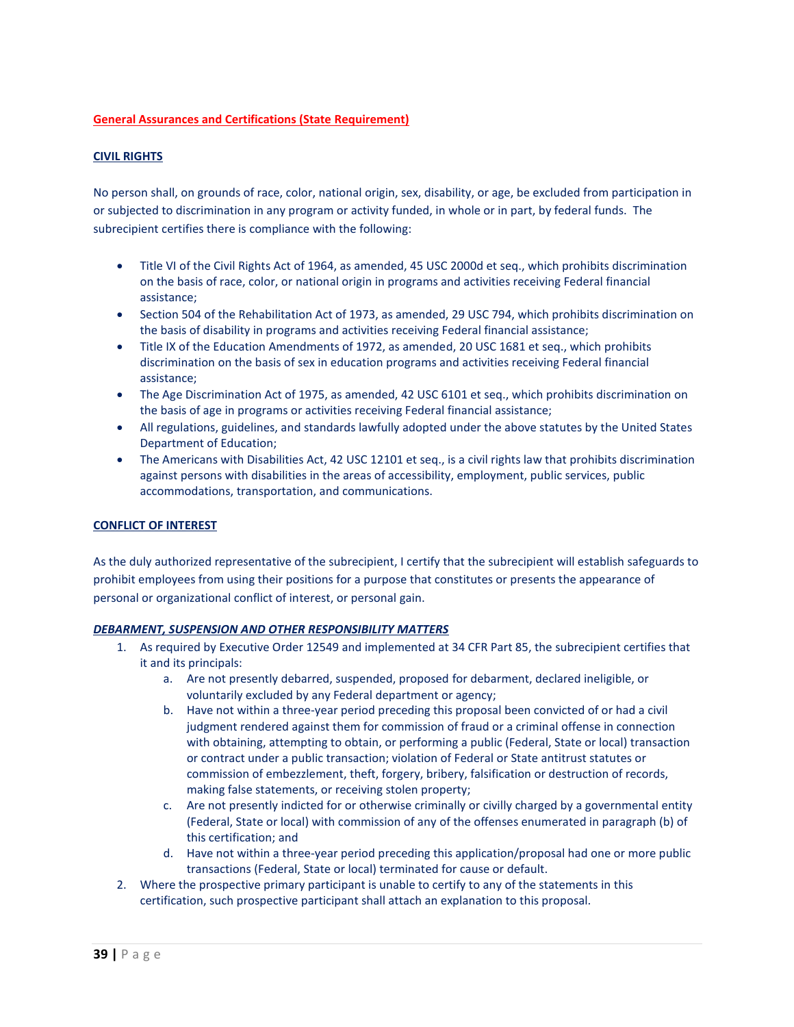**General Assurances and Certifications (State Requirement)**

**CIVIL RIGHTS**

No person shall, on grounds of race, color, national origin, sex, disability, or age, be excluded from participation in or subjected to discrimination in any program or activity funded, in whole or in part, by federal funds. The subrecipient certifies there is compliance with the following:

- Title VI of the Civil Rights Act of 1964, as amended, 45 USC 2000d et seq., which prohibits discrimination on the basis of race, color, or national origin in programs and activities receiving Federal financial assistance;
- Section 504 of the Rehabilitation Act of 1973, as amended, 29 USC 794, which prohibits discrimination on the basis of disability in programs and activities receiving Federal financial assistance;
- Title IX of the Education Amendments of 1972, as amended, 20 USC 1681 et seq., which prohibits discrimination on the basis of sex in education programs and activities receiving Federal financial assistance;
- The Age Discrimination Act of 1975, as amended, 42 USC 6101 et seq., which prohibits discrimination on the basis of age in programs or activities receiving Federal financial assistance;
- All regulations, guidelines, and standards lawfully adopted under the above statutes by the United States Department of Education;
- The Americans with Disabilities Act, 42 USC 12101 et seq., is a civil rights law that prohibits discrimination against persons with disabilities in the areas of accessibility, employment, public services, public accommodations, transportation, and communications.

**CONFLICT OF INTEREST**

As the duly authorized representative of the subrecipient, I certify that the subrecipient will establish safeguards to prohibit employees from using their positions for a purpose that constitutes or presents the appearance of personal or organizational conflict of interest, or personal gain.

***DEBARMENT, SUSPENSION AND OTHER RESPONSIBILITY MATTERS***

1. As required by Executive Order 12549 and implemented at 34 CFR Part 85, the subrecipient certifies that it and its principals:
   a. Are not presently debarred, suspended, proposed for debarment, declared ineligible, or voluntarily excluded by any Federal department or agency;
   b. Have not within a three-year period preceding this proposal been convicted of or had a civil judgment rendered against them for commission of fraud or a criminal offense in connection with obtaining, attempting to obtain, or performing a public (Federal, State or local) transaction or contract under a public transaction; violation of Federal or State antitrust statutes or commission of embezzlement, theft, forgery, bribery, falsification or destruction of records, making false statements, or receiving stolen property;
   c. Are not presently indicted for or otherwise criminally or civilly charged by a governmental entity (Federal, State or local) with commission of any of the offenses enumerated in paragraph (b) of this certification; and
   d. Have not within a three-year period preceding this application/proposal had one or more public transactions (Federal, State or local) terminated for cause or default.
2. Where the prospective primary participant is unable to certify to any of the statements in this certification, such prospective participant shall attach an explanation to this proposal.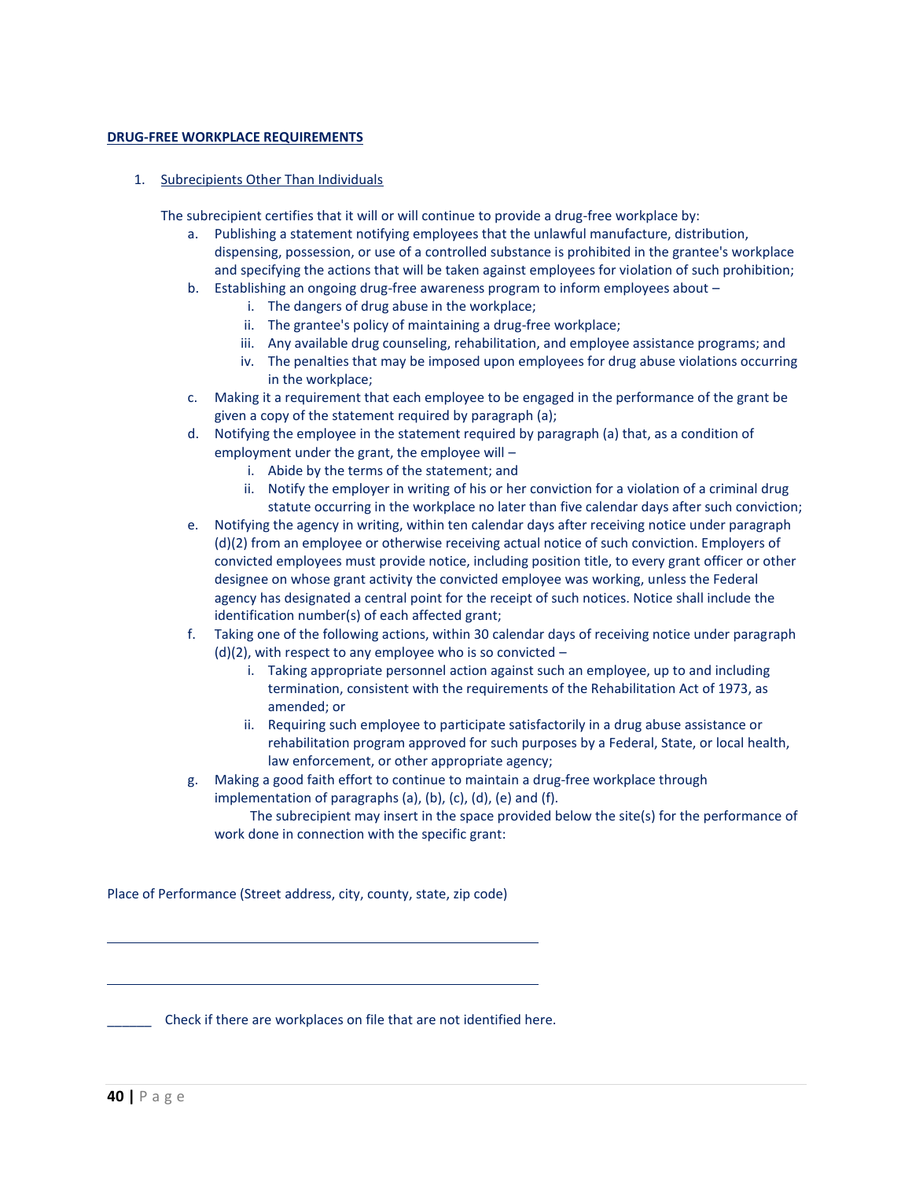**DRUG-FREE WORKPLACE REQUIREMENTS**

1. Subrecipients Other Than Individuals

   The subrecipient certifies that it will or will continue to provide a drug-free workplace by:

   a. Publishing a statement notifying employees that the unlawful manufacture, distribution, dispensing, possession, or use of a controlled substance is prohibited in the grantee's workplace and specifying the actions that will be taken against employees for violation of such prohibition;
   b. Establishing an ongoing drug-free awareness program to inform employees about –
      i. The dangers of drug abuse in the workplace;
      ii. The grantee's policy of maintaining a drug-free workplace;
      iii. Any available drug counseling, rehabilitation, and employee assistance programs; and
      iv. The penalties that may be imposed upon employees for drug abuse violations occurring in the workplace;
   c. Making it a requirement that each employee to be engaged in the performance of the grant be given a copy of the statement required by paragraph (a);
   d. Notifying the employee in the statement required by paragraph (a) that, as a condition of employment under the grant, the employee will –
      i. Abide by the terms of the statement; and
      ii. Notify the employer in writing of his or her conviction for a violation of a criminal drug statute occurring in the workplace no later than five calendar days after such conviction;
   e. Notifying the agency in writing, within ten calendar days after receiving notice under paragraph (d)(2) from an employee or otherwise receiving actual notice of such conviction. Employers of convicted employees must provide notice, including position title, to every grant officer or other designee on whose grant activity the convicted employee was working, unless the Federal agency has designated a central point for the receipt of such notices. Notice shall include the identification number(s) of each affected grant;
   f. Taking one of the following actions, within 30 calendar days of receiving notice under paragraph (d)(2), with respect to any employee who is so convicted –
      i. Taking appropriate personnel action against such an employee, up to and including termination, consistent with the requirements of the Rehabilitation Act of 1973, as amended; or
      ii. Requiring such employee to participate satisfactorily in a drug abuse assistance or rehabilitation program approved for such purposes by a Federal, State, or local health, law enforcement, or other appropriate agency;
   g. Making a good faith effort to continue to maintain a drug-free workplace through implementation of paragraphs (a), (b), (c), (d), (e) and (f).

      The subrecipient may insert in the space provided below the site(s) for the performance of work done in connection with the specific grant:

Place of Performance (Street address, city, county, state, zip code)

\_\_\_\_\_\_\_\_\_\_\_\_\_\_\_\_\_\_\_\_\_\_\_\_\_\_\_\_\_\_\_\_\_\_\_\_\_\_\_\_\_\_\_\_\_\_\_\_\_\_\_\_\_\_\_\_\_\_

\_\_\_\_\_\_\_\_\_\_\_\_\_\_\_\_\_\_\_\_\_\_\_\_\_\_\_\_\_\_\_\_\_\_\_\_\_\_\_\_\_\_\_\_\_\_\_\_\_\_\_\_\_\_\_\_\_\_

\_\_\_\_\_\_ Check if there are workplaces on file that are not identified here.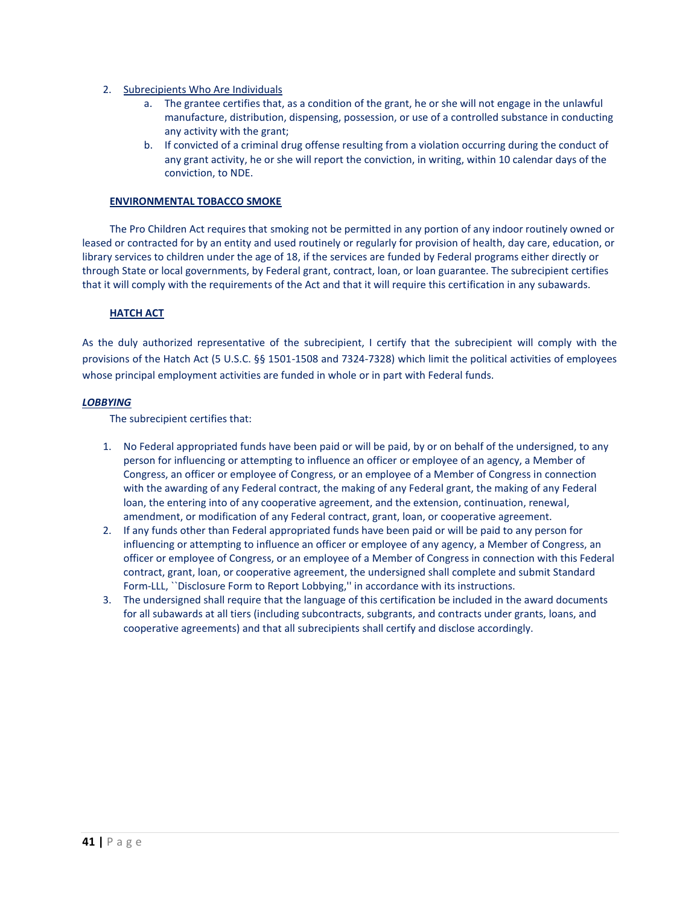2. Subrecipients Who Are Individuals
    a. The grantee certifies that, as a condition of the grant, he or she will not engage in the unlawful manufacture, distribution, dispensing, possession, or use of a controlled substance in conducting any activity with the grant;
    b. If convicted of a criminal drug offense resulting from a violation occurring during the conduct of any grant activity, he or she will report the conviction, in writing, within 10 calendar days of the conviction, to NDE.

**ENVIRONMENTAL TOBACCO SMOKE**

The Pro Children Act requires that smoking not be permitted in any portion of any indoor routinely owned or leased or contracted for by an entity and used routinely or regularly for provision of health, day care, education, or library services to children under the age of 18, if the services are funded by Federal programs either directly or through State or local governments, by Federal grant, contract, loan, or loan guarantee. The subrecipient certifies that it will comply with the requirements of the Act and that it will require this certification in any subawards.

**HATCH ACT**

As the duly authorized representative of the subrecipient, I certify that the subrecipient will comply with the provisions of the Hatch Act (5 U.S.C. §§ 1501-1508 and 7324-7328) which limit the political activities of employees whose principal employment activities are funded in whole or in part with Federal funds.

***LOBBYING***

The subrecipient certifies that:

1. No Federal appropriated funds have been paid or will be paid, by or on behalf of the undersigned, to any person for influencing or attempting to influence an officer or employee of an agency, a Member of Congress, an officer or employee of Congress, or an employee of a Member of Congress in connection with the awarding of any Federal contract, the making of any Federal grant, the making of any Federal loan, the entering into of any cooperative agreement, and the extension, continuation, renewal, amendment, or modification of any Federal contract, grant, loan, or cooperative agreement.
2. If any funds other than Federal appropriated funds have been paid or will be paid to any person for influencing or attempting to influence an officer or employee of any agency, a Member of Congress, an officer or employee of Congress, or an employee of a Member of Congress in connection with this Federal contract, grant, loan, or cooperative agreement, the undersigned shall complete and submit Standard Form-LLL, ``Disclosure Form to Report Lobbying,'' in accordance with its instructions.
3. The undersigned shall require that the language of this certification be included in the award documents for all subawards at all tiers (including subcontracts, subgrants, and contracts under grants, loans, and cooperative agreements) and that all subrecipients shall certify and disclose accordingly.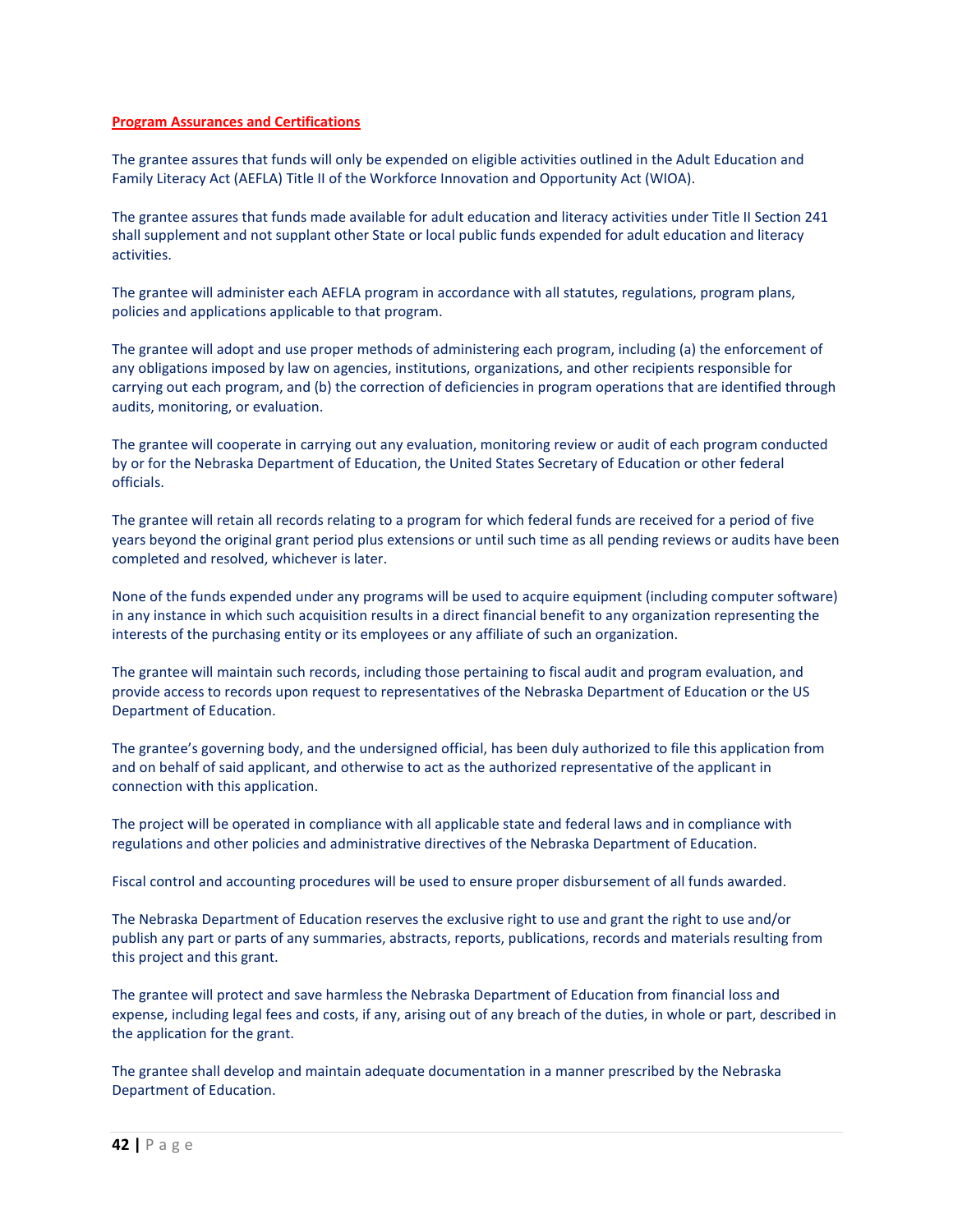**Program Assurances and Certifications**

The grantee assures that funds will only be expended on eligible activities outlined in the Adult Education and Family Literacy Act (AEFLA) Title II of the Workforce Innovation and Opportunity Act (WIOA).

The grantee assures that funds made available for adult education and literacy activities under Title II Section 241 shall supplement and not supplant other State or local public funds expended for adult education and literacy activities.

The grantee will administer each AEFLA program in accordance with all statutes, regulations, program plans, policies and applications applicable to that program.

The grantee will adopt and use proper methods of administering each program, including (a) the enforcement of any obligations imposed by law on agencies, institutions, organizations, and other recipients responsible for carrying out each program, and (b) the correction of deficiencies in program operations that are identified through audits, monitoring, or evaluation.

The grantee will cooperate in carrying out any evaluation, monitoring review or audit of each program conducted by or for the Nebraska Department of Education, the United States Secretary of Education or other federal officials.

The grantee will retain all records relating to a program for which federal funds are received for a period of five years beyond the original grant period plus extensions or until such time as all pending reviews or audits have been completed and resolved, whichever is later.

None of the funds expended under any programs will be used to acquire equipment (including computer software) in any instance in which such acquisition results in a direct financial benefit to any organization representing the interests of the purchasing entity or its employees or any affiliate of such an organization.

The grantee will maintain such records, including those pertaining to fiscal audit and program evaluation, and provide access to records upon request to representatives of the Nebraska Department of Education or the US Department of Education.

The grantee's governing body, and the undersigned official, has been duly authorized to file this application from and on behalf of said applicant, and otherwise to act as the authorized representative of the applicant in connection with this application.

The project will be operated in compliance with all applicable state and federal laws and in compliance with regulations and other policies and administrative directives of the Nebraska Department of Education.

Fiscal control and accounting procedures will be used to ensure proper disbursement of all funds awarded.

The Nebraska Department of Education reserves the exclusive right to use and grant the right to use and/or publish any part or parts of any summaries, abstracts, reports, publications, records and materials resulting from this project and this grant.

The grantee will protect and save harmless the Nebraska Department of Education from financial loss and expense, including legal fees and costs, if any, arising out of any breach of the duties, in whole or part, described in the application for the grant.

The grantee shall develop and maintain adequate documentation in a manner prescribed by the Nebraska Department of Education.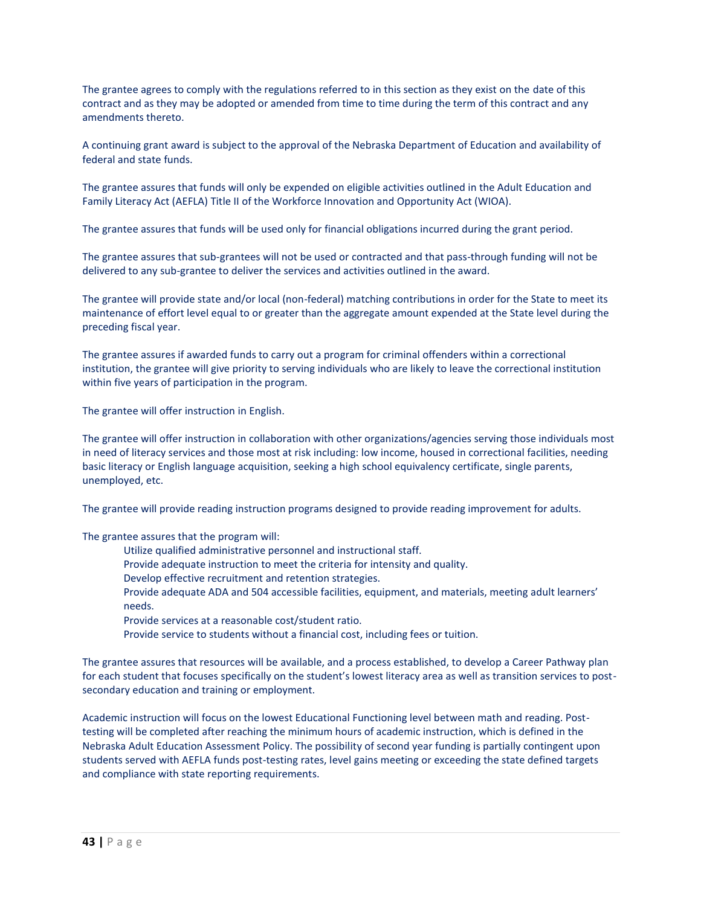The grantee agrees to comply with the regulations referred to in this section as they exist on the date of this contract and as they may be adopted or amended from time to time during the term of this contract and any amendments thereto.

A continuing grant award is subject to the approval of the Nebraska Department of Education and availability of federal and state funds.

The grantee assures that funds will only be expended on eligible activities outlined in the Adult Education and Family Literacy Act (AEFLA) Title II of the Workforce Innovation and Opportunity Act (WIOA).

The grantee assures that funds will be used only for financial obligations incurred during the grant period.

The grantee assures that sub-grantees will not be used or contracted and that pass-through funding will not be delivered to any sub-grantee to deliver the services and activities outlined in the award.

The grantee will provide state and/or local (non-federal) matching contributions in order for the State to meet its maintenance of effort level equal to or greater than the aggregate amount expended at the State level during the preceding fiscal year.

The grantee assures if awarded funds to carry out a program for criminal offenders within a correctional institution, the grantee will give priority to serving individuals who are likely to leave the correctional institution within five years of participation in the program.

The grantee will offer instruction in English.

The grantee will offer instruction in collaboration with other organizations/agencies serving those individuals most in need of literacy services and those most at risk including: low income, housed in correctional facilities, needing basic literacy or English language acquisition, seeking a high school equivalency certificate, single parents, unemployed, etc.

The grantee will provide reading instruction programs designed to provide reading improvement for adults.

The grantee assures that the program will:

- Utilize qualified administrative personnel and instructional staff.
- Provide adequate instruction to meet the criteria for intensity and quality.
- Develop effective recruitment and retention strategies.
- Provide adequate ADA and 504 accessible facilities, equipment, and materials, meeting adult learners' needs.
- Provide services at a reasonable cost/student ratio.
- Provide service to students without a financial cost, including fees or tuition.

The grantee assures that resources will be available, and a process established, to develop a Career Pathway plan for each student that focuses specifically on the student's lowest literacy area as well as transition services to post-secondary education and training or employment.

Academic instruction will focus on the lowest Educational Functioning level between math and reading. Post-testing will be completed after reaching the minimum hours of academic instruction, which is defined in the Nebraska Adult Education Assessment Policy. The possibility of second year funding is partially contingent upon students served with AEFLA funds post-testing rates, level gains meeting or exceeding the state defined targets and compliance with state reporting requirements.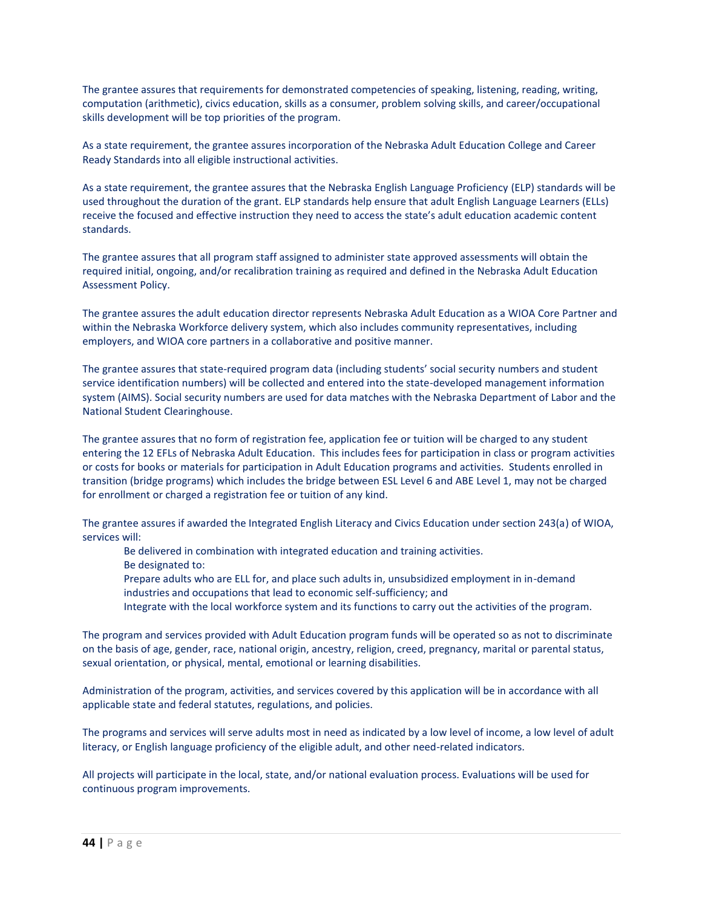The grantee assures that requirements for demonstrated competencies of speaking, listening, reading, writing, computation (arithmetic), civics education, skills as a consumer, problem solving skills, and career/occupational skills development will be top priorities of the program.

As a state requirement, the grantee assures incorporation of the Nebraska Adult Education College and Career Ready Standards into all eligible instructional activities.

As a state requirement, the grantee assures that the Nebraska English Language Proficiency (ELP) standards will be used throughout the duration of the grant. ELP standards help ensure that adult English Language Learners (ELLs) receive the focused and effective instruction they need to access the state's adult education academic content standards.

The grantee assures that all program staff assigned to administer state approved assessments will obtain the required initial, ongoing, and/or recalibration training as required and defined in the Nebraska Adult Education Assessment Policy.

The grantee assures the adult education director represents Nebraska Adult Education as a WIOA Core Partner and within the Nebraska Workforce delivery system, which also includes community representatives, including employers, and WIOA core partners in a collaborative and positive manner.

The grantee assures that state-required program data (including students' social security numbers and student service identification numbers) will be collected and entered into the state-developed management information system (AIMS). Social security numbers are used for data matches with the Nebraska Department of Labor and the National Student Clearinghouse.

The grantee assures that no form of registration fee, application fee or tuition will be charged to any student entering the 12 EFLs of Nebraska Adult Education. This includes fees for participation in class or program activities or costs for books or materials for participation in Adult Education programs and activities. Students enrolled in transition (bridge programs) which includes the bridge between ESL Level 6 and ABE Level 1, may not be charged for enrollment or charged a registration fee or tuition of any kind.

The grantee assures if awarded the Integrated English Literacy and Civics Education under section 243(a) of WIOA, services will:

- Be delivered in combination with integrated education and training activities.
- Be designated to:
- Prepare adults who are ELL for, and place such adults in, unsubsidized employment in in-demand industries and occupations that lead to economic self-sufficiency; and
- Integrate with the local workforce system and its functions to carry out the activities of the program.

The program and services provided with Adult Education program funds will be operated so as not to discriminate on the basis of age, gender, race, national origin, ancestry, religion, creed, pregnancy, marital or parental status, sexual orientation, or physical, mental, emotional or learning disabilities.

Administration of the program, activities, and services covered by this application will be in accordance with all applicable state and federal statutes, regulations, and policies.

The programs and services will serve adults most in need as indicated by a low level of income, a low level of adult literacy, or English language proficiency of the eligible adult, and other need-related indicators.

All projects will participate in the local, state, and/or national evaluation process. Evaluations will be used for continuous program improvements.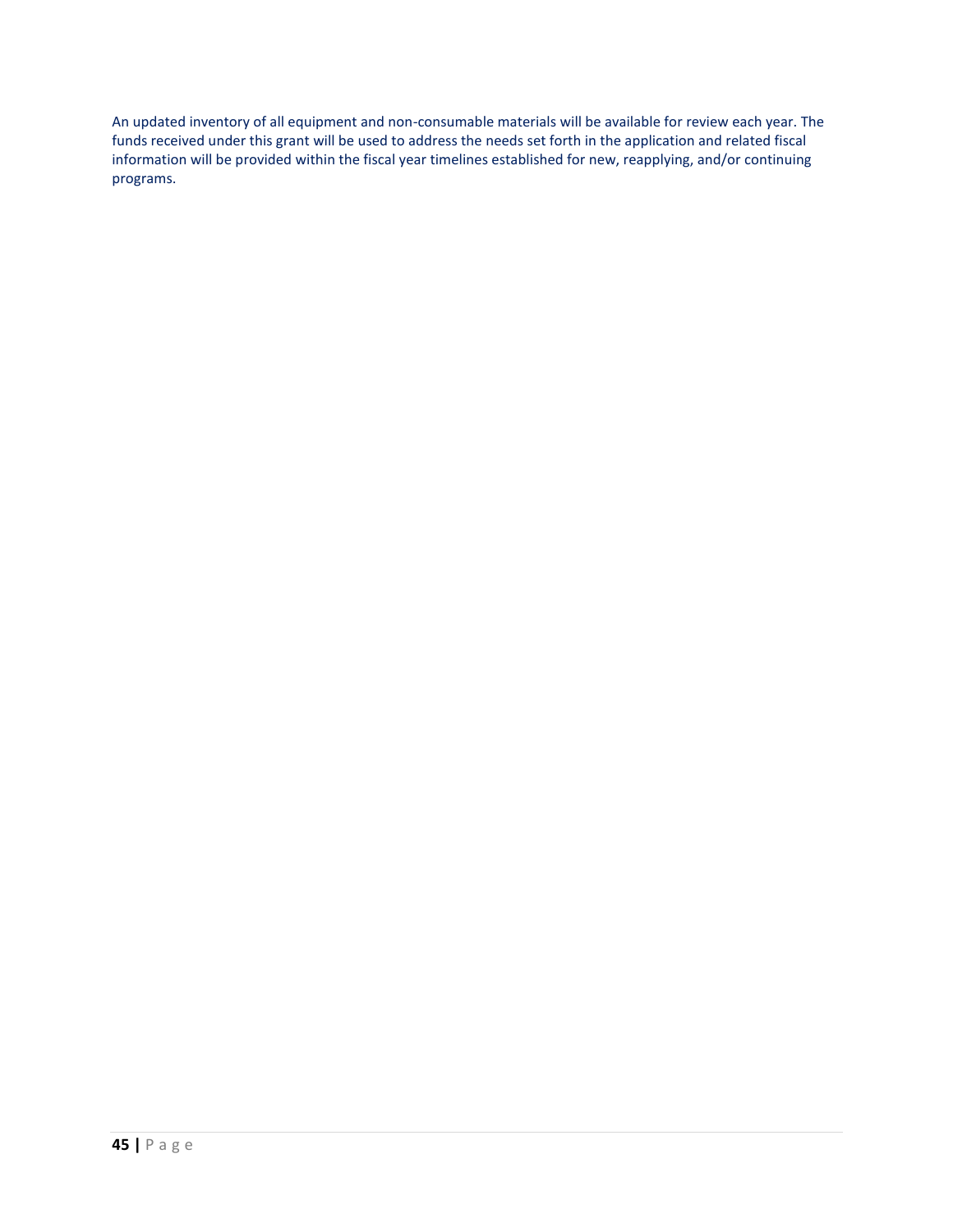An updated inventory of all equipment and non-consumable materials will be available for review each year. The funds received under this grant will be used to address the needs set forth in the application and related fiscal information will be provided within the fiscal year timelines established for new, reapplying, and/or continuing programs.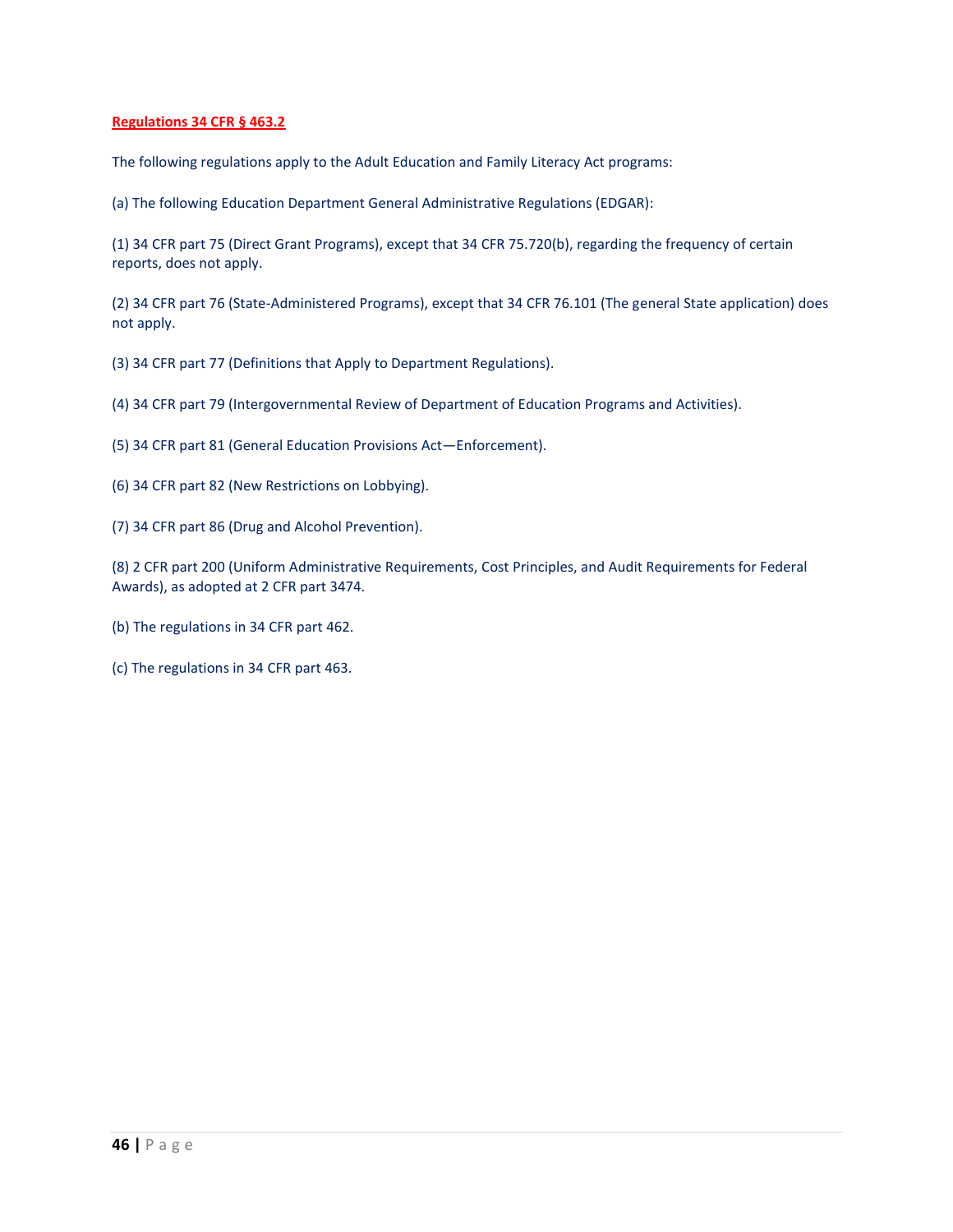**Regulations 34 CFR § 463.2**

The following regulations apply to the Adult Education and Family Literacy Act programs:

(a) The following Education Department General Administrative Regulations (EDGAR):

(1) 34 CFR part 75 (Direct Grant Programs), except that 34 CFR 75.720(b), regarding the frequency of certain reports, does not apply.

(2) 34 CFR part 76 (State-Administered Programs), except that 34 CFR 76.101 (The general State application) does not apply.

(3) 34 CFR part 77 (Definitions that Apply to Department Regulations).

(4) 34 CFR part 79 (Intergovernmental Review of Department of Education Programs and Activities).

(5) 34 CFR part 81 (General Education Provisions Act—Enforcement).

(6) 34 CFR part 82 (New Restrictions on Lobbying).

(7) 34 CFR part 86 (Drug and Alcohol Prevention).

(8) 2 CFR part 200 (Uniform Administrative Requirements, Cost Principles, and Audit Requirements for Federal Awards), as adopted at 2 CFR part 3474.

(b) The regulations in 34 CFR part 462.

(c) The regulations in 34 CFR part 463.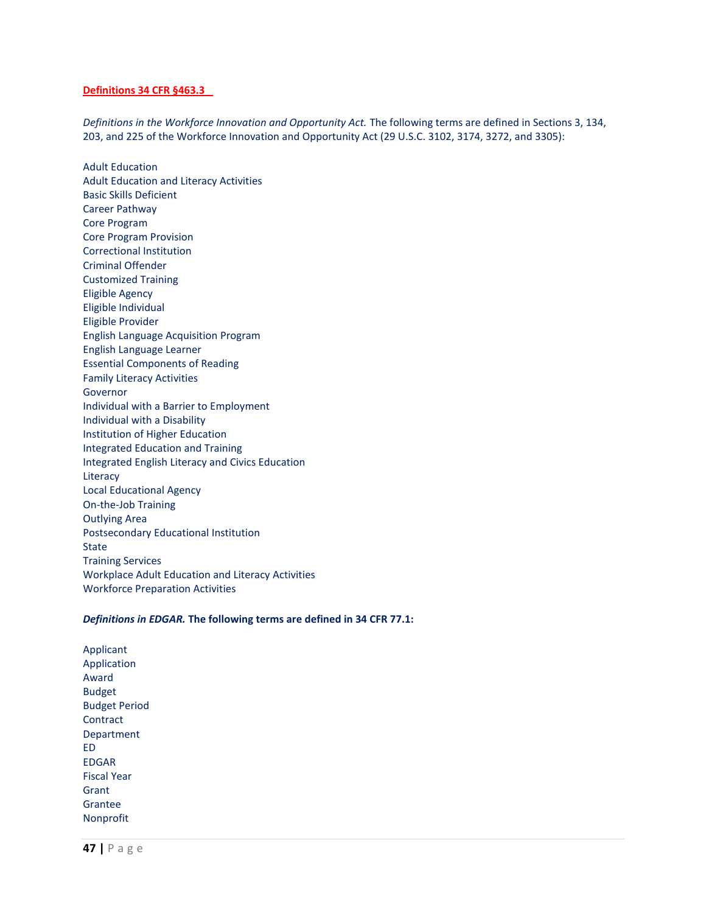**Definitions 34 CFR §463.3**

*Definitions in the Workforce Innovation and Opportunity Act.* The following terms are defined in Sections 3, 134, 203, and 225 of the Workforce Innovation and Opportunity Act (29 U.S.C. 3102, 3174, 3272, and 3305):

Adult Education
Adult Education and Literacy Activities
Basic Skills Deficient
Career Pathway
Core Program
Core Program Provision
Correctional Institution
Criminal Offender
Customized Training
Eligible Agency
Eligible Individual
Eligible Provider
English Language Acquisition Program
English Language Learner
Essential Components of Reading
Family Literacy Activities
Governor
Individual with a Barrier to Employment
Individual with a Disability
Institution of Higher Education
Integrated Education and Training
Integrated English Literacy and Civics Education
Literacy
Local Educational Agency
On-the-Job Training
Outlying Area
Postsecondary Educational Institution
State
Training Services
Workplace Adult Education and Literacy Activities
Workforce Preparation Activities

***Definitions in EDGAR.* The following terms are defined in 34 CFR 77.1:**

Applicant
Application
Award
Budget
Budget Period
Contract
Department
ED
EDGAR
Fiscal Year
Grant
Grantee
Nonprofit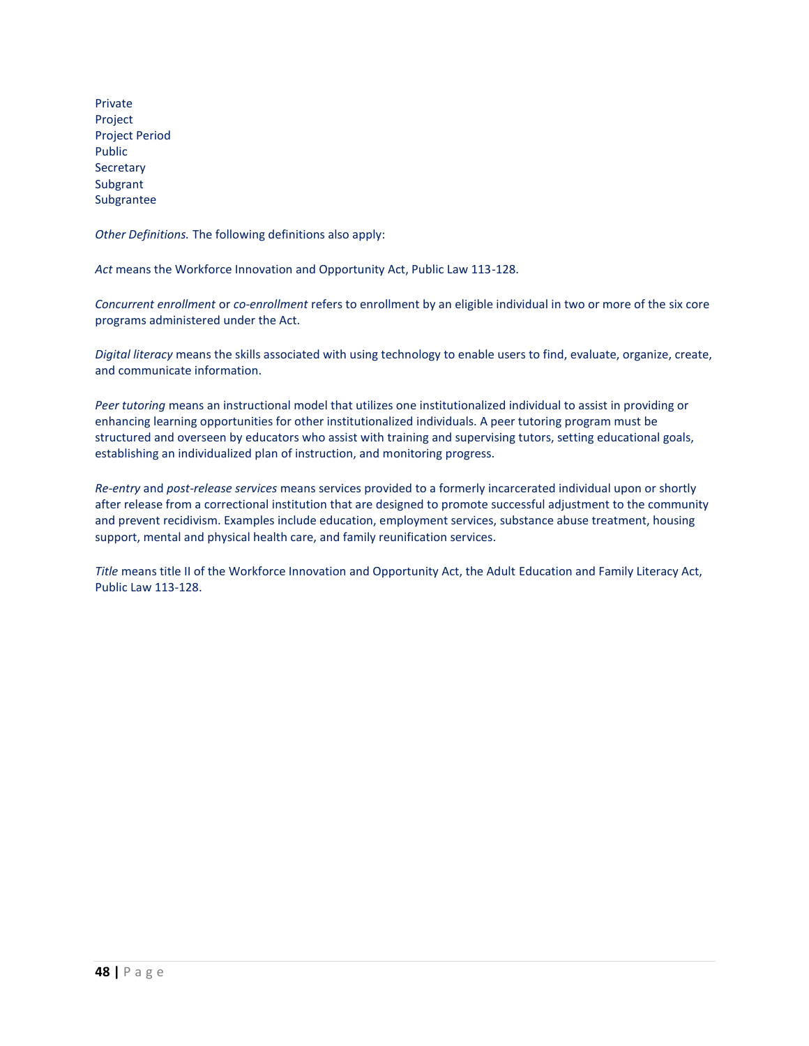Private
Project
Project Period
Public
Secretary
Subgrant
Subgrantee

*Other Definitions.* The following definitions also apply:

*Act* means the Workforce Innovation and Opportunity Act, Public Law 113-128.

*Concurrent enrollment* or *co-enrollment* refers to enrollment by an eligible individual in two or more of the six core programs administered under the Act.

*Digital literacy* means the skills associated with using technology to enable users to find, evaluate, organize, create, and communicate information.

*Peer tutoring* means an instructional model that utilizes one institutionalized individual to assist in providing or enhancing learning opportunities for other institutionalized individuals. A peer tutoring program must be structured and overseen by educators who assist with training and supervising tutors, setting educational goals, establishing an individualized plan of instruction, and monitoring progress.

*Re-entry* and *post-release services* means services provided to a formerly incarcerated individual upon or shortly after release from a correctional institution that are designed to promote successful adjustment to the community and prevent recidivism. Examples include education, employment services, substance abuse treatment, housing support, mental and physical health care, and family reunification services.

*Title* means title II of the Workforce Innovation and Opportunity Act, the Adult Education and Family Literacy Act, Public Law 113-128.